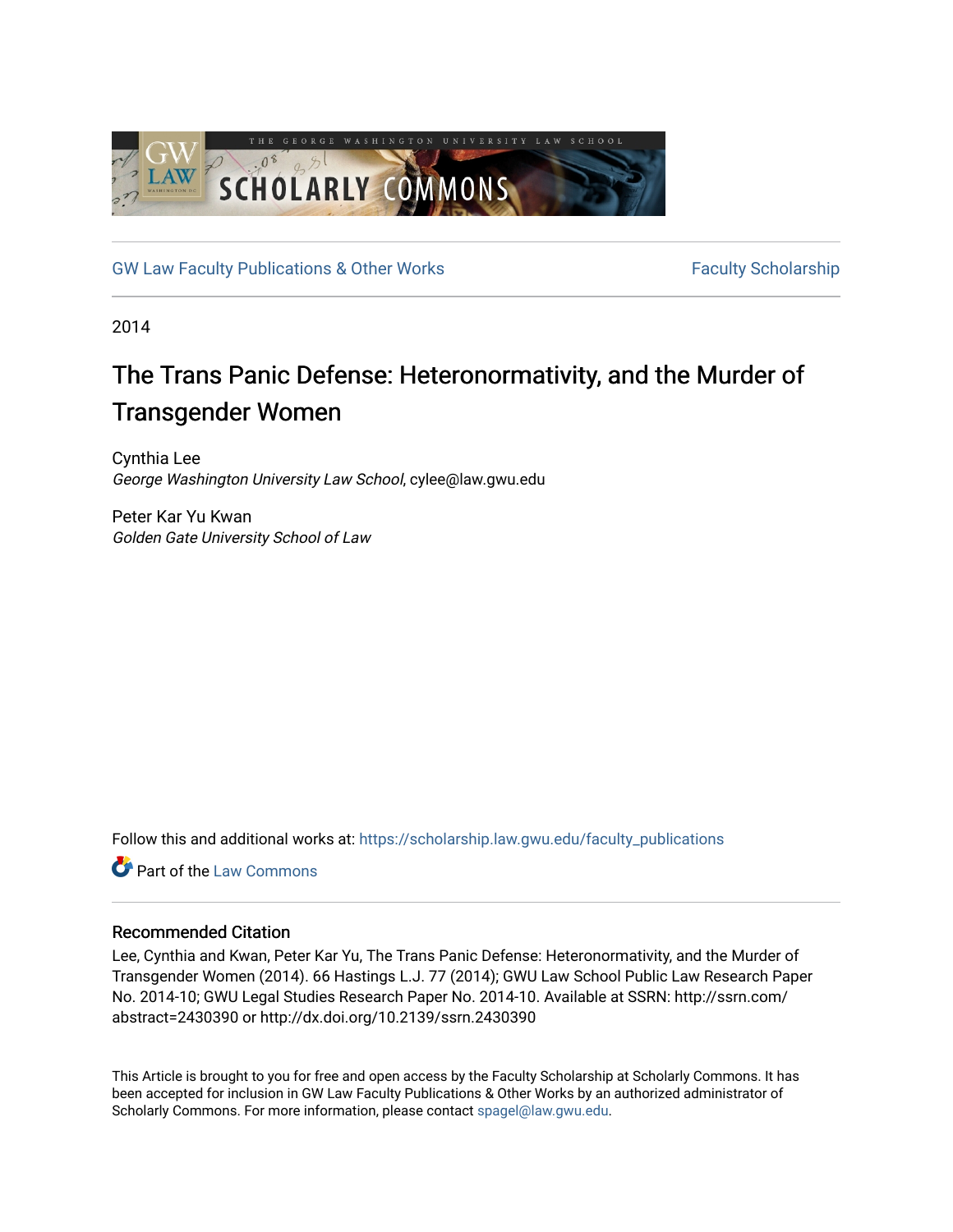GW Law Faculty Publications & Other Works — Faculty Scholarship

2014

# The Trans Panic Defense: Heteronormativity, and the Murder of Transgender Women

Cynthia Lee
*George Washington University Law School*, cylee@law.gwu.edu

Peter Kar Yu Kwan
*Golden Gate University School of Law*

Follow this and additional works at: https://scholarship.law.gwu.edu/faculty_publications

Part of the Law Commons

## Recommended Citation

Lee, Cynthia and Kwan, Peter Kar Yu, The Trans Panic Defense: Heteronormativity, and the Murder of Transgender Women (2014). 66 Hastings L.J. 77 (2014); GWU Law School Public Law Research Paper No. 2014-10; GWU Legal Studies Research Paper No. 2014-10. Available at SSRN: http://ssrn.com/abstract=2430390 or http://dx.doi.org/10.2139/ssrn.2430390

This Article is brought to you for free and open access by the Faculty Scholarship at Scholarly Commons. It has been accepted for inclusion in GW Law Faculty Publications & Other Works by an authorized administrator of Scholarly Commons. For more information, please contact spagel@law.gwu.edu.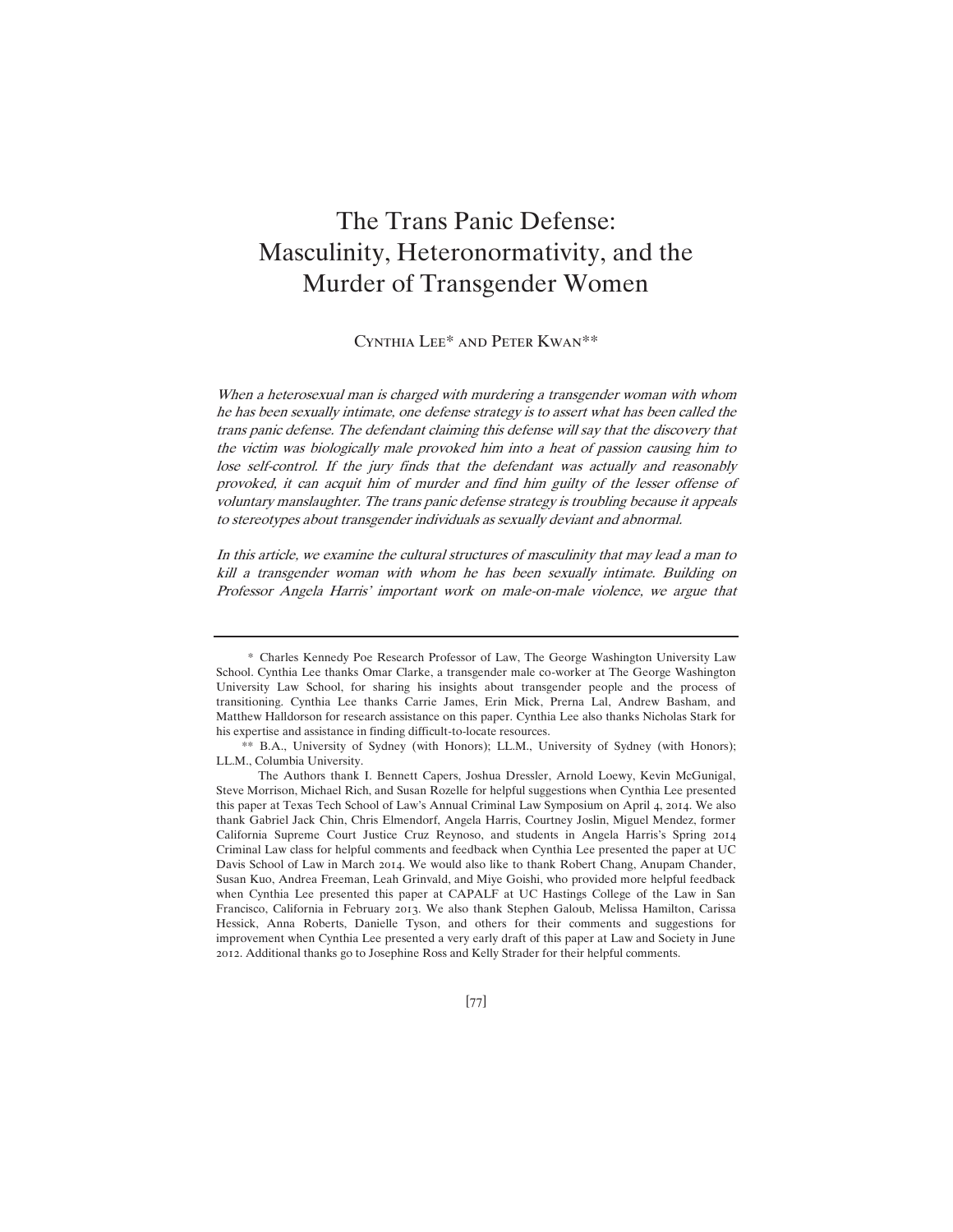# The Trans Panic Defense: Masculinity, Heteronormativity, and the Murder of Transgender Women

Cynthia Lee* and Peter Kwan**

*When a heterosexual man is charged with murdering a transgender woman with whom he has been sexually intimate, one defense strategy is to assert what has been called the trans panic defense. The defendant claiming this defense will say that the discovery that the victim was biologically male provoked him into a heat of passion causing him to lose self-control. If the jury finds that the defendant was actually and reasonably provoked, it can acquit him of murder and find him guilty of the lesser offense of voluntary manslaughter. The trans panic defense strategy is troubling because it appeals to stereotypes about transgender individuals as sexually deviant and abnormal.*

*In this article, we examine the cultural structures of masculinity that may lead a man to kill a transgender woman with whom he has been sexually intimate. Building on Professor Angela Harris' important work on male-on-male violence, we argue that*

---

\* Charles Kennedy Poe Research Professor of Law, The George Washington University Law School. Cynthia Lee thanks Omar Clarke, a transgender male co-worker at The George Washington University Law School, for sharing his insights about transgender people and the process of transitioning. Cynthia Lee thanks Carrie James, Erin Mick, Prerna Lal, Andrew Basham, and Matthew Halldorson for research assistance on this paper. Cynthia Lee also thanks Nicholas Stark for his expertise and assistance in finding difficult-to-locate resources.

\*\* B.A., University of Sydney (with Honors); LL.M., University of Sydney (with Honors); LL.M., Columbia University.

The Authors thank I. Bennett Capers, Joshua Dressler, Arnold Loewy, Kevin McGunigal, Steve Morrison, Michael Rich, and Susan Rozelle for helpful suggestions when Cynthia Lee presented this paper at Texas Tech School of Law's Annual Criminal Law Symposium on April 4, 2014. We also thank Gabriel Jack Chin, Chris Elmendorf, Angela Harris, Courtney Joslin, Miguel Mendez, former California Supreme Court Justice Cruz Reynoso, and students in Angela Harris's Spring 2014 Criminal Law class for helpful comments and feedback when Cynthia Lee presented the paper at UC Davis School of Law in March 2014. We would also like to thank Robert Chang, Anupam Chander, Susan Kuo, Andrea Freeman, Leah Grinvald, and Miye Goishi, who provided more helpful feedback when Cynthia Lee presented this paper at CAPALF at UC Hastings College of the Law in San Francisco, California in February 2013. We also thank Stephen Galoub, Melissa Hamilton, Carissa Hessick, Anna Roberts, Danielle Tyson, and others for their comments and suggestions for improvement when Cynthia Lee presented a very early draft of this paper at Law and Society in June 2012. Additional thanks go to Josephine Ross and Kelly Strader for their helpful comments.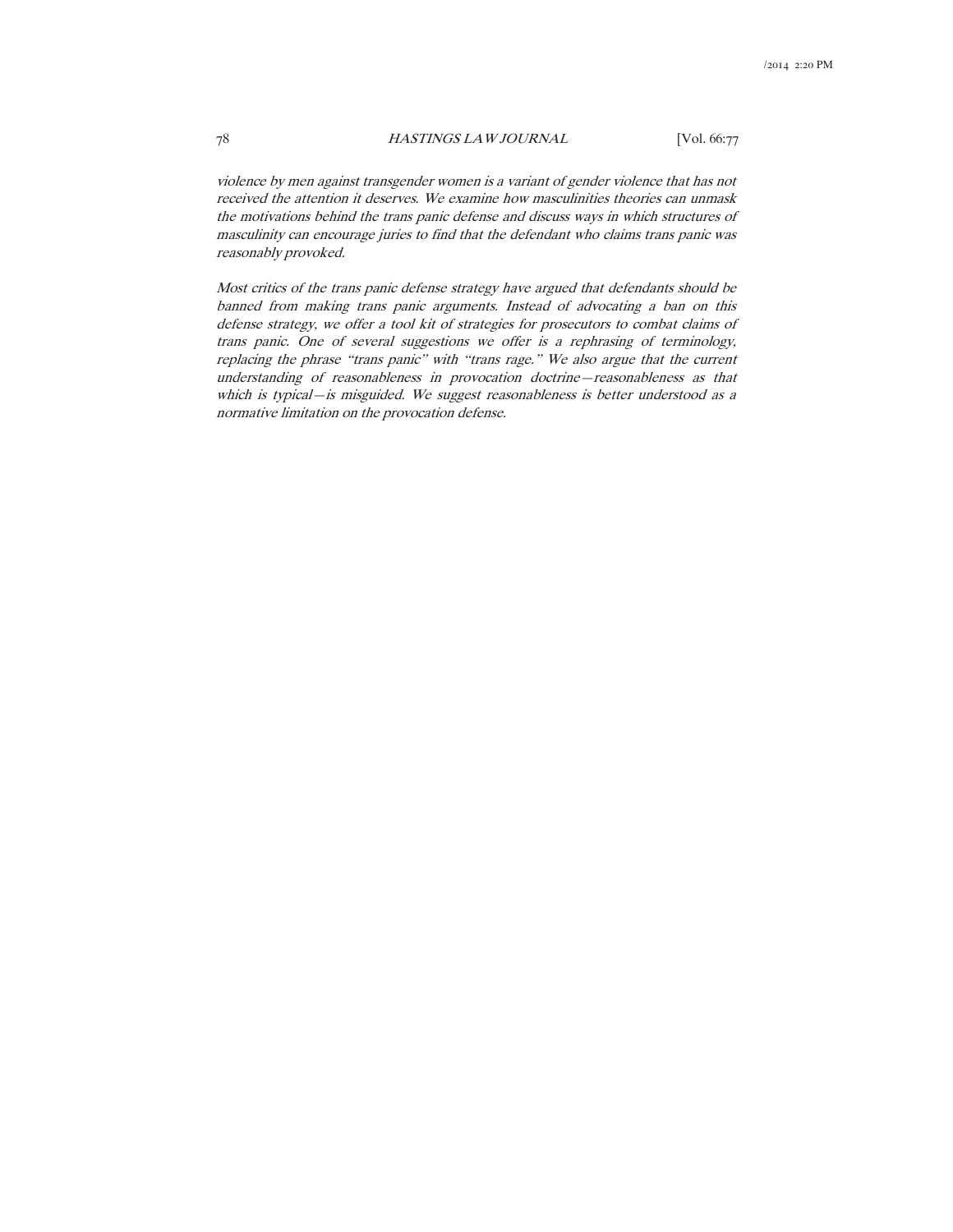*violence by men against transgender women is a variant of gender violence that has not received the attention it deserves. We examine how masculinities theories can unmask the motivations behind the trans panic defense and discuss ways in which structures of masculinity can encourage juries to find that the defendant who claims trans panic was reasonably provoked.*

*Most critics of the trans panic defense strategy have argued that defendants should be banned from making trans panic arguments. Instead of advocating a ban on this defense strategy, we offer a tool kit of strategies for prosecutors to combat claims of trans panic. One of several suggestions we offer is a rephrasing of terminology, replacing the phrase "trans panic" with "trans rage." We also argue that the current understanding of reasonableness in provocation doctrine—reasonableness as that which is typical—is misguided. We suggest reasonableness is better understood as a normative limitation on the provocation defense.*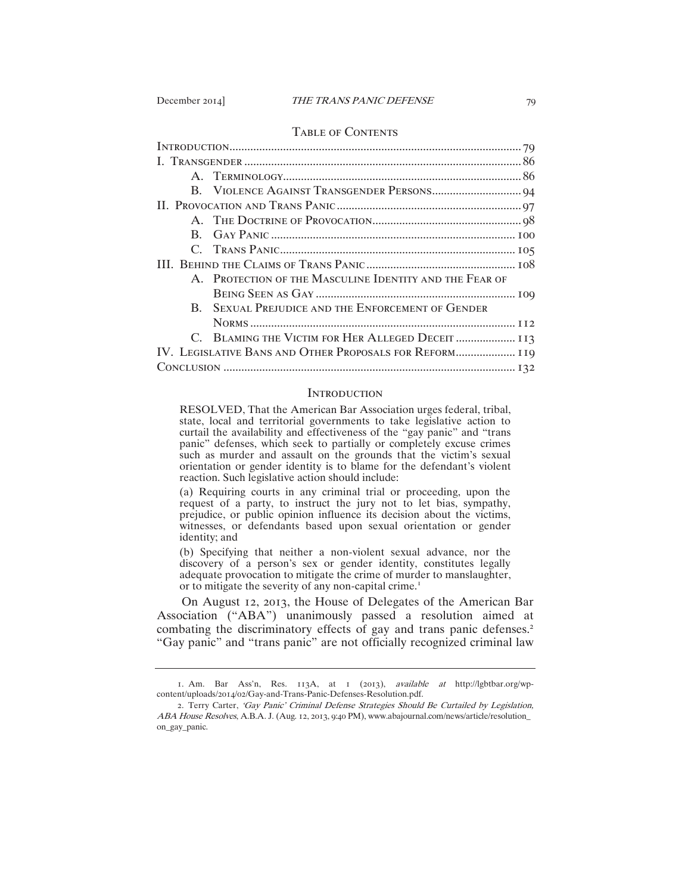## TABLE OF CONTENTS

| | |
|---|---|
| INTRODUCTION | 79 |
| I. TRANSGENDER | 86 |
| A. TERMINOLOGY | 86 |
| B. VIOLENCE AGAINST TRANSGENDER PERSONS | 94 |
| II. PROVOCATION AND TRANS PANIC | 97 |
| A. THE DOCTRINE OF PROVOCATION | 98 |
| B. GAY PANIC | 100 |
| C. TRANS PANIC | 105 |
| III. BEHIND THE CLAIMS OF TRANS PANIC | 108 |
| A. PROTECTION OF THE MASCULINE IDENTITY AND THE FEAR OF BEING SEEN AS GAY | 109 |
| B. SEXUAL PREJUDICE AND THE ENFORCEMENT OF GENDER NORMS | 112 |
| C. BLAMING THE VICTIM FOR HER ALLEGED DECEIT | 113 |
| IV. LEGISLATIVE BANS AND OTHER PROPOSALS FOR REFORM | 119 |
| CONCLUSION | 132 |

## INTRODUCTION

> RESOLVED, That the American Bar Association urges federal, tribal, state, local and territorial governments to take legislative action to curtail the availability and effectiveness of the "gay panic" and "trans panic" defenses, which seek to partially or completely excuse crimes such as murder and assault on the grounds that the victim's sexual orientation or gender identity is to blame for the defendant's violent reaction. Such legislative action should include:
>
> (a) Requiring courts in any criminal trial or proceeding, upon the request of a party, to instruct the jury not to let bias, sympathy, prejudice, or public opinion influence its decision about the victims, witnesses, or defendants based upon sexual orientation or gender identity; and
>
> (b) Specifying that neither a non-violent sexual advance, nor the discovery of a person's sex or gender identity, constitutes legally adequate provocation to mitigate the crime of murder to manslaughter, or to mitigate the severity of any non-capital crime.[1]

On August 12, 2013, the House of Delegates of the American Bar Association ("ABA") unanimously passed a resolution aimed at combating the discriminatory effects of gay and trans panic defenses.[2] "Gay panic" and "trans panic" are not officially recognized criminal law

---

1. Am. Bar Ass'n, Res. 113A, at 1 (2013), *available at* http://lgbtbar.org/wp-content/uploads/2014/02/Gay-and-Trans-Panic-Defenses-Resolution.pdf.

2. Terry Carter, *'Gay Panic' Criminal Defense Strategies Should Be Curtailed by Legislation, ABA House Resolves*, A.B.A. J. (Aug. 12, 2013, 9:40 PM), www.abajournal.com/news/article/resolution_on_gay_panic.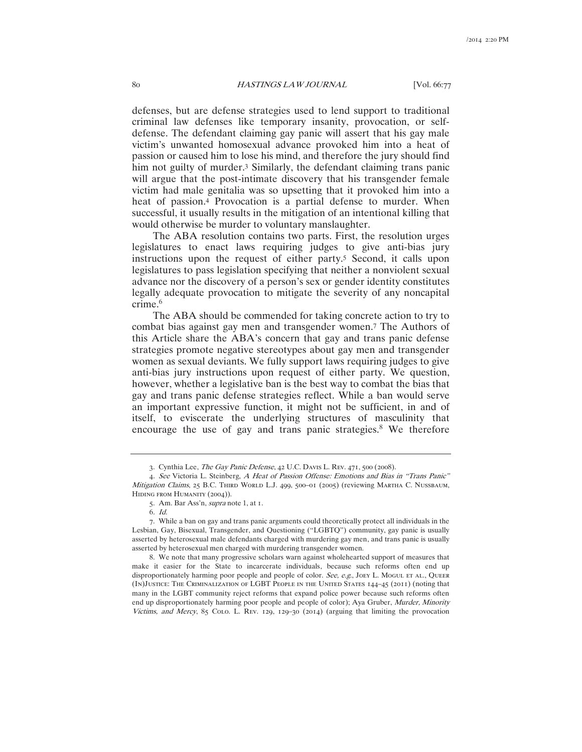defenses, but are defense strategies used to lend support to traditional criminal law defenses like temporary insanity, provocation, or self-defense. The defendant claiming gay panic will assert that his gay male victim's unwanted homosexual advance provoked him into a heat of passion or caused him to lose his mind, and therefore the jury should find him not guilty of murder.[3] Similarly, the defendant claiming trans panic will argue that the post-intimate discovery that his transgender female victim had male genitalia was so upsetting that it provoked him into a heat of passion.[4] Provocation is a partial defense to murder. When successful, it usually results in the mitigation of an intentional killing that would otherwise be murder to voluntary manslaughter.

The ABA resolution contains two parts. First, the resolution urges legislatures to enact laws requiring judges to give anti-bias jury instructions upon the request of either party.[5] Second, it calls upon legislatures to pass legislation specifying that neither a nonviolent sexual advance nor the discovery of a person's sex or gender identity constitutes legally adequate provocation to mitigate the severity of any noncapital crime.[6]

The ABA should be commended for taking concrete action to try to combat bias against gay men and transgender women.[7] The Authors of this Article share the ABA's concern that gay and trans panic defense strategies promote negative stereotypes about gay men and transgender women as sexual deviants. We fully support laws requiring judges to give anti-bias jury instructions upon request of either party. We question, however, whether a legislative ban is the best way to combat the bias that gay and trans panic defense strategies reflect. While a ban would serve an important expressive function, it might not be sufficient, in and of itself, to eviscerate the underlying structures of masculinity that encourage the use of gay and trans panic strategies.[8] We therefore

---

3. Cynthia Lee, *The Gay Panic Defense*, 42 U.C. Davis L. Rev. 471, 500 (2008).

4. *See* Victoria L. Steinberg, *A Heat of Passion Offense: Emotions and Bias in "Trans Panic" Mitigation Claims*, 25 B.C. Third World L.J. 499, 500–01 (2005) (reviewing Martha C. Nussbaum, Hiding from Humanity (2004)).

5. Am. Bar Ass'n, *supra* note 1, at 1.

6. *Id.*

7. While a ban on gay and trans panic arguments could theoretically protect all individuals in the Lesbian, Gay, Bisexual, Transgender, and Questioning ("LGBTQ") community, gay panic is usually asserted by heterosexual male defendants charged with murdering gay men, and trans panic is usually asserted by heterosexual men charged with murdering transgender women.

8. We note that many progressive scholars warn against wholehearted support of measures that make it easier for the State to incarcerate individuals, because such reforms often end up disproportionately harming poor people and people of color. *See, e.g.*, Joey L. Mogul et al., Queer (In)Justice: The Criminalization of LGBT People in the United States 144–45 (2011) (noting that many in the LGBT community reject reforms that expand police power because such reforms often end up disproportionately harming poor people and people of color); Aya Gruber, *Murder, Minority Victims, and Mercy*, 85 Colo. L. Rev. 129, 129–30 (2014) (arguing that limiting the provocation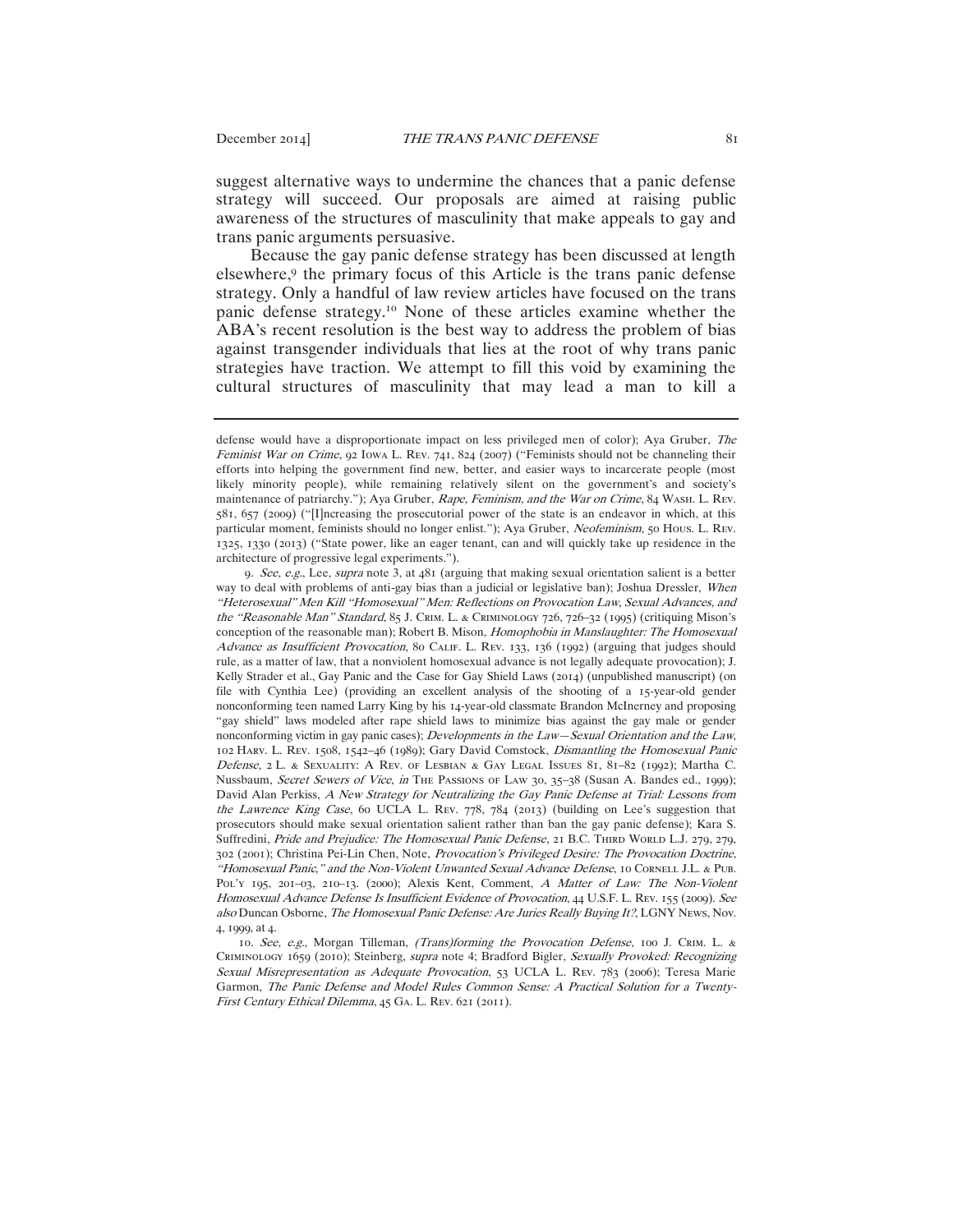suggest alternative ways to undermine the chances that a panic defense strategy will succeed. Our proposals are aimed at raising public awareness of the structures of masculinity that make appeals to gay and trans panic arguments persuasive.

Because the gay panic defense strategy has been discussed at length elsewhere,[9] the primary focus of this Article is the trans panic defense strategy. Only a handful of law review articles have focused on the trans panic defense strategy.[10] None of these articles examine whether the ABA's recent resolution is the best way to address the problem of bias against transgender individuals that lies at the root of why trans panic strategies have traction. We attempt to fill this void by examining the cultural structures of masculinity that may lead a man to kill a

---

defense would have a disproportionate impact on less privileged men of color); Aya Gruber, *The Feminist War on Crime*, 92 Iowa L. Rev. 741, 824 (2007) ("Feminists should not be channeling their efforts into helping the government find new, better, and easier ways to incarcerate people (most likely minority people), while remaining relatively silent on the government's and society's maintenance of patriarchy."); Aya Gruber, *Rape, Feminism, and the War on Crime*, 84 Wash. L. Rev. 581, 657 (2009) ("[I]ncreasing the prosecutorial power of the state is an endeavor in which, at this particular moment, feminists should no longer enlist."); Aya Gruber, *Neofeminism*, 50 Hous. L. Rev. 1325, 1330 (2013) ("State power, like an eager tenant, can and will quickly take up residence in the architecture of progressive legal experiments.").

9. *See, e.g.*, Lee, *supra* note 3, at 481 (arguing that making sexual orientation salient is a better way to deal with problems of anti-gay bias than a judicial or legislative ban); Joshua Dressler, *When "Heterosexual" Men Kill "Homosexual" Men: Reflections on Provocation Law, Sexual Advances, and the "Reasonable Man" Standard*, 85 J. Crim. L. & Criminology 726, 726–32 (1995) (critiquing Mison's conception of the reasonable man); Robert B. Mison, *Homophobia in Manslaughter: The Homosexual Advance as Insufficient Provocation*, 80 Calif. L. Rev. 133, 136 (1992) (arguing that judges should rule, as a matter of law, that a nonviolent homosexual advance is not legally adequate provocation); J. Kelly Strader et al., Gay Panic and the Case for Gay Shield Laws (2014) (unpublished manuscript) (on file with Cynthia Lee) (providing an excellent analysis of the shooting of a 15-year-old gender nonconforming teen named Larry King by his 14-year-old classmate Brandon McInerney and proposing "gay shield" laws modeled after rape shield laws to minimize bias against the gay male or gender nonconforming victim in gay panic cases); *Developments in the Law—Sexual Orientation and the Law*, 102 Harv. L. Rev. 1508, 1542–46 (1989); Gary David Comstock, *Dismantling the Homosexual Panic Defense*, 2 L. & Sexuality: A Rev. of Lesbian & Gay Legal Issues 81, 81–82 (1992); Martha C. Nussbaum, *Secret Sewers of Vice*, *in* The Passions of Law 30, 35–38 (Susan A. Bandes ed., 1999); David Alan Perkiss, *A New Strategy for Neutralizing the Gay Panic Defense at Trial: Lessons from the Lawrence King Case*, 60 UCLA L. Rev. 778, 784 (2013) (building on Lee's suggestion that prosecutors should make sexual orientation salient rather than ban the gay panic defense); Kara S. Suffredini, *Pride and Prejudice: The Homosexual Panic Defense*, 21 B.C. Third World L.J. 279, 279, 302 (2001); Christina Pei-Lin Chen, Note, *Provocation's Privileged Desire: The Provocation Doctrine, "Homosexual Panic," and the Non-Violent Unwanted Sexual Advance Defense*, 10 Cornell J.L. & Pub. Pol'y 195, 201–03, 210–13. (2000); Alexis Kent, Comment, *A Matter of Law: The Non-Violent Homosexual Advance Defense Is Insufficient Evidence of Provocation*, 44 U.S.F. L. Rev. 155 (2009). *See also* Duncan Osborne, *The Homosexual Panic Defense: Are Juries Really Buying It?*, LGNY News, Nov. 4, 1999, at 4.

10. *See, e.g.*, Morgan Tilleman, *(Trans)forming the Provocation Defense*, 100 J. Crim. L. & Criminology 1659 (2010); Steinberg, *supra* note 4; Bradford Bigler, *Sexually Provoked: Recognizing Sexual Misrepresentation as Adequate Provocation*, 53 UCLA L. Rev. 783 (2006); Teresa Marie Garmon, *The Panic Defense and Model Rules Common Sense: A Practical Solution for a Twenty-First Century Ethical Dilemma*, 45 Ga. L. Rev. 621 (2011).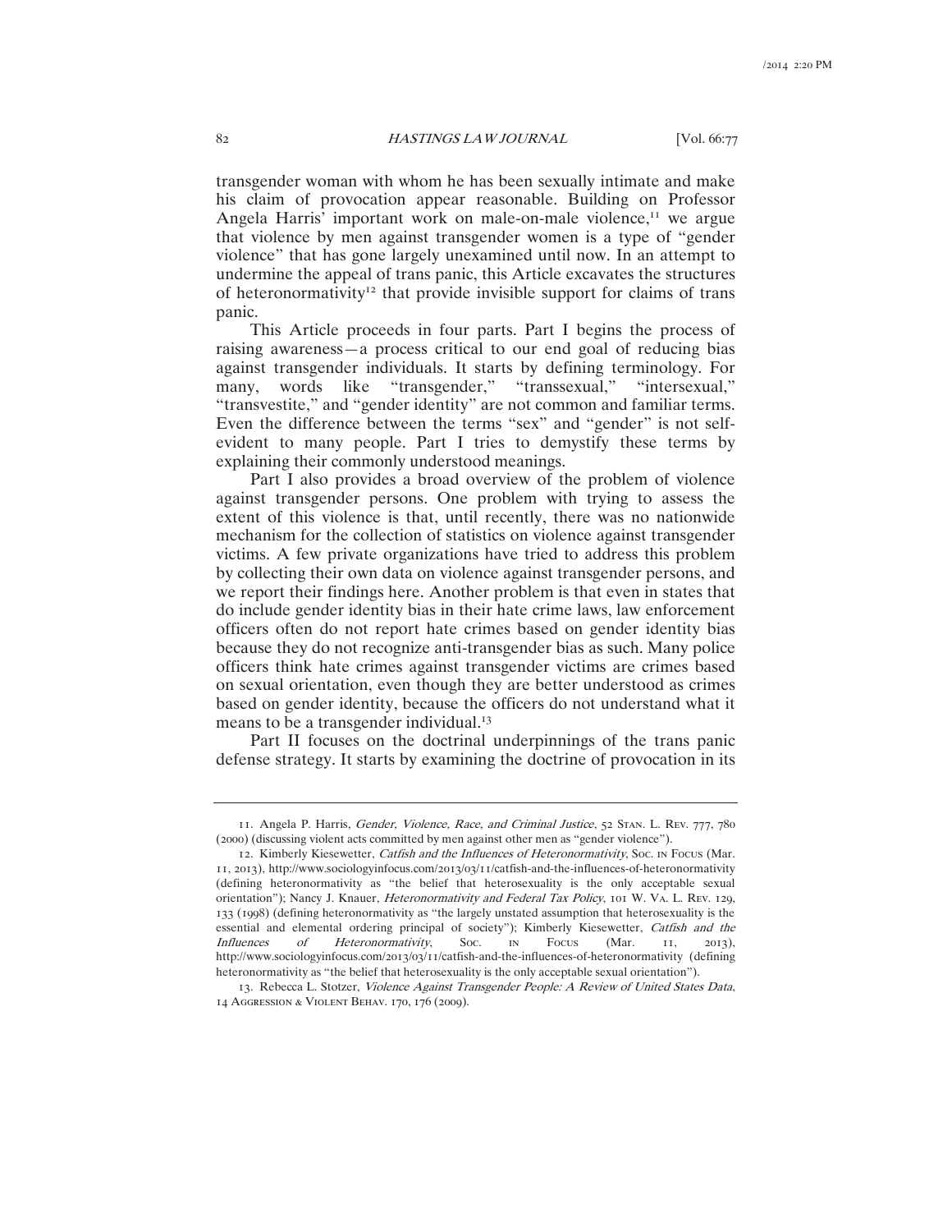transgender woman with whom he has been sexually intimate and make his claim of provocation appear reasonable. Building on Professor Angela Harris' important work on male-on-male violence,[11] we argue that violence by men against transgender women is a type of "gender violence" that has gone largely unexamined until now. In an attempt to undermine the appeal of trans panic, this Article excavates the structures of heteronormativity[12] that provide invisible support for claims of trans panic.

This Article proceeds in four parts. Part I begins the process of raising awareness—a process critical to our end goal of reducing bias against transgender individuals. It starts by defining terminology. For many, words like "transgender," "transsexual," "intersexual," "transvestite," and "gender identity" are not common and familiar terms. Even the difference between the terms "sex" and "gender" is not self-evident to many people. Part I tries to demystify these terms by explaining their commonly understood meanings.

Part I also provides a broad overview of the problem of violence against transgender persons. One problem with trying to assess the extent of this violence is that, until recently, there was no nationwide mechanism for the collection of statistics on violence against transgender victims. A few private organizations have tried to address this problem by collecting their own data on violence against transgender persons, and we report their findings here. Another problem is that even in states that do include gender identity bias in their hate crime laws, law enforcement officers often do not report hate crimes based on gender identity bias because they do not recognize anti-transgender bias as such. Many police officers think hate crimes against transgender victims are crimes based on sexual orientation, even though they are better understood as crimes based on gender identity, because the officers do not understand what it means to be a transgender individual.[13]

Part II focuses on the doctrinal underpinnings of the trans panic defense strategy. It starts by examining the doctrine of provocation in its

---

11. Angela P. Harris, *Gender, Violence, Race, and Criminal Justice*, 52 Stan. L. Rev. 777, 780 (2000) (discussing violent acts committed by men against other men as "gender violence").

12. Kimberly Kiesewetter, *Catfish and the Influences of Heteronormativity*, Soc. in Focus (Mar. 11, 2013), http://www.sociologyinfocus.com/2013/03/11/catfish-and-the-influences-of-heteronormativity (defining heteronormativity as "the belief that heterosexuality is the only acceptable sexual orientation"); Nancy J. Knauer, *Heteronormativity and Federal Tax Policy*, 101 W. Va. L. Rev. 129, 133 (1998) (defining heteronormativity as "the largely unstated assumption that heterosexuality is the essential and elemental ordering principal of society"); Kimberly Kiesewetter, *Catfish and the Influences of Heteronormativity*, Soc. in Focus (Mar. 11, 2013), http://www.sociologyinfocus.com/2013/03/11/catfish-and-the-influences-of-heteronormativity (defining heteronormativity as "the belief that heterosexuality is the only acceptable sexual orientation").

13. Rebecca L. Stotzer, *Violence Against Transgender People: A Review of United States Data*, 14 Aggression & Violent Behav. 170, 176 (2009).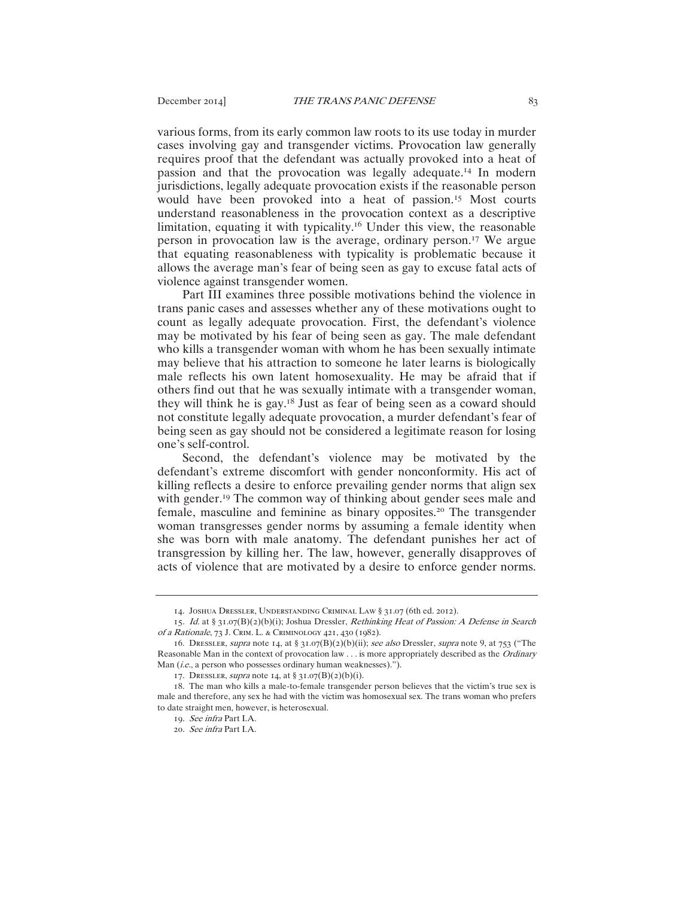various forms, from its early common law roots to its use today in murder cases involving gay and transgender victims. Provocation law generally requires proof that the defendant was actually provoked into a heat of passion and that the provocation was legally adequate.[14] In modern jurisdictions, legally adequate provocation exists if the reasonable person would have been provoked into a heat of passion.[15] Most courts understand reasonableness in the provocation context as a descriptive limitation, equating it with typicality.[16] Under this view, the reasonable person in provocation law is the average, ordinary person.[17] We argue that equating reasonableness with typicality is problematic because it allows the average man's fear of being seen as gay to excuse fatal acts of violence against transgender women.

Part III examines three possible motivations behind the violence in trans panic cases and assesses whether any of these motivations ought to count as legally adequate provocation. First, the defendant's violence may be motivated by his fear of being seen as gay. The male defendant who kills a transgender woman with whom he has been sexually intimate may believe that his attraction to someone he later learns is biologically male reflects his own latent homosexuality. He may be afraid that if others find out that he was sexually intimate with a transgender woman, they will think he is gay.[18] Just as fear of being seen as a coward should not constitute legally adequate provocation, a murder defendant's fear of being seen as gay should not be considered a legitimate reason for losing one's self-control.

Second, the defendant's violence may be motivated by the defendant's extreme discomfort with gender nonconformity. His act of killing reflects a desire to enforce prevailing gender norms that align sex with gender.[19] The common way of thinking about gender sees male and female, masculine and feminine as binary opposites.[20] The transgender woman transgresses gender norms by assuming a female identity when she was born with male anatomy. The defendant punishes her act of transgression by killing her. The law, however, generally disapproves of acts of violence that are motivated by a desire to enforce gender norms.

---

14. Joshua Dressler, Understanding Criminal Law § 31.07 (6th ed. 2012).

15. *Id.* at § 31.07(B)(2)(b)(i); Joshua Dressler, *Rethinking Heat of Passion: A Defense in Search of a Rationale*, 73 J. Crim. L. & Criminology 421, 430 (1982).

16. Dressler, *supra* note 14, at § 31.07(B)(2)(b)(ii); *see also* Dressler, *supra* note 9, at 753 ("The Reasonable Man in the context of provocation law . . . is more appropriately described as the *Ordinary* Man (*i.e.*, a person who possesses ordinary human weaknesses).").

17. Dressler, *supra* note 14, at § 31.07(B)(2)(b)(i).

18. The man who kills a male-to-female transgender person believes that the victim's true sex is male and therefore, any sex he had with the victim was homosexual sex. The trans woman who prefers to date straight men, however, is heterosexual.

19. *See infra* Part I.A.

20. *See infra* Part I.A.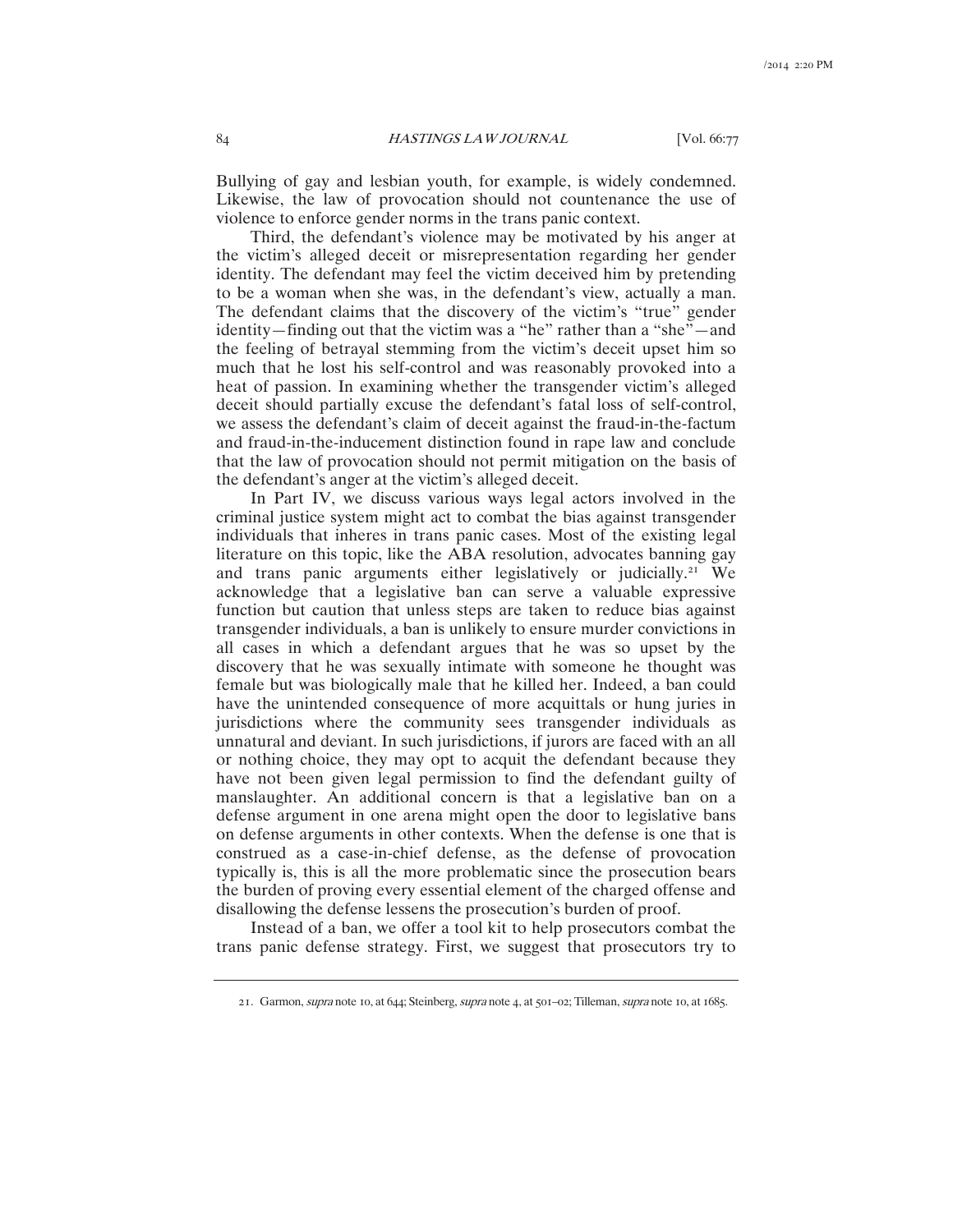Bullying of gay and lesbian youth, for example, is widely condemned. Likewise, the law of provocation should not countenance the use of violence to enforce gender norms in the trans panic context.

Third, the defendant's violence may be motivated by his anger at the victim's alleged deceit or misrepresentation regarding her gender identity. The defendant may feel the victim deceived him by pretending to be a woman when she was, in the defendant's view, actually a man. The defendant claims that the discovery of the victim's "true" gender identity—finding out that the victim was a "he" rather than a "she"—and the feeling of betrayal stemming from the victim's deceit upset him so much that he lost his self-control and was reasonably provoked into a heat of passion. In examining whether the transgender victim's alleged deceit should partially excuse the defendant's fatal loss of self-control, we assess the defendant's claim of deceit against the fraud-in-the-factum and fraud-in-the-inducement distinction found in rape law and conclude that the law of provocation should not permit mitigation on the basis of the defendant's anger at the victim's alleged deceit.

In Part IV, we discuss various ways legal actors involved in the criminal justice system might act to combat the bias against transgender individuals that inheres in trans panic cases. Most of the existing legal literature on this topic, like the ABA resolution, advocates banning gay and trans panic arguments either legislatively or judicially.[21] We acknowledge that a legislative ban can serve a valuable expressive function but caution that unless steps are taken to reduce bias against transgender individuals, a ban is unlikely to ensure murder convictions in all cases in which a defendant argues that he was so upset by the discovery that he was sexually intimate with someone he thought was female but was biologically male that he killed her. Indeed, a ban could have the unintended consequence of more acquittals or hung juries in jurisdictions where the community sees transgender individuals as unnatural and deviant. In such jurisdictions, if jurors are faced with an all or nothing choice, they may opt to acquit the defendant because they have not been given legal permission to find the defendant guilty of manslaughter. An additional concern is that a legislative ban on a defense argument in one arena might open the door to legislative bans on defense arguments in other contexts. When the defense is one that is construed as a case-in-chief defense, as the defense of provocation typically is, this is all the more problematic since the prosecution bears the burden of proving every essential element of the charged offense and disallowing the defense lessens the prosecution's burden of proof.

Instead of a ban, we offer a tool kit to help prosecutors combat the trans panic defense strategy. First, we suggest that prosecutors try to

---

21. Garmon, *supra* note 10, at 644; Steinberg, *supra* note 4, at 501–02; Tilleman, *supra* note 10, at 1685.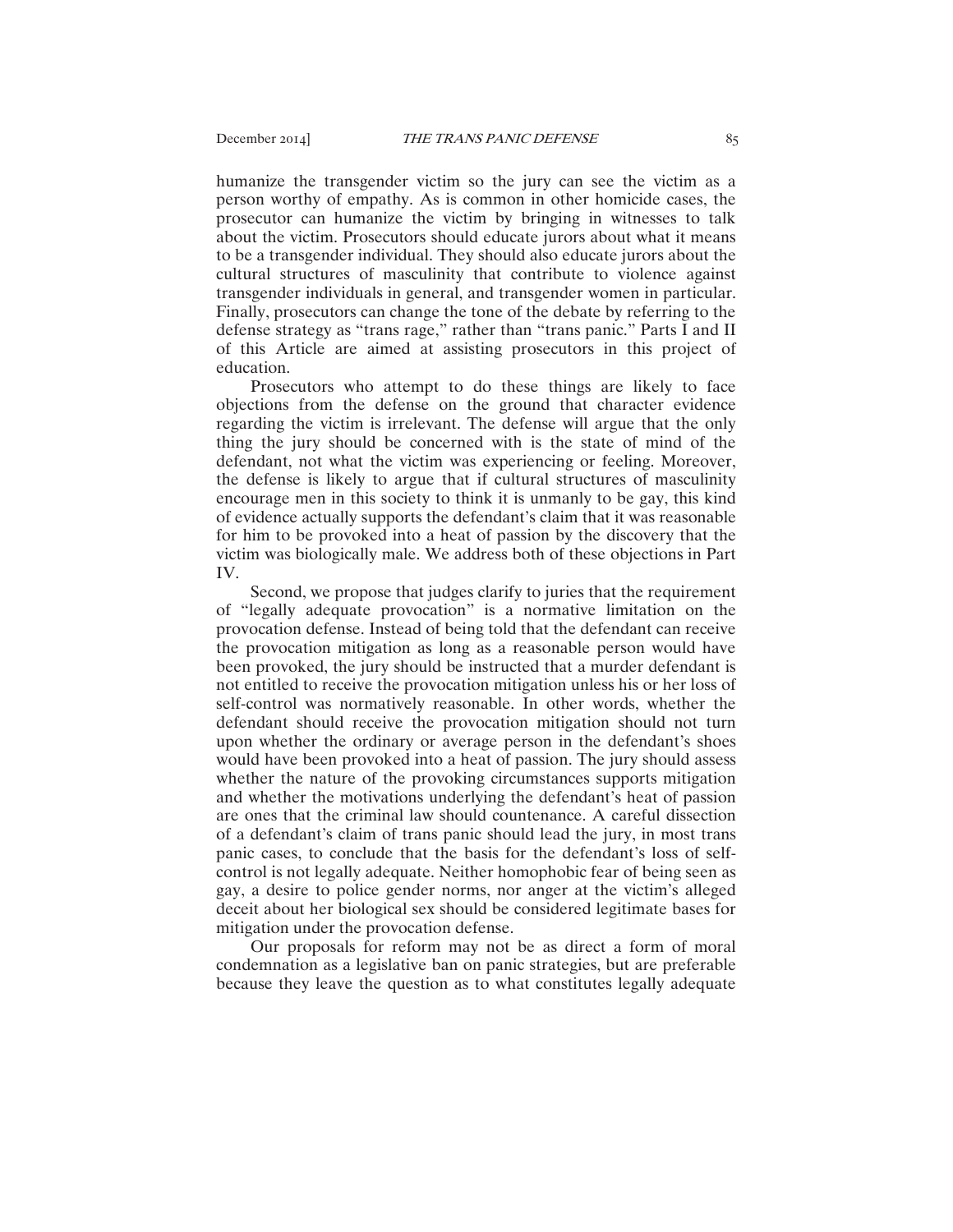humanize the transgender victim so the jury can see the victim as a person worthy of empathy. As is common in other homicide cases, the prosecutor can humanize the victim by bringing in witnesses to talk about the victim. Prosecutors should educate jurors about what it means to be a transgender individual. They should also educate jurors about the cultural structures of masculinity that contribute to violence against transgender individuals in general, and transgender women in particular. Finally, prosecutors can change the tone of the debate by referring to the defense strategy as "trans rage," rather than "trans panic." Parts I and II of this Article are aimed at assisting prosecutors in this project of education.

Prosecutors who attempt to do these things are likely to face objections from the defense on the ground that character evidence regarding the victim is irrelevant. The defense will argue that the only thing the jury should be concerned with is the state of mind of the defendant, not what the victim was experiencing or feeling. Moreover, the defense is likely to argue that if cultural structures of masculinity encourage men in this society to think it is unmanly to be gay, this kind of evidence actually supports the defendant's claim that it was reasonable for him to be provoked into a heat of passion by the discovery that the victim was biologically male. We address both of these objections in Part IV.

Second, we propose that judges clarify to juries that the requirement of "legally adequate provocation" is a normative limitation on the provocation defense. Instead of being told that the defendant can receive the provocation mitigation as long as a reasonable person would have been provoked, the jury should be instructed that a murder defendant is not entitled to receive the provocation mitigation unless his or her loss of self-control was normatively reasonable. In other words, whether the defendant should receive the provocation mitigation should not turn upon whether the ordinary or average person in the defendant's shoes would have been provoked into a heat of passion. The jury should assess whether the nature of the provoking circumstances supports mitigation and whether the motivations underlying the defendant's heat of passion are ones that the criminal law should countenance. A careful dissection of a defendant's claim of trans panic should lead the jury, in most trans panic cases, to conclude that the basis for the defendant's loss of self-control is not legally adequate. Neither homophobic fear of being seen as gay, a desire to police gender norms, nor anger at the victim's alleged deceit about her biological sex should be considered legitimate bases for mitigation under the provocation defense.

Our proposals for reform may not be as direct a form of moral condemnation as a legislative ban on panic strategies, but are preferable because they leave the question as to what constitutes legally adequate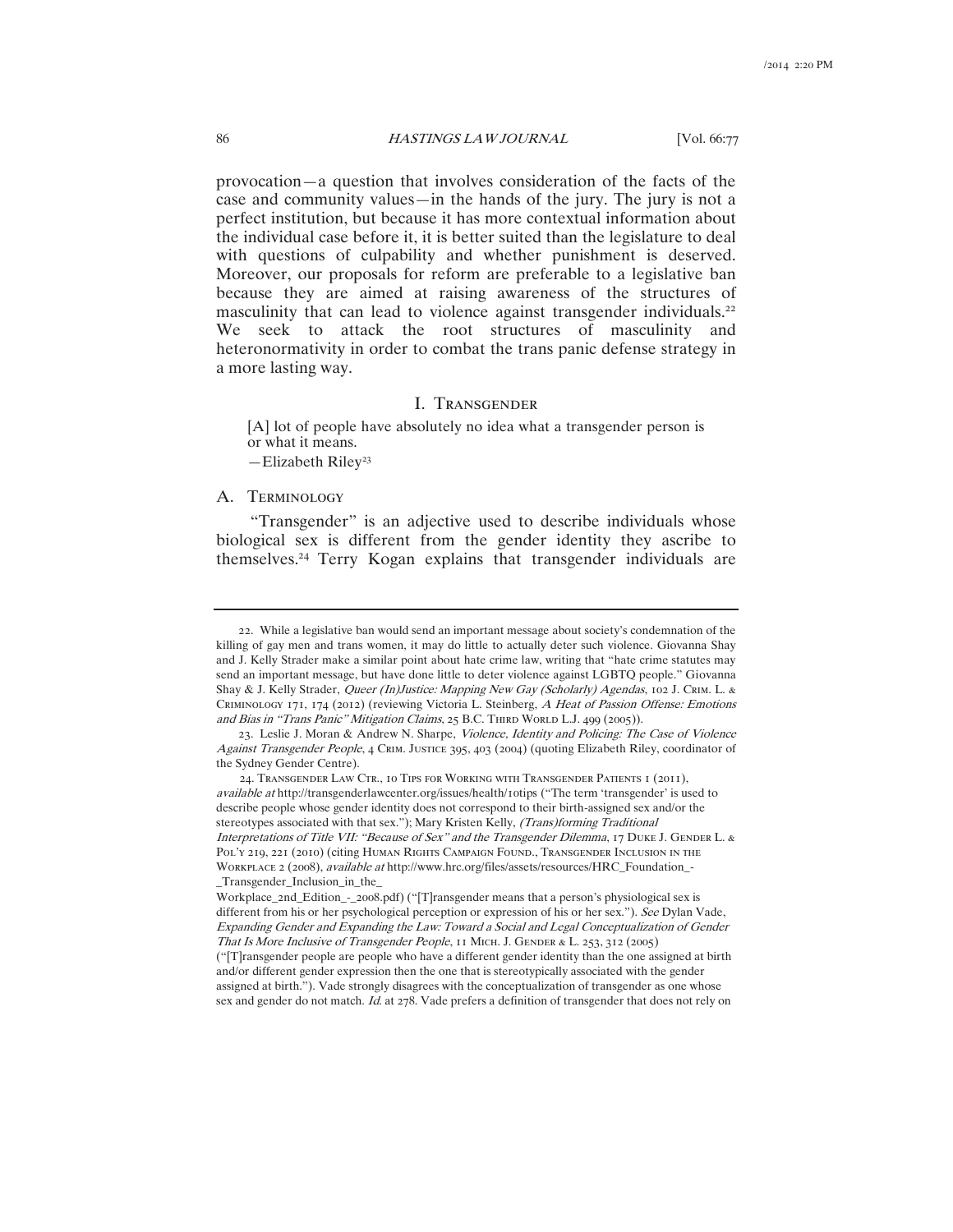provocation—a question that involves consideration of the facts of the case and community values—in the hands of the jury. The jury is not a perfect institution, but because it has more contextual information about the individual case before it, it is better suited than the legislature to deal with questions of culpability and whether punishment is deserved. Moreover, our proposals for reform are preferable to a legislative ban because they are aimed at raising awareness of the structures of masculinity that can lead to violence against transgender individuals.[22] We seek to attack the root structures of masculinity and heteronormativity in order to combat the trans panic defense strategy in a more lasting way.

## I. Transgender

> [A] lot of people have absolutely no idea what a transgender person is or what it means.
>
> —Elizabeth Riley[23]

### A. Terminology

"Transgender" is an adjective used to describe individuals whose biological sex is different from the gender identity they ascribe to themselves.[24] Terry Kogan explains that transgender individuals are

---

22. While a legislative ban would send an important message about society's condemnation of the killing of gay men and trans women, it may do little to actually deter such violence. Giovanna Shay and J. Kelly Strader make a similar point about hate crime law, writing that "hate crime statutes may send an important message, but have done little to deter violence against LGBTQ people." Giovanna Shay & J. Kelly Strader, *Queer (In)Justice: Mapping New Gay (Scholarly) Agendas*, 102 J. Crim. L. & Criminology 171, 174 (2012) (reviewing Victoria L. Steinberg, *A Heat of Passion Offense: Emotions and Bias in "Trans Panic" Mitigation Claims*, 25 B.C. Third World L.J. 499 (2005)).

23. Leslie J. Moran & Andrew N. Sharpe, *Violence, Identity and Policing: The Case of Violence Against Transgender People*, 4 Crim. Justice 395, 403 (2004) (quoting Elizabeth Riley, coordinator of the Sydney Gender Centre).

24. Transgender Law Ctr., 10 Tips for Working with Transgender Patients 1 (2011), *available at* http://transgenderlawcenter.org/issues/health/10tips ("The term 'transgender' is used to describe people whose gender identity does not correspond to their birth-assigned sex and/or the stereotypes associated with that sex."); Mary Kristen Kelly, *(Trans)forming Traditional Interpretations of Title VII: "Because of Sex" and the Transgender Dilemma*, 17 Duke J. Gender L. & Pol'y 219, 221 (2010) (citing Human Rights Campaign Found., Transgender Inclusion in the Workplace 2 (2008), *available at* http://www.hrc.org/files/assets/resources/HRC_Foundation_-_Transgender_Inclusion_in_the_Workplace_2nd_Edition_-_2008.pdf) ("[T]ransgender means that a person's physiological sex is different from his or her psychological perception or expression of his or her sex."). *See* Dylan Vade, *Expanding Gender and Expanding the Law: Toward a Social and Legal Conceptualization of Gender That Is More Inclusive of Transgender People*, 11 Mich. J. Gender & L. 253, 312 (2005) ("[T]ransgender people are people who have a different gender identity than the one assigned at birth and/or different gender expression then the one that is stereotypically associated with the gender assigned at birth."). Vade strongly disagrees with the conceptualization of transgender as one whose sex and gender do not match. *Id.* at 278. Vade prefers a definition of transgender that does not rely on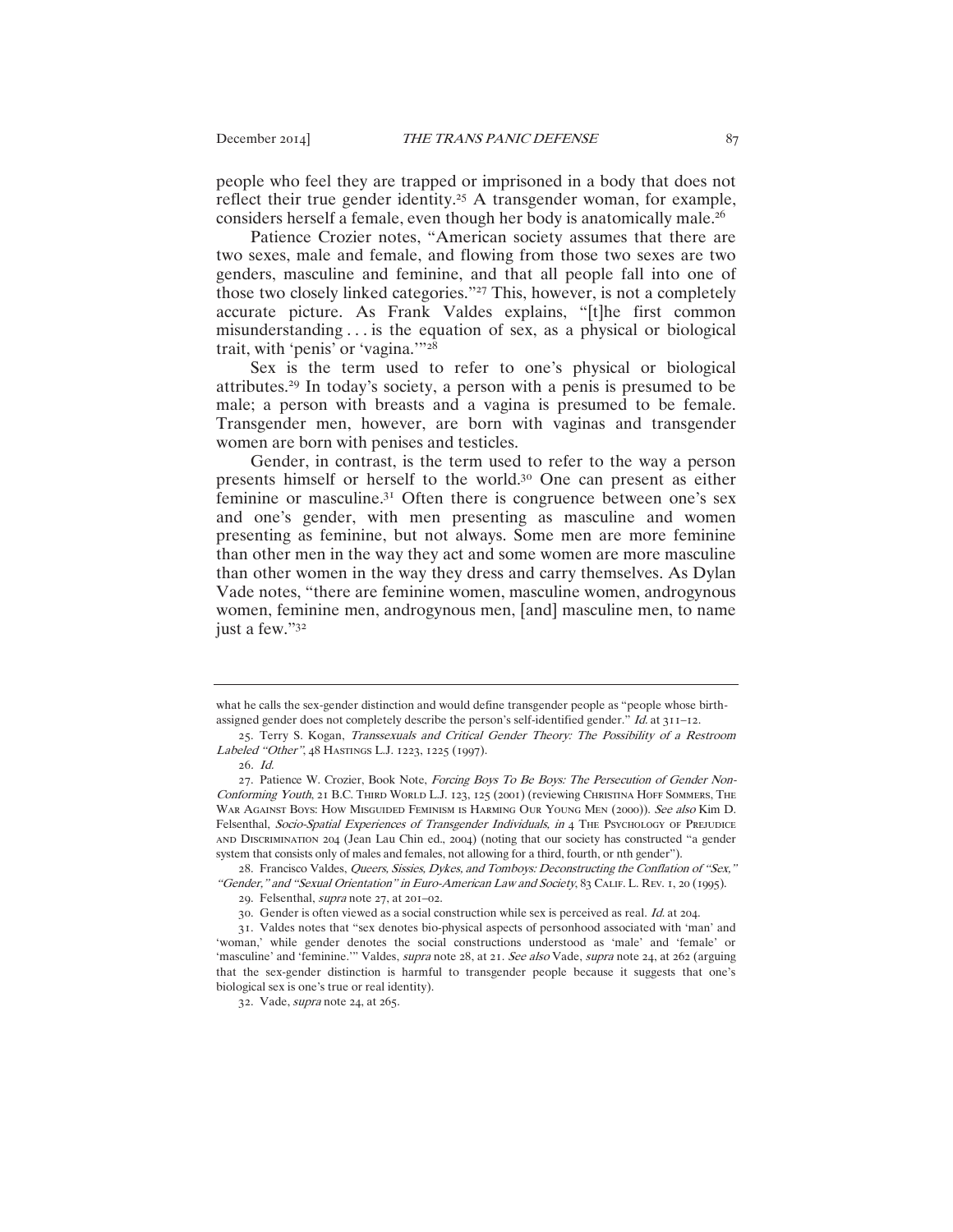people who feel they are trapped or imprisoned in a body that does not reflect their true gender identity.[25] A transgender woman, for example, considers herself a female, even though her body is anatomically male.[26]

Patience Crozier notes, "American society assumes that there are two sexes, male and female, and flowing from those two sexes are two genders, masculine and feminine, and that all people fall into one of those two closely linked categories."[27] This, however, is not a completely accurate picture. As Frank Valdes explains, "[t]he first common misunderstanding . . . is the equation of sex, as a physical or biological trait, with 'penis' or 'vagina.'"[28]

Sex is the term used to refer to one's physical or biological attributes.[29] In today's society, a person with a penis is presumed to be male; a person with breasts and a vagina is presumed to be female. Transgender men, however, are born with vaginas and transgender women are born with penises and testicles.

Gender, in contrast, is the term used to refer to the way a person presents himself or herself to the world.[30] One can present as either feminine or masculine.[31] Often there is congruence between one's sex and one's gender, with men presenting as masculine and women presenting as feminine, but not always. Some men are more feminine than other men in the way they act and some women are more masculine than other women in the way they dress and carry themselves. As Dylan Vade notes, "there are feminine women, masculine women, androgynous women, feminine men, androgynous men, [and] masculine men, to name just a few."[32]

---

what he calls the sex-gender distinction and would define transgender people as "people whose birth-assigned gender does not completely describe the person's self-identified gender." *Id.* at 311–12.

25. Terry S. Kogan, *Transsexuals and Critical Gender Theory: The Possibility of a Restroom Labeled "Other"*, 48 HASTINGS L.J. 1223, 1225 (1997).

26. *Id.*

27. Patience W. Crozier, Book Note, *Forcing Boys To Be Boys: The Persecution of Gender Non-Conforming Youth*, 21 B.C. THIRD WORLD L.J. 123, 125 (2001) (reviewing CHRISTINA HOFF SOMMERS, THE WAR AGAINST BOYS: HOW MISGUIDED FEMINISM IS HARMING OUR YOUNG MEN (2000)). *See also* Kim D. Felsenthal, *Socio-Spatial Experiences of Transgender Individuals*, *in* 4 THE PSYCHOLOGY OF PREJUDICE AND DISCRIMINATION 204 (Jean Lau Chin ed., 2004) (noting that our society has constructed "a gender system that consists only of males and females, not allowing for a third, fourth, or nth gender").

28. Francisco Valdes, *Queers, Sissies, Dykes, and Tomboys: Deconstructing the Conflation of "Sex," "Gender," and "Sexual Orientation" in Euro-American Law and Society*, 83 CALIF. L. REV. 1, 20 (1995).

29. Felsenthal, *supra* note 27, at 201–02.

30. Gender is often viewed as a social construction while sex is perceived as real. *Id.* at 204.

31. Valdes notes that "sex denotes bio-physical aspects of personhood associated with 'man' and 'woman,' while gender denotes the social constructions understood as 'male' and 'female' or 'masculine' and 'feminine.'" Valdes, *supra* note 28, at 21. *See also* Vade, *supra* note 24, at 262 (arguing that the sex-gender distinction is harmful to transgender people because it suggests that one's biological sex is one's true or real identity).

32. Vade, *supra* note 24, at 265.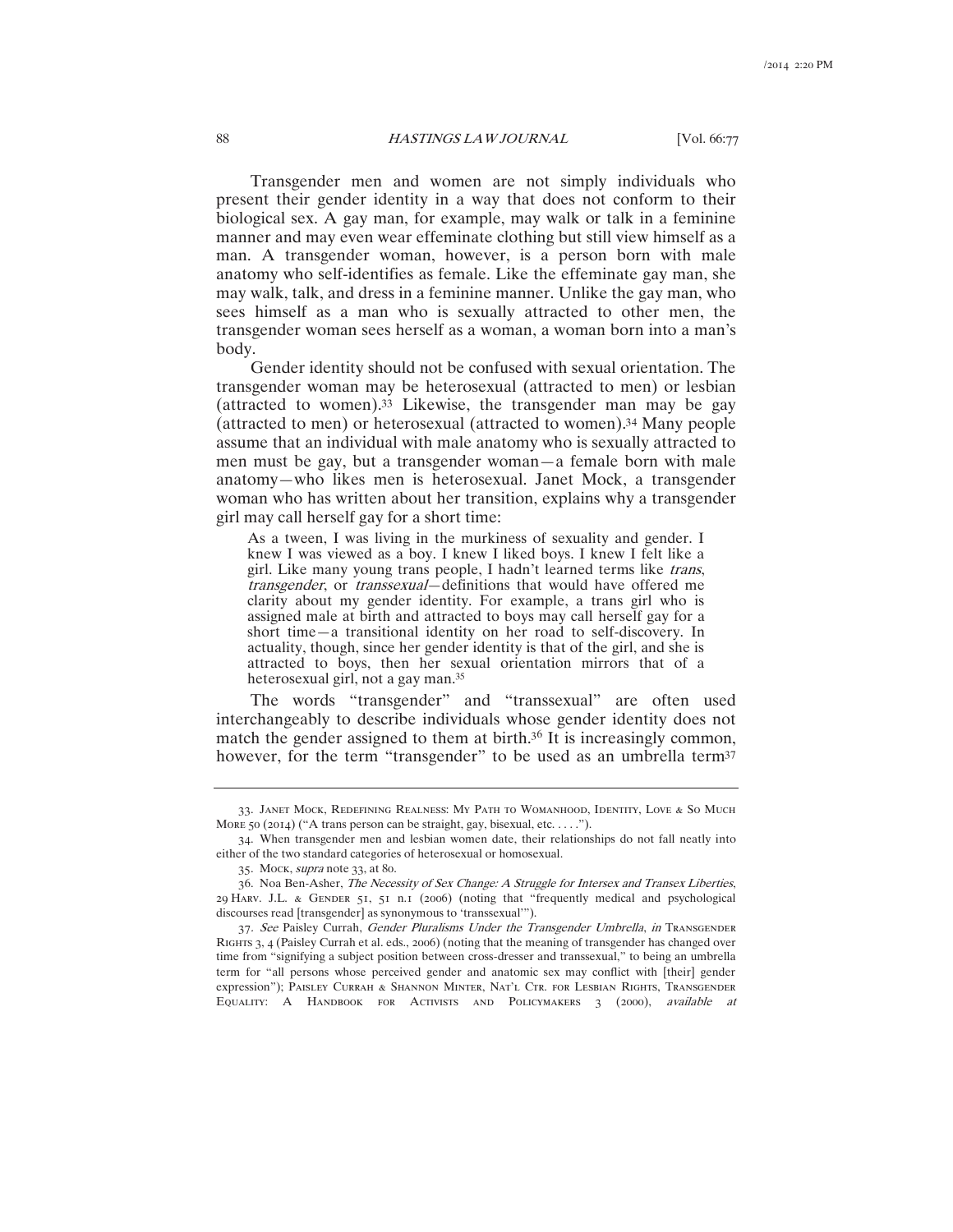Transgender men and women are not simply individuals who present their gender identity in a way that does not conform to their biological sex. A gay man, for example, may walk or talk in a feminine manner and may even wear effeminate clothing but still view himself as a man. A transgender woman, however, is a person born with male anatomy who self-identifies as female. Like the effeminate gay man, she may walk, talk, and dress in a feminine manner. Unlike the gay man, who sees himself as a man who is sexually attracted to other men, the transgender woman sees herself as a woman, a woman born into a man's body.

Gender identity should not be confused with sexual orientation. The transgender woman may be heterosexual (attracted to men) or lesbian (attracted to women).[33] Likewise, the transgender man may be gay (attracted to men) or heterosexual (attracted to women).[34] Many people assume that an individual with male anatomy who is sexually attracted to men must be gay, but a transgender woman—a female born with male anatomy—who likes men is heterosexual. Janet Mock, a transgender woman who has written about her transition, explains why a transgender girl may call herself gay for a short time:

> As a tween, I was living in the murkiness of sexuality and gender. I knew I was viewed as a boy. I knew I liked boys. I knew I felt like a girl. Like many young trans people, I hadn't learned terms like *trans*, *transgender*, or *transsexual*—definitions that would have offered me clarity about my gender identity. For example, a trans girl who is assigned male at birth and attracted to boys may call herself gay for a short time—a transitional identity on her road to self-discovery. In actuality, though, since her gender identity is that of the girl, and she is attracted to boys, then her sexual orientation mirrors that of a heterosexual girl, not a gay man.[35]

The words "transgender" and "transsexual" are often used interchangeably to describe individuals whose gender identity does not match the gender assigned to them at birth.[36] It is increasingly common, however, for the term "transgender" to be used as an umbrella term[37]

---

33. Janet Mock, Redefining Realness: My Path to Womanhood, Identity, Love & So Much More 50 (2014) ("A trans person can be straight, gay, bisexual, etc. . . . .").

34. When transgender men and lesbian women date, their relationships do not fall neatly into either of the two standard categories of heterosexual or homosexual.

35. Mock, *supra* note 33, at 80.

36. Noa Ben-Asher, *The Necessity of Sex Change: A Struggle for Intersex and Transex Liberties*, 29 Harv. J.L. & Gender 51, 51 n.1 (2006) (noting that "frequently medical and psychological discourses read [transgender] as synonymous to 'transsexual'").

37. *See* Paisley Currah, *Gender Pluralisms Under the Transgender Umbrella*, *in* Transgender Rights 3, 4 (Paisley Currah et al. eds., 2006) (noting that the meaning of transgender has changed over time from "signifying a subject position between cross-dresser and transsexual," to being an umbrella term for "all persons whose perceived gender and anatomic sex may conflict with [their] gender expression"); Paisley Currah & Shannon Minter, Nat'l Ctr. for Lesbian Rights, Transgender Equality: A Handbook for Activists and Policymakers 3 (2000), *available at*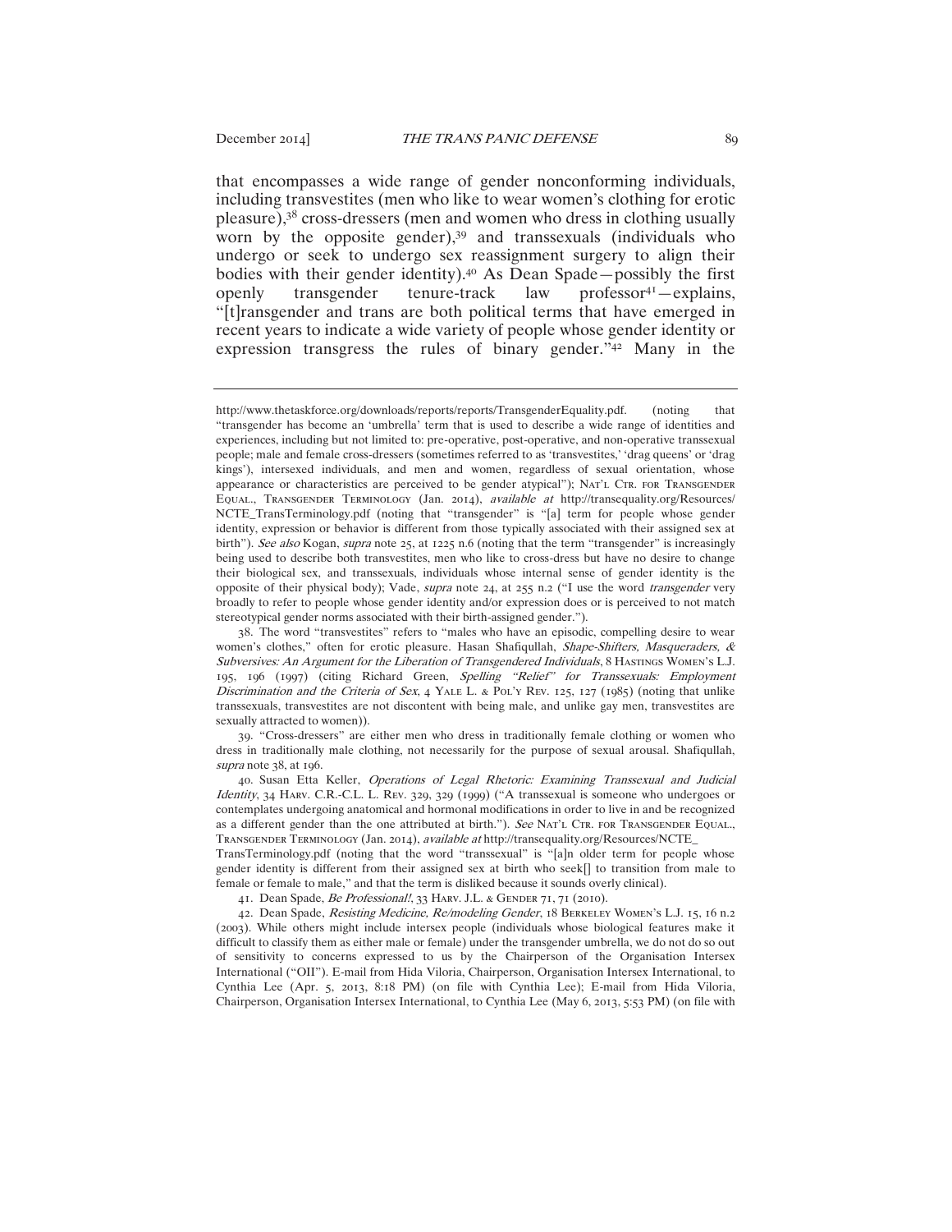that encompasses a wide range of gender nonconforming individuals, including transvestites (men who like to wear women's clothing for erotic pleasure),[38] cross-dressers (men and women who dress in clothing usually worn by the opposite gender),[39] and transsexuals (individuals who undergo or seek to undergo sex reassignment surgery to align their bodies with their gender identity).[40] As Dean Spade—possibly the first openly transgender tenure-track law professor[41]—explains, "[t]ransgender and trans are both political terms that have emerged in recent years to indicate a wide variety of people whose gender identity or expression transgress the rules of binary gender."[42] Many in the

---

http://www.thetaskforce.org/downloads/reports/reports/TransgenderEquality.pdf. (noting that "transgender has become an 'umbrella' term that is used to describe a wide range of identities and experiences, including but not limited to: pre-operative, post-operative, and non-operative transsexual people; male and female cross-dressers (sometimes referred to as 'transvestites,' 'drag queens' or 'drag kings'), intersexed individuals, and men and women, regardless of sexual orientation, whose appearance or characteristics are perceived to be gender atypical"); NAT'L CTR. FOR TRANSGENDER EQUAL., TRANSGENDER TERMINOLOGY (Jan. 2014), *available at* http://transequality.org/Resources/NCTE_TransTerminology.pdf (noting that "transgender" is "[a] term for people whose gender identity, expression or behavior is different from those typically associated with their assigned sex at birth"). *See also* Kogan, *supra* note 25, at 1225 n.6 (noting that the term "transgender" is increasingly being used to describe both transvestites, men who like to cross-dress but have no desire to change their biological sex, and transsexuals, individuals whose internal sense of gender identity is the opposite of their physical body); Vade, *supra* note 24, at 255 n.2 ("I use the word *transgender* very broadly to refer to people whose gender identity and/or expression does or is perceived to not match stereotypical gender norms associated with their birth-assigned gender.").

38. The word "transvestites" refers to "males who have an episodic, compelling desire to wear women's clothes," often for erotic pleasure. Hasan Shafiqullah, *Shape-Shifters, Masqueraders, & Subversives: An Argument for the Liberation of Transgendered Individuals*, 8 HASTINGS WOMEN'S L.J. 195, 196 (1997) (citing Richard Green, *Spelling "Relief" for Transsexuals: Employment Discrimination and the Criteria of Sex*, 4 YALE L. & POL'Y REV. 125, 127 (1985) (noting that unlike transsexuals, transvestites are not discontent with being male, and unlike gay men, transvestites are sexually attracted to women)).

39. "Cross-dressers" are either men who dress in traditionally female clothing or women who dress in traditionally male clothing, not necessarily for the purpose of sexual arousal. Shafiqullah, *supra* note 38, at 196.

40. Susan Etta Keller, *Operations of Legal Rhetoric: Examining Transsexual and Judicial Identity*, 34 HARV. C.R.-C.L. L. REV. 329, 329 (1999) ("A transsexual is someone who undergoes or contemplates undergoing anatomical and hormonal modifications in order to live in and be recognized as a different gender than the one attributed at birth."). *See* NAT'L CTR. FOR TRANSGENDER EQUAL., TRANSGENDER TERMINOLOGY (Jan. 2014), *available at* http://transequality.org/Resources/NCTE_TransTerminology.pdf (noting that the word "transsexual" is "[a]n older term for people whose gender identity is different from their assigned sex at birth who seek[] to transition from male to female or female to male," and that the term is disliked because it sounds overly clinical).

41. Dean Spade, *Be Professional!*, 33 HARV. J.L. & GENDER 71, 71 (2010).

42. Dean Spade, *Resisting Medicine, Re/modeling Gender*, 18 BERKELEY WOMEN'S L.J. 15, 16 n.2 (2003). While others might include intersex people (individuals whose biological features make it difficult to classify them as either male or female) under the transgender umbrella, we do not do so out of sensitivity to concerns expressed to us by the Chairperson of the Organisation Intersex International ("OII"). E-mail from Hida Viloria, Chairperson, Organisation Intersex International, to Cynthia Lee (Apr. 5, 2013, 8:18 PM) (on file with Cynthia Lee); E-mail from Hida Viloria, Chairperson, Organisation Intersex International, to Cynthia Lee (May 6, 2013, 5:53 PM) (on file with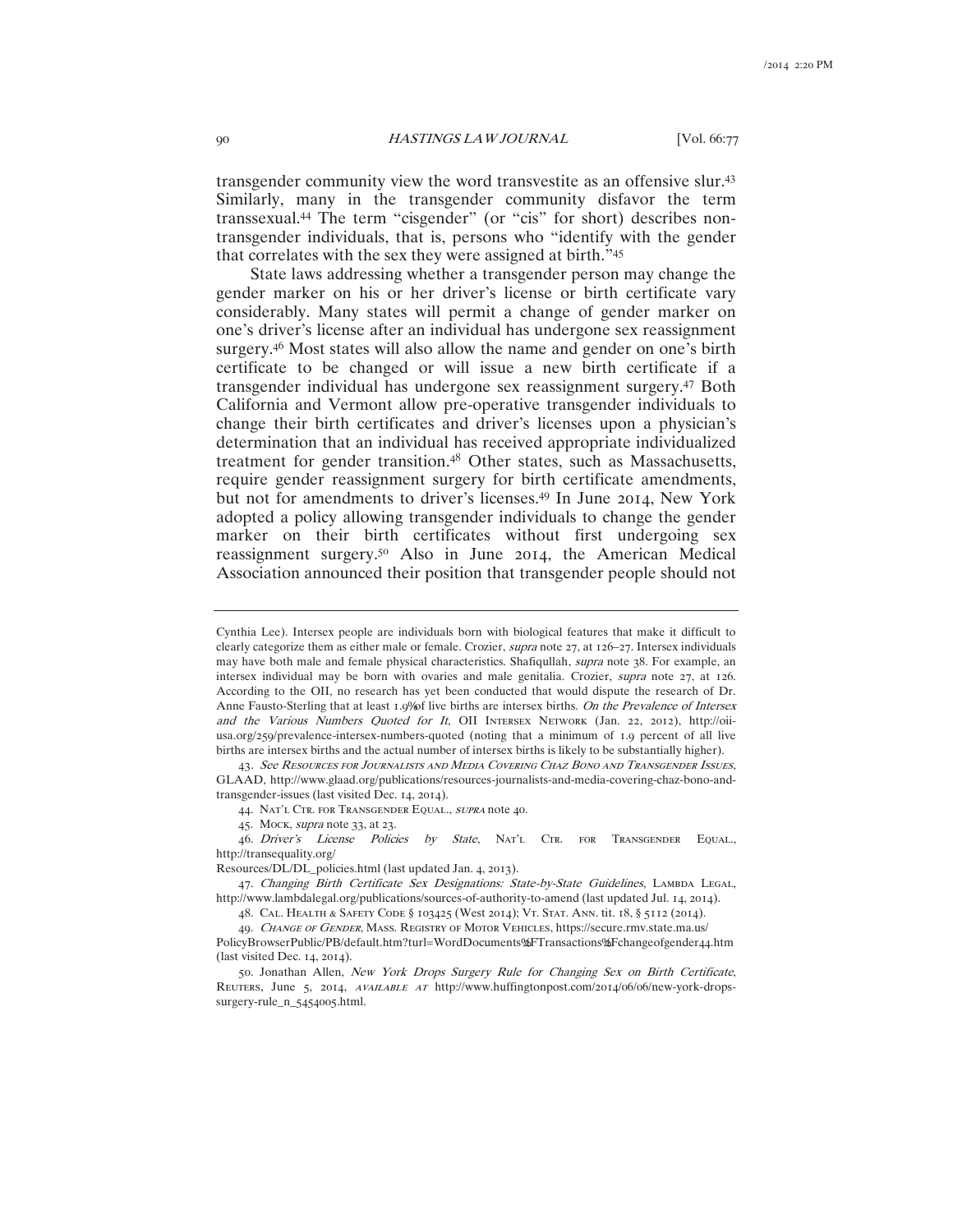transgender community view the word transvestite as an offensive slur.[43] Similarly, many in the transgender community disfavor the term transsexual.[44] The term "cisgender" (or "cis" for short) describes non-transgender individuals, that is, persons who "identify with the gender that correlates with the sex they were assigned at birth."[45]

State laws addressing whether a transgender person may change the gender marker on his or her driver's license or birth certificate vary considerably. Many states will permit a change of gender marker on one's driver's license after an individual has undergone sex reassignment surgery.[46] Most states will also allow the name and gender on one's birth certificate to be changed or will issue a new birth certificate if a transgender individual has undergone sex reassignment surgery.[47] Both California and Vermont allow pre-operative transgender individuals to change their birth certificates and driver's licenses upon a physician's determination that an individual has received appropriate individualized treatment for gender transition.[48] Other states, such as Massachusetts, require gender reassignment surgery for birth certificate amendments, but not for amendments to driver's licenses.[49] In June 2014, New York adopted a policy allowing transgender individuals to change the gender marker on their birth certificates without first undergoing sex reassignment surgery.[50] Also in June 2014, the American Medical Association announced their position that transgender people should not

---

Cynthia Lee). Intersex people are individuals born with biological features that make it difficult to clearly categorize them as either male or female. Crozier, *supra* note 27, at 126–27. Intersex individuals may have both male and female physical characteristics. Shafiqullah, *supra* note 38. For example, an intersex individual may be born with ovaries and male genitalia. Crozier, *supra* note 27, at 126. According to the OII, no research has yet been conducted that would dispute the research of Dr. Anne Fausto-Sterling that at least 1.9% of live births are intersex births. *On the Prevalence of Intersex and the Various Numbers Quoted for It*, OII INTERSEX NETWORK (Jan. 22, 2012), http://oii-usa.org/259/prevalence-intersex-numbers-quoted (noting that a minimum of 1.9 percent of all live births are intersex births and the actual number of intersex births is likely to be substantially higher).

43. *See Resources for Journalists and Media Covering Chaz Bono and Transgender Issues*, GLAAD, http://www.glaad.org/publications/resources-journalists-and-media-covering-chaz-bono-and-transgender-issues (last visited Dec. 14, 2014).

44. NAT'L CTR. FOR TRANSGENDER EQUAL., *supra* note 40.

45. MOCK, *supra* note 33, at 23.

46. *Driver's License Policies by State*, NAT'L CTR. FOR TRANSGENDER EQUAL., http://transequality.org/Resources/DL/DL_policies.html (last updated Jan. 4, 2013).

47. *Changing Birth Certificate Sex Designations: State-by-State Guidelines*, LAMBDA LEGAL, http://www.lambdalegal.org/publications/sources-of-authority-to-amend (last updated Jul. 14, 2014).

48. CAL. HEALTH & SAFETY CODE § 103425 (West 2014); VT. STAT. ANN. tit. 18, § 5112 (2014).

49. *Change of Gender*, MASS. REGISTRY OF MOTOR VEHICLES, https://secure.rmv.state.ma.us/PolicyBrowserPublic/PB/default.htm?turl=WordDocuments%2FTransactions%2Fchangeofgender44.htm (last visited Dec. 14, 2014).

50. Jonathan Allen, *New York Drops Surgery Rule for Changing Sex on Birth Certificate*, REUTERS, June 5, 2014, *available at* http://www.huffingtonpost.com/2014/06/06/new-york-drops-surgery-rule_n_5454005.html.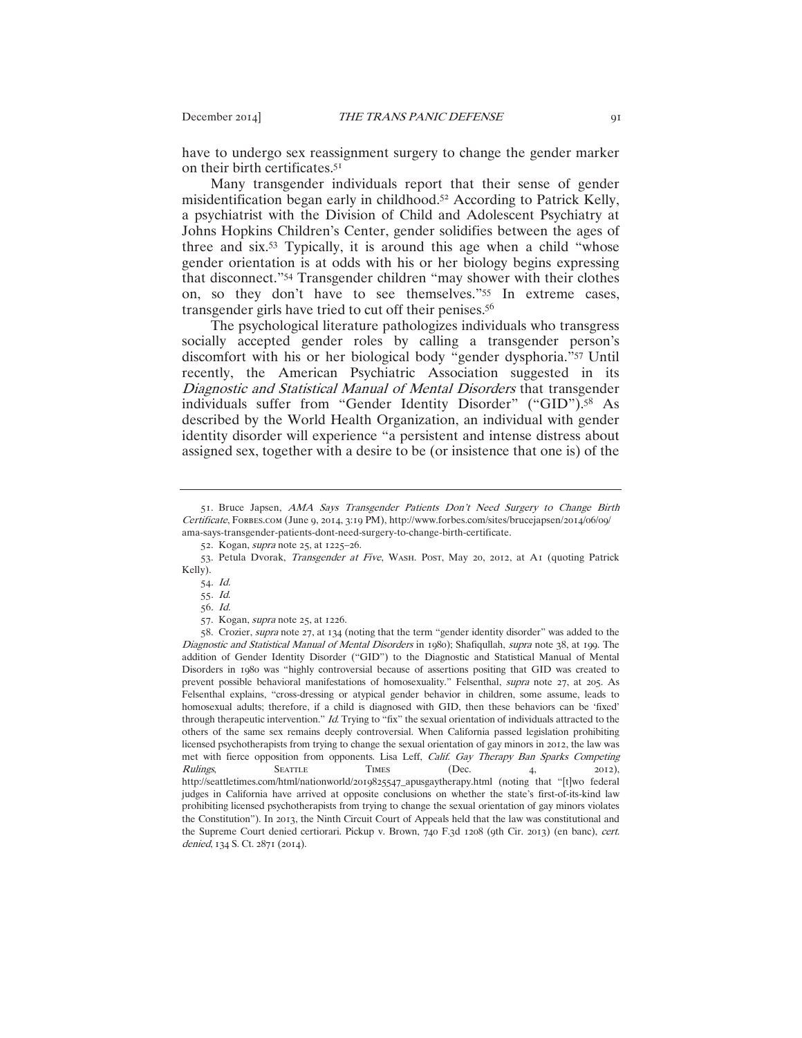have to undergo sex reassignment surgery to change the gender marker on their birth certificates.[51]

Many transgender individuals report that their sense of gender misidentification began early in childhood.[52] According to Patrick Kelly, a psychiatrist with the Division of Child and Adolescent Psychiatry at Johns Hopkins Children's Center, gender solidifies between the ages of three and six.[53] Typically, it is around this age when a child "whose gender orientation is at odds with his or her biology begins expressing that disconnect."[54] Transgender children "may shower with their clothes on, so they don't have to see themselves."[55] In extreme cases, transgender girls have tried to cut off their penises.[56]

The psychological literature pathologizes individuals who transgress socially accepted gender roles by calling a transgender person's discomfort with his or her biological body "gender dysphoria."[57] Until recently, the American Psychiatric Association suggested in its *Diagnostic and Statistical Manual of Mental Disorders* that transgender individuals suffer from "Gender Identity Disorder" ("GID").[58] As described by the World Health Organization, an individual with gender identity disorder will experience "a persistent and intense distress about assigned sex, together with a desire to be (or insistence that one is) of the

---

51. Bruce Japsen, *AMA Says Transgender Patients Don't Need Surgery to Change Birth Certificate*, FORBES.COM (June 9, 2014, 3:19 PM), http://www.forbes.com/sites/brucejapsen/2014/06/09/ama-says-transgender-patients-dont-need-surgery-to-change-birth-certificate.

52. Kogan, *supra* note 25, at 1225–26.

53. Petula Dvorak, *Transgender at Five*, WASH. POST, May 20, 2012, at A1 (quoting Patrick Kelly).

54. *Id.*

55. *Id.*

56. *Id.*

57. Kogan, *supra* note 25, at 1226.

58. Crozier, *supra* note 27, at 134 (noting that the term "gender identity disorder" was added to the *Diagnostic and Statistical Manual of Mental Disorders* in 1980); Shafiqullah, *supra* note 38, at 199. The addition of Gender Identity Disorder ("GID") to the Diagnostic and Statistical Manual of Mental Disorders in 1980 was "highly controversial because of assertions positing that GID was created to prevent possible behavioral manifestations of homosexuality." Felsenthal, *supra* note 27, at 205. As Felsenthal explains, "cross-dressing or atypical gender behavior in children, some assume, leads to homosexual adults; therefore, if a child is diagnosed with GID, then these behaviors can be 'fixed' through therapeutic intervention." *Id.* Trying to "fix" the sexual orientation of individuals attracted to the others of the same sex remains deeply controversial. When California passed legislation prohibiting licensed psychotherapists from trying to change the sexual orientation of gay minors in 2012, the law was met with fierce opposition from opponents. Lisa Leff, *Calif. Gay Therapy Ban Sparks Competing Rulings*, SEATTLE TIMES (Dec. 4, 2012), http://seattletimes.com/html/nationworld/2019825547_apusgaytherapy.html (noting that "[t]wo federal judges in California have arrived at opposite conclusions on whether the state's first-of-its-kind law prohibiting licensed psychotherapists from trying to change the sexual orientation of gay minors violates the Constitution"). In 2013, the Ninth Circuit Court of Appeals held that the law was constitutional and the Supreme Court denied certiorari. Pickup v. Brown, 740 F.3d 1208 (9th Cir. 2013) (en banc), *cert. denied*, 134 S. Ct. 2871 (2014).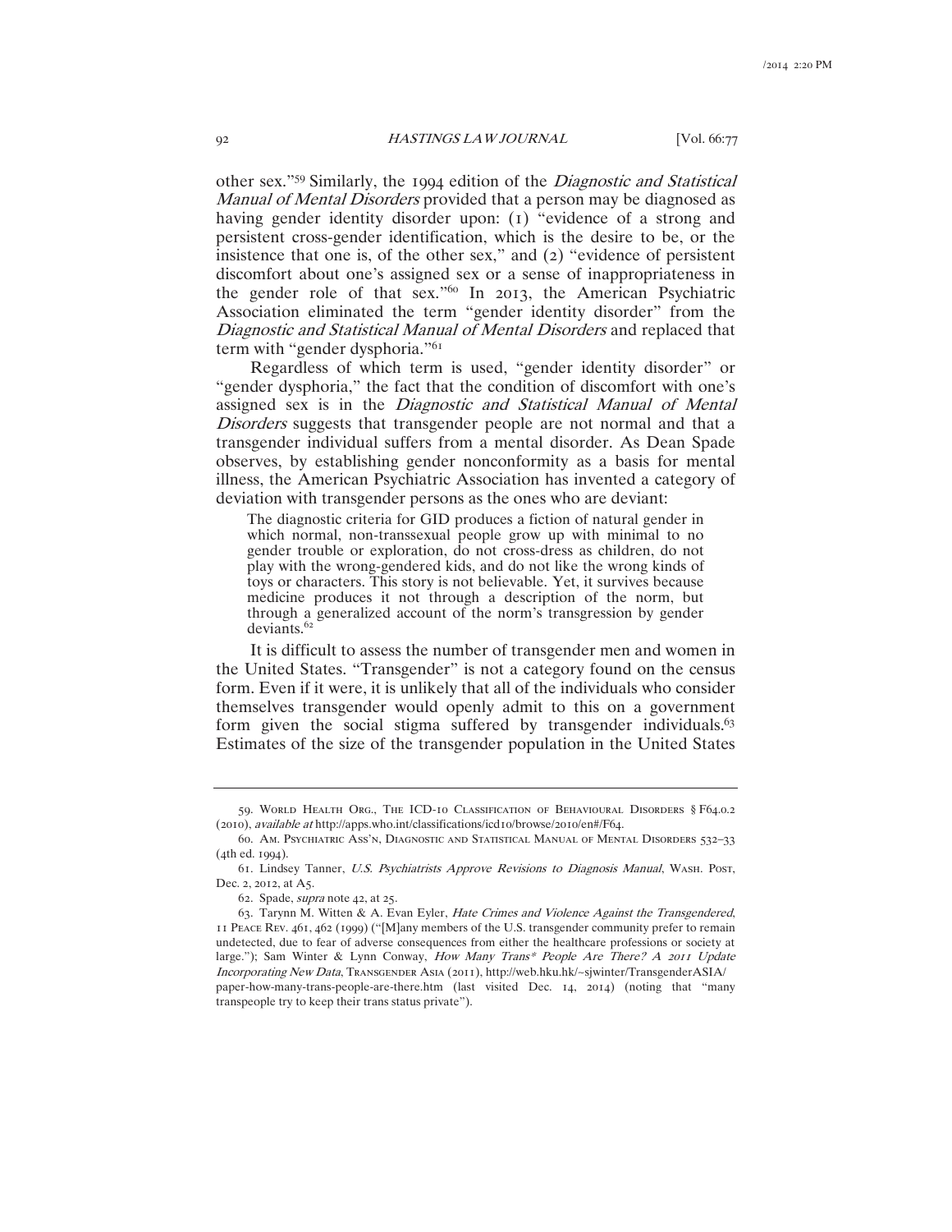other sex."[59] Similarly, the 1994 edition of the *Diagnostic and Statistical Manual of Mental Disorders* provided that a person may be diagnosed as having gender identity disorder upon: (1) "evidence of a strong and persistent cross-gender identification, which is the desire to be, or the insistence that one is, of the other sex," and (2) "evidence of persistent discomfort about one's assigned sex or a sense of inappropriateness in the gender role of that sex."[60] In 2013, the American Psychiatric Association eliminated the term "gender identity disorder" from the *Diagnostic and Statistical Manual of Mental Disorders* and replaced that term with "gender dysphoria."[61]

Regardless of which term is used, "gender identity disorder" or "gender dysphoria," the fact that the condition of discomfort with one's assigned sex is in the *Diagnostic and Statistical Manual of Mental Disorders* suggests that transgender people are not normal and that a transgender individual suffers from a mental disorder. As Dean Spade observes, by establishing gender nonconformity as a basis for mental illness, the American Psychiatric Association has invented a category of deviation with transgender persons as the ones who are deviant:

> The diagnostic criteria for GID produces a fiction of natural gender in which normal, non-transsexual people grow up with minimal to no gender trouble or exploration, do not cross-dress as children, do not play with the wrong-gendered kids, and do not like the wrong kinds of toys or characters. This story is not believable. Yet, it survives because medicine produces it not through a description of the norm, but through a generalized account of the norm's transgression by gender deviants.[62]

It is difficult to assess the number of transgender men and women in the United States. "Transgender" is not a category found on the census form. Even if it were, it is unlikely that all of the individuals who consider themselves transgender would openly admit to this on a government form given the social stigma suffered by transgender individuals.[63] Estimates of the size of the transgender population in the United States

---

59. World Health Org., The ICD-10 Classification of Behavioural Disorders § F64.0.2 (2010), *available at* http://apps.who.int/classifications/icd10/browse/2010/en#/F64.

60. Am. Psychiatric Ass'n, Diagnostic and Statistical Manual of Mental Disorders 532–33 (4th ed. 1994).

61. Lindsey Tanner, *U.S. Psychiatrists Approve Revisions to Diagnosis Manual*, Wash. Post, Dec. 2, 2012, at A5.

62. Spade, *supra* note 42, at 25.

63. Tarynn M. Witten & A. Evan Eyler, *Hate Crimes and Violence Against the Transgendered*, 11 Peace Rev. 461, 462 (1999) ("[M]any members of the U.S. transgender community prefer to remain undetected, due to fear of adverse consequences from either the healthcare professions or society at large."); Sam Winter & Lynn Conway, *How Many Trans\* People Are There? A 2011 Update Incorporating New Data*, Transgender Asia (2011), http://web.hku.hk/~sjwinter/TransgenderASIA/paper-how-many-trans-people-are-there.htm (last visited Dec. 14, 2014) (noting that "many transpeople try to keep their trans status private").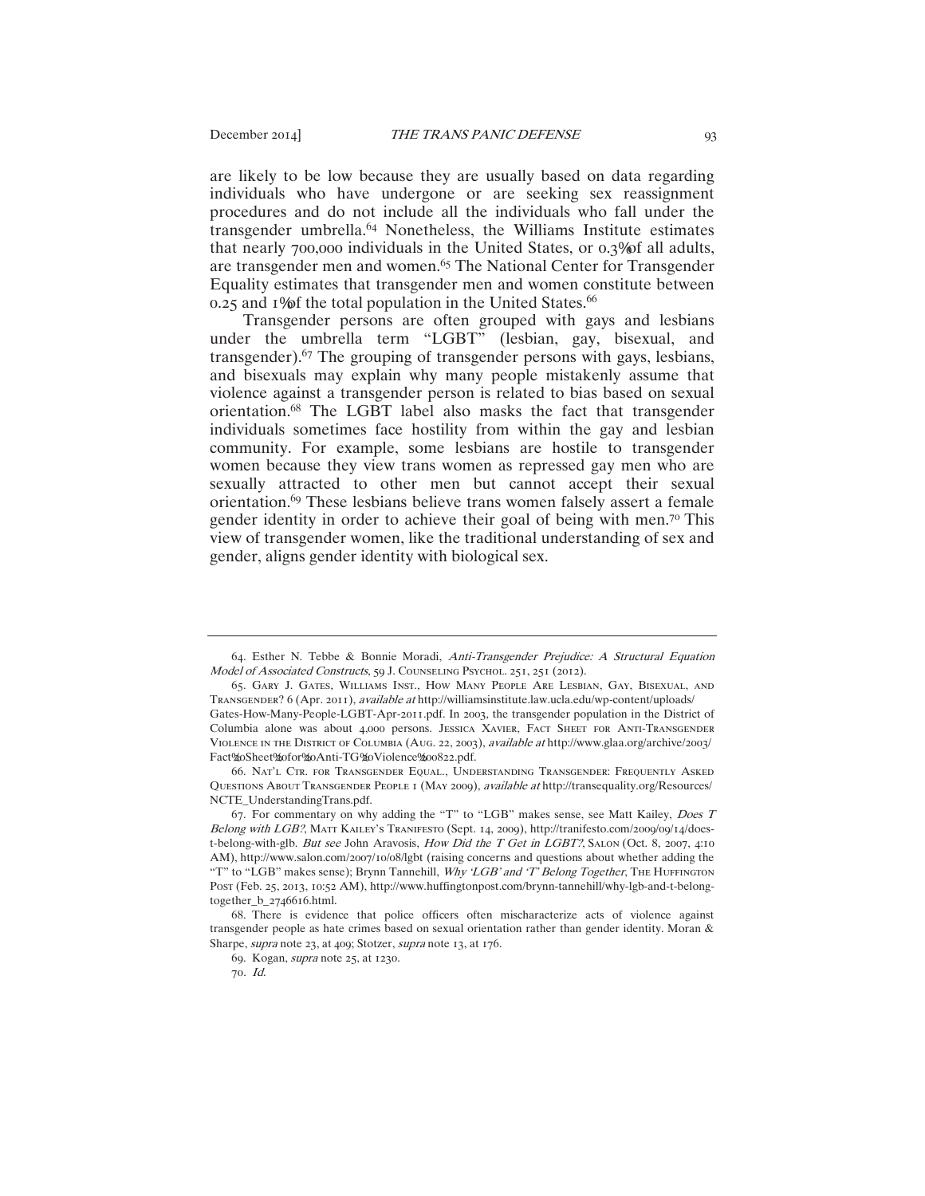are likely to be low because they are usually based on data regarding individuals who have undergone or are seeking sex reassignment procedures and do not include all the individuals who fall under the transgender umbrella.[64] Nonetheless, the Williams Institute estimates that nearly 700,000 individuals in the United States, or 0.3% of all adults, are transgender men and women.[65] The National Center for Transgender Equality estimates that transgender men and women constitute between 0.25 and 1% of the total population in the United States.[66]

Transgender persons are often grouped with gays and lesbians under the umbrella term "LGBT" (lesbian, gay, bisexual, and transgender).[67] The grouping of transgender persons with gays, lesbians, and bisexuals may explain why many people mistakenly assume that violence against a transgender person is related to bias based on sexual orientation.[68] The LGBT label also masks the fact that transgender individuals sometimes face hostility from within the gay and lesbian community. For example, some lesbians are hostile to transgender women because they view trans women as repressed gay men who are sexually attracted to other men but cannot accept their sexual orientation.[69] These lesbians believe trans women falsely assert a female gender identity in order to achieve their goal of being with men.[70] This view of transgender women, like the traditional understanding of sex and gender, aligns gender identity with biological sex.

---

64. Esther N. Tebbe & Bonnie Moradi, *Anti-Transgender Prejudice: A Structural Equation Model of Associated Constructs*, 59 J. Counseling Psychol. 251, 251 (2012).

65. Gary J. Gates, Williams Inst., How Many People Are Lesbian, Gay, Bisexual, and Transgender? 6 (Apr. 2011), *available at* http://williamsinstitute.law.ucla.edu/wp-content/uploads/Gates-How-Many-People-LGBT-Apr-2011.pdf. In 2003, the transgender population in the District of Columbia alone was about 4,000 persons. Jessica Xavier, Fact Sheet for Anti-Transgender Violence in the District of Columbia (Aug. 22, 2003), *available at* http://www.glaa.org/archive/2003/Fact%20Sheet%20for%20Anti-TG%20Violence%200822.pdf.

66. Nat'l Ctr. for Transgender Equal., Understanding Transgender: Frequently Asked Questions About Transgender People 1 (May 2009), *available at* http://transequality.org/Resources/NCTE_UnderstandingTrans.pdf.

67. For commentary on why adding the "T" to "LGB" makes sense, see Matt Kailey, *Does T Belong with LGB?*, Matt Kailey's Tranifesto (Sept. 14, 2009), http://tranifesto.com/2009/09/14/does-t-belong-with-glb. *But see* John Aravosis, *How Did the T Get in LGBT?*, Salon (Oct. 8, 2007, 4:10 AM), http://www.salon.com/2007/10/08/lgbt (raising concerns and questions about whether adding the "T" to "LGB" makes sense); Brynn Tannehill, *Why 'LGB' and 'T' Belong Together*, The Huffington Post (Feb. 25, 2013, 10:52 AM), http://www.huffingtonpost.com/brynn-tannehill/why-lgb-and-t-belong-together_b_2746616.html.

68. There is evidence that police officers often mischaracterize acts of violence against transgender people as hate crimes based on sexual orientation rather than gender identity. Moran & Sharpe, *supra* note 23, at 409; Stotzer, *supra* note 13, at 176.

69. Kogan, *supra* note 25, at 1230.

70. *Id.*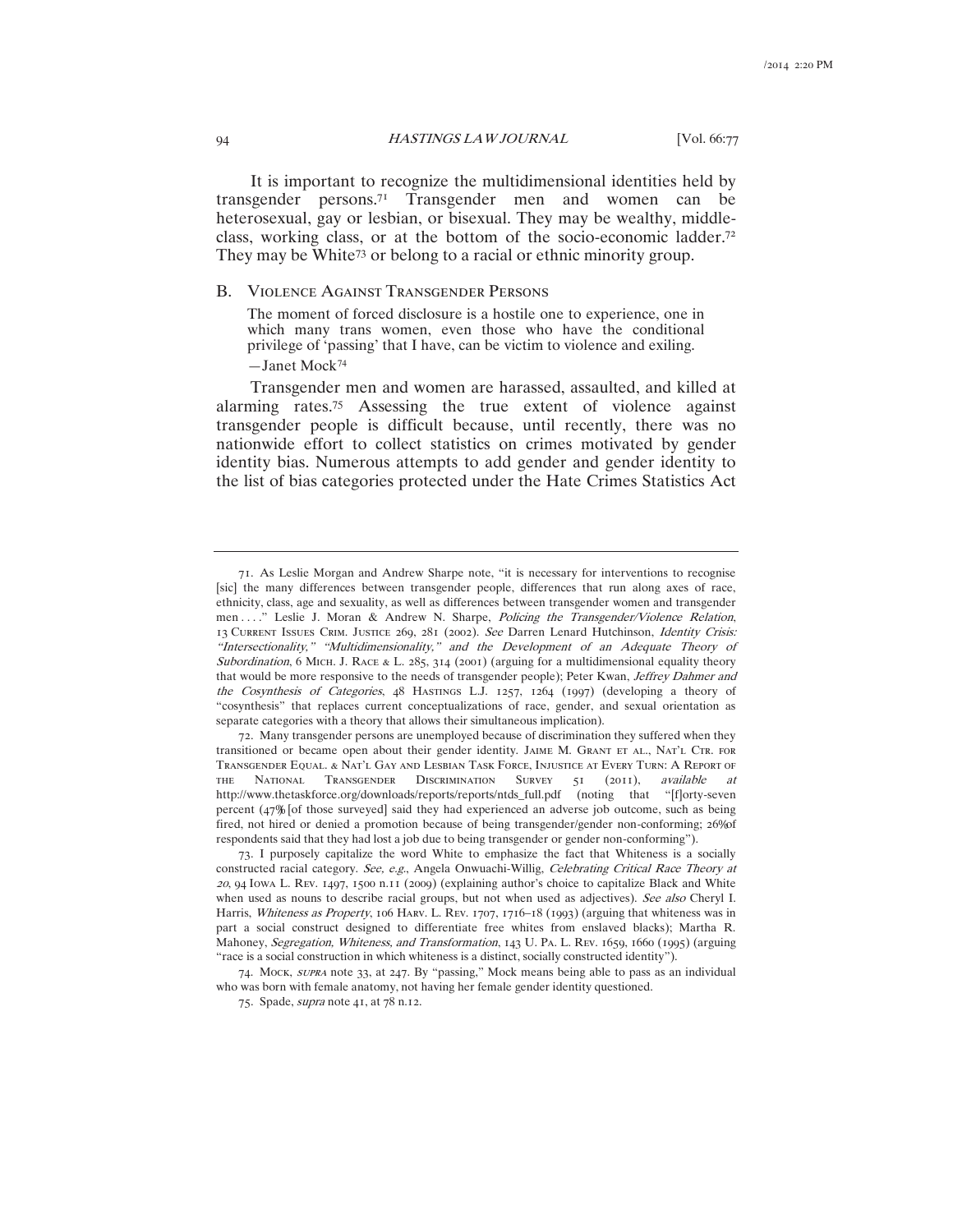It is important to recognize the multidimensional identities held by transgender persons.[71] Transgender men and women can be heterosexual, gay or lesbian, or bisexual. They may be wealthy, middle-class, working class, or at the bottom of the socio-economic ladder.[72] They may be White[73] or belong to a racial or ethnic minority group.

## B. Violence Against Transgender Persons

> The moment of forced disclosure is a hostile one to experience, one in which many trans women, even those who have the conditional privilege of 'passing' that I have, can be victim to violence and exiling.
>
> —Janet Mock[74]

Transgender men and women are harassed, assaulted, and killed at alarming rates.[75] Assessing the true extent of violence against transgender people is difficult because, until recently, there was no nationwide effort to collect statistics on crimes motivated by gender identity bias. Numerous attempts to add gender and gender identity to the list of bias categories protected under the Hate Crimes Statistics Act

---

71. As Leslie Morgan and Andrew Sharpe note, "it is necessary for interventions to recognise [sic] the many differences between transgender people, differences that run along axes of race, ethnicity, class, age and sexuality, as well as differences between transgender women and transgender men . . . ." Leslie J. Moran & Andrew N. Sharpe, *Policing the Transgender/Violence Relation*, 13 Current Issues Crim. Justice 269, 281 (2002). *See* Darren Lenard Hutchinson, *Identity Crisis: "Intersectionality," "Multidimensionality," and the Development of an Adequate Theory of Subordination*, 6 Mich. J. Race & L. 285, 314 (2001) (arguing for a multidimensional equality theory that would be more responsive to the needs of transgender people); Peter Kwan, *Jeffrey Dahmer and the Cosynthesis of Categories*, 48 Hastings L.J. 1257, 1264 (1997) (developing a theory of "cosynthesis" that replaces current conceptualizations of race, gender, and sexual orientation as separate categories with a theory that allows their simultaneous implication).

72. Many transgender persons are unemployed because of discrimination they suffered when they transitioned or became open about their gender identity. Jaime M. Grant et al., Nat'l Ctr. for Transgender Equal. & Nat'l Gay and Lesbian Task Force, Injustice at Every Turn: A Report of the National Transgender Discrimination Survey 51 (2011), *available at* http://www.thetaskforce.org/downloads/reports/reports/ntds_full.pdf (noting that "[f]orty-seven percent (47% [of those surveyed] said they had experienced an adverse job outcome, such as being fired, not hired or denied a promotion because of being transgender/gender non-conforming; 26% of respondents said that they had lost a job due to being transgender or gender non-conforming").

73. I purposely capitalize the word White to emphasize the fact that Whiteness is a socially constructed racial category. *See, e.g.*, Angela Onwuachi-Willig, *Celebrating Critical Race Theory at 20*, 94 Iowa L. Rev. 1497, 1500 n.11 (2009) (explaining author's choice to capitalize Black and White when used as nouns to describe racial groups, but not when used as adjectives). *See also* Cheryl I. Harris, *Whiteness as Property*, 106 Harv. L. Rev. 1707, 1716–18 (1993) (arguing that whiteness was in part a social construct designed to differentiate free whites from enslaved blacks); Martha R. Mahoney, *Segregation, Whiteness, and Transformation*, 143 U. Pa. L. Rev. 1659, 1660 (1995) (arguing "race is a social construction in which whiteness is a distinct, socially constructed identity").

74. Mock, *supra* note 33, at 247. By "passing," Mock means being able to pass as an individual who was born with female anatomy, not having her female gender identity questioned.

75. Spade, *supra* note 41, at 78 n.12.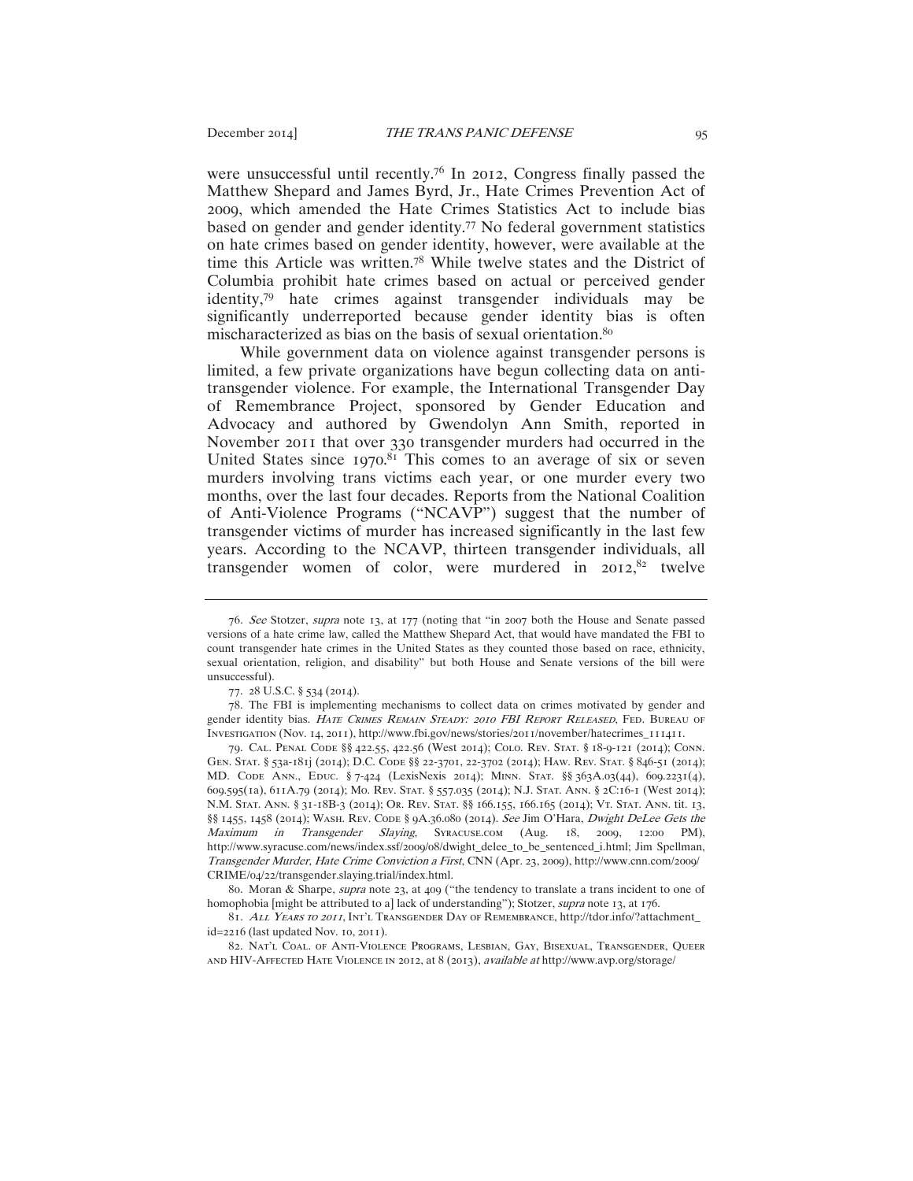were unsuccessful until recently.[76] In 2012, Congress finally passed the Matthew Shepard and James Byrd, Jr., Hate Crimes Prevention Act of 2009, which amended the Hate Crimes Statistics Act to include bias based on gender and gender identity.[77] No federal government statistics on hate crimes based on gender identity, however, were available at the time this Article was written.[78] While twelve states and the District of Columbia prohibit hate crimes based on actual or perceived gender identity,[79] hate crimes against transgender individuals may be significantly underreported because gender identity bias is often mischaracterized as bias on the basis of sexual orientation.[80]

While government data on violence against transgender persons is limited, a few private organizations have begun collecting data on anti-transgender violence. For example, the International Transgender Day of Remembrance Project, sponsored by Gender Education and Advocacy and authored by Gwendolyn Ann Smith, reported in November 2011 that over 330 transgender murders had occurred in the United States since 1970.[81] This comes to an average of six or seven murders involving trans victims each year, or one murder every two months, over the last four decades. Reports from the National Coalition of Anti-Violence Programs ("NCAVP") suggest that the number of transgender victims of murder has increased significantly in the last few years. According to the NCAVP, thirteen transgender individuals, all transgender women of color, were murdered in 2012,[82] twelve

---

76. *See* Stotzer, *supra* note 13, at 177 (noting that "in 2007 both the House and Senate passed versions of a hate crime law, called the Matthew Shepard Act, that would have mandated the FBI to count transgender hate crimes in the United States as they counted those based on race, ethnicity, sexual orientation, religion, and disability" but both House and Senate versions of the bill were unsuccessful).

77. 28 U.S.C. § 534 (2014).

78. The FBI is implementing mechanisms to collect data on crimes motivated by gender and gender identity bias. *Hate Crimes Remain Steady: 2010 FBI Report Released*, Fed. Bureau of Investigation (Nov. 14, 2011), http://www.fbi.gov/news/stories/2011/november/hatecrimes_111411.

79. Cal. Penal Code §§ 422.55, 422.56 (West 2014); Colo. Rev. Stat. § 18-9-121 (2014); Conn. Gen. Stat. § 53a-181j (2014); D.C. Code §§ 22-3701, 22-3702 (2014); Haw. Rev. Stat. § 846-51 (2014); MD. Code Ann., Educ. § 7-424 (LexisNexis 2014); Minn. Stat. §§ 363A.03(44), 609.2231(4), 609.595(1a), 611A.79 (2014); Mo. Rev. Stat. § 557.035 (2014); N.J. Stat. Ann. § 2C:16-1 (West 2014); N.M. Stat. Ann. § 31-18B-3 (2014); Or. Rev. Stat. §§ 166.155, 166.165 (2014); Vt. Stat. Ann. tit. 13, §§ 1455, 1458 (2014); Wash. Rev. Code § 9A.36.080 (2014). *See* Jim O'Hara, *Dwight DeLee Gets the Maximum in Transgender Slaying*, Syracuse.com (Aug. 18, 2009, 12:00 PM), http://www.syracuse.com/news/index.ssf/2009/08/dwight_delee_to_be_sentenced_i.html; Jim Spellman, *Transgender Murder, Hate Crime Conviction a First*, CNN (Apr. 23, 2009), http://www.cnn.com/2009/CRIME/04/22/transgender.slaying.trial/index.html.

80. Moran & Sharpe, *supra* note 23, at 409 ("the tendency to translate a trans incident to one of homophobia [might be attributed to a] lack of understanding"); Stotzer, *supra* note 13, at 176.

81. *All Years to 2011*, Int'l Transgender Day of Remembrance, http://tdor.info/?attachment_id=2216 (last updated Nov. 10, 2011).

82. Nat'l Coal. of Anti-Violence Programs, Lesbian, Gay, Bisexual, Transgender, Queer and HIV-Affected Hate Violence in 2012, at 8 (2013), *available at* http://www.avp.org/storage/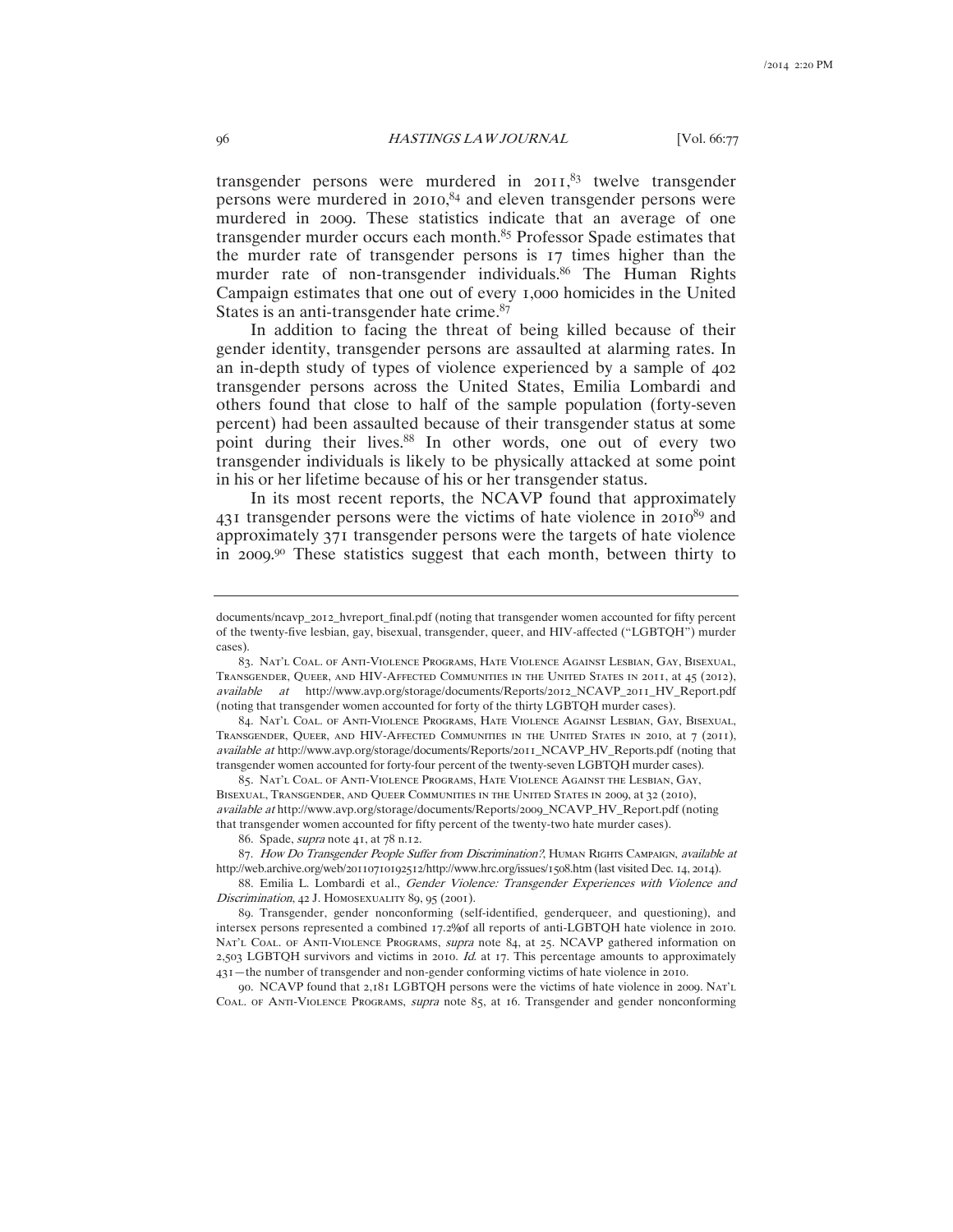transgender persons were murdered in 2011,[83] twelve transgender persons were murdered in 2010,[84] and eleven transgender persons were murdered in 2009. These statistics indicate that an average of one transgender murder occurs each month.[85] Professor Spade estimates that the murder rate of transgender persons is 17 times higher than the murder rate of non-transgender individuals.[86] The Human Rights Campaign estimates that one out of every 1,000 homicides in the United States is an anti-transgender hate crime.[87]

In addition to facing the threat of being killed because of their gender identity, transgender persons are assaulted at alarming rates. In an in-depth study of types of violence experienced by a sample of 402 transgender persons across the United States, Emilia Lombardi and others found that close to half of the sample population (forty-seven percent) had been assaulted because of their transgender status at some point during their lives.[88] In other words, one out of every two transgender individuals is likely to be physically attacked at some point in his or her lifetime because of his or her transgender status.

In its most recent reports, the NCAVP found that approximately 431 transgender persons were the victims of hate violence in 2010[89] and approximately 371 transgender persons were the targets of hate violence in 2009.[90] These statistics suggest that each month, between thirty to

---

documents/ncavp_2012_hvreport_final.pdf (noting that transgender women accounted for fifty percent of the twenty-five lesbian, gay, bisexual, transgender, queer, and HIV-affected ("LGBTQH") murder cases).

83. Nat'l Coal. of Anti-Violence Programs, Hate Violence Against Lesbian, Gay, Bisexual, Transgender, Queer, and HIV-Affected Communities in the United States in 2011, at 45 (2012), *available at* http://www.avp.org/storage/documents/Reports/2012_NCAVP_2011_HV_Report.pdf (noting that transgender women accounted for forty of the thirty LGBTQH murder cases).

84. Nat'l Coal. of Anti-Violence Programs, Hate Violence Against Lesbian, Gay, Bisexual, Transgender, Queer, and HIV-Affected Communities in the United States in 2010, at 7 (2011), *available at* http://www.avp.org/storage/documents/Reports/2011_NCAVP_HV_Reports.pdf (noting that transgender women accounted for forty-four percent of the twenty-seven LGBTQH murder cases).

85. Nat'l Coal. of Anti-Violence Programs, Hate Violence Against the Lesbian, Gay, Bisexual, Transgender, and Queer Communities in the United States in 2009, at 32 (2010), *available at* http://www.avp.org/storage/documents/Reports/2009_NCAVP_HV_Report.pdf (noting that transgender women accounted for fifty percent of the twenty-two hate murder cases).

86. Spade, *supra* note 41, at 78 n.12.

87. *How Do Transgender People Suffer from Discrimination?*, Human Rights Campaign, *available at* http://web.archive.org/web/20110710192512/http://www.hrc.org/issues/1508.htm (last visited Dec. 14, 2014).

88. Emilia L. Lombardi et al., *Gender Violence: Transgender Experiences with Violence and Discrimination*, 42 J. Homosexuality 89, 95 (2001).

89. Transgender, gender nonconforming (self-identified, genderqueer, and questioning), and intersex persons represented a combined 17.2%of all reports of anti-LGBTQH hate violence in 2010. Nat'l Coal. of Anti-Violence Programs, *supra* note 84, at 25. NCAVP gathered information on 2,503 LGBTQH survivors and victims in 2010. *Id.* at 17. This percentage amounts to approximately 431—the number of transgender and non-gender conforming victims of hate violence in 2010.

90. NCAVP found that 2,181 LGBTQH persons were the victims of hate violence in 2009. Nat'l Coal. of Anti-Violence Programs, *supra* note 85, at 16. Transgender and gender nonconforming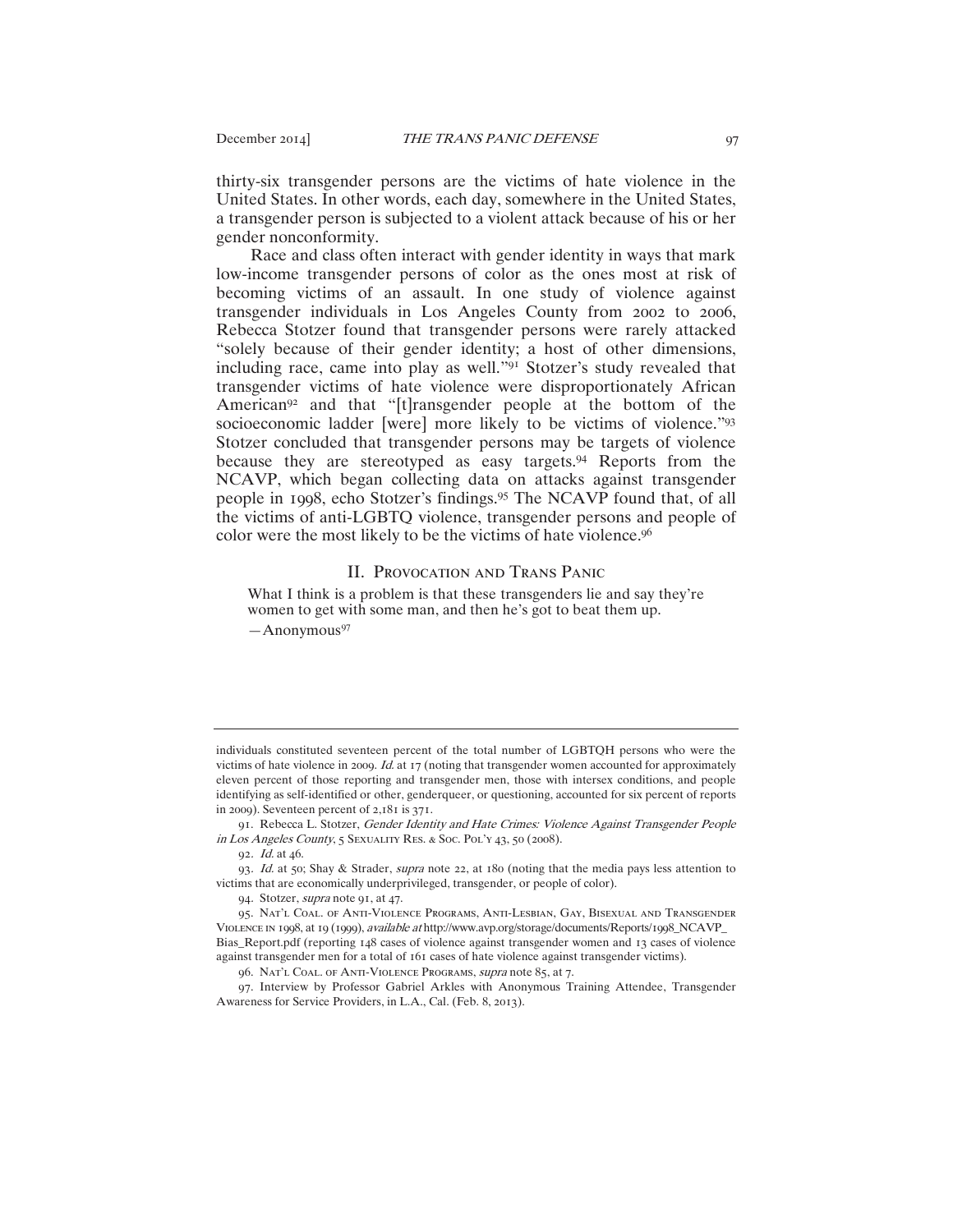thirty-six transgender persons are the victims of hate violence in the United States. In other words, each day, somewhere in the United States, a transgender person is subjected to a violent attack because of his or her gender nonconformity.

Race and class often interact with gender identity in ways that mark low-income transgender persons of color as the ones most at risk of becoming victims of an assault. In one study of violence against transgender individuals in Los Angeles County from 2002 to 2006, Rebecca Stotzer found that transgender persons were rarely attacked "solely because of their gender identity; a host of other dimensions, including race, came into play as well."[91] Stotzer's study revealed that transgender victims of hate violence were disproportionately African American[92] and that "[t]ransgender people at the bottom of the socioeconomic ladder [were] more likely to be victims of violence."[93] Stotzer concluded that transgender persons may be targets of violence because they are stereotyped as easy targets.[94] Reports from the NCAVP, which began collecting data on attacks against transgender people in 1998, echo Stotzer's findings.[95] The NCAVP found that, of all the victims of anti-LGBTQ violence, transgender persons and people of color were the most likely to be the victims of hate violence.[96]

## II. Provocation and Trans Panic

> What I think is a problem is that these transgenders lie and say they're women to get with some man, and then he's got to beat them up.
>
> —Anonymous[97]

---

individuals constituted seventeen percent of the total number of LGBTQH persons who were the victims of hate violence in 2009. *Id.* at 17 (noting that transgender women accounted for approximately eleven percent of those reporting and transgender men, those with intersex conditions, and people identifying as self-identified or other, genderqueer, or questioning, accounted for six percent of reports in 2009). Seventeen percent of 2,181 is 371.

91. Rebecca L. Stotzer, *Gender Identity and Hate Crimes: Violence Against Transgender People in Los Angeles County*, 5 Sexuality Res. & Soc. Pol'y 43, 50 (2008).

92. *Id.* at 46.

93. *Id.* at 50; Shay & Strader, *supra* note 22, at 180 (noting that the media pays less attention to victims that are economically underprivileged, transgender, or people of color).

94. Stotzer, *supra* note 91, at 47.

95. Nat'l Coal. of Anti-Violence Programs, Anti-Lesbian, Gay, Bisexual and Transgender Violence in 1998, at 19 (1999), *available at* http://www.avp.org/storage/documents/Reports/1998_NCAVP_Bias_Report.pdf (reporting 148 cases of violence against transgender women and 13 cases of violence against transgender men for a total of 161 cases of hate violence against transgender victims).

96. Nat'l Coal. of Anti-Violence Programs, *supra* note 85, at 7.

97. Interview by Professor Gabriel Arkles with Anonymous Training Attendee, Transgender Awareness for Service Providers, in L.A., Cal. (Feb. 8, 2013).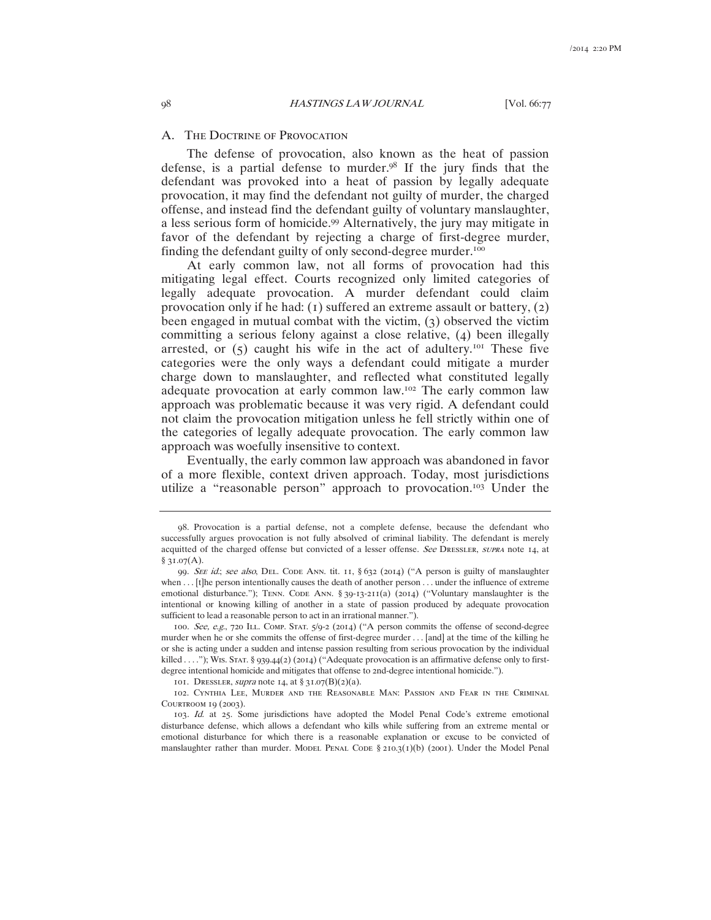## A. The Doctrine of Provocation

The defense of provocation, also known as the heat of passion defense, is a partial defense to murder.[98] If the jury finds that the defendant was provoked into a heat of passion by legally adequate provocation, it may find the defendant not guilty of murder, the charged offense, and instead find the defendant guilty of voluntary manslaughter, a less serious form of homicide.[99] Alternatively, the jury may mitigate in favor of the defendant by rejecting a charge of first-degree murder, finding the defendant guilty of only second-degree murder.[100]

At early common law, not all forms of provocation had this mitigating legal effect. Courts recognized only limited categories of legally adequate provocation. A murder defendant could claim provocation only if he had: (1) suffered an extreme assault or battery, (2) been engaged in mutual combat with the victim, (3) observed the victim committing a serious felony against a close relative, (4) been illegally arrested, or (5) caught his wife in the act of adultery.[101] These five categories were the only ways a defendant could mitigate a murder charge down to manslaughter, and reflected what constituted legally adequate provocation at early common law.[102] The early common law approach was problematic because it was very rigid. A defendant could not claim the provocation mitigation unless he fell strictly within one of the categories of legally adequate provocation. The early common law approach was woefully insensitive to context.

Eventually, the early common law approach was abandoned in favor of a more flexible, context driven approach. Today, most jurisdictions utilize a "reasonable person" approach to provocation.[103] Under the

---

98. Provocation is a partial defense, not a complete defense, because the defendant who successfully argues provocation is not fully absolved of criminal liability. The defendant is merely acquitted of the charged offense but convicted of a lesser offense. *See* Dressler, *supra* note 14, at § 31.07(A).

99. *See id.*; *see also*, Del. Code Ann. tit. 11, § 632 (2014) ("A person is guilty of manslaughter when . . . [t]he person intentionally causes the death of another person . . . under the influence of extreme emotional disturbance."); Tenn. Code Ann. § 39-13-211(a) (2014) ("Voluntary manslaughter is the intentional or knowing killing of another in a state of passion produced by adequate provocation sufficient to lead a reasonable person to act in an irrational manner.").

100. *See, e.g.*, 720 Ill. Comp. Stat. 5/9-2 (2014) ("A person commits the offense of second-degree murder when he or she commits the offense of first-degree murder . . . [and] at the time of the killing he or she is acting under a sudden and intense passion resulting from serious provocation by the individual killed . . . ."); Wis. Stat. § 939.44(2) (2014) ("Adequate provocation is an affirmative defense only to first-degree intentional homicide and mitigates that offense to 2nd-degree intentional homicide.").

101. Dressler, *supra* note 14, at § 31.07(B)(2)(a).

102. Cynthia Lee, Murder and the Reasonable Man: Passion and Fear in the Criminal Courtroom 19 (2003).

103. *Id.* at 25. Some jurisdictions have adopted the Model Penal Code's extreme emotional disturbance defense, which allows a defendant who kills while suffering from an extreme mental or emotional disturbance for which there is a reasonable explanation or excuse to be convicted of manslaughter rather than murder. Model Penal Code § 210.3(1)(b) (2001). Under the Model Penal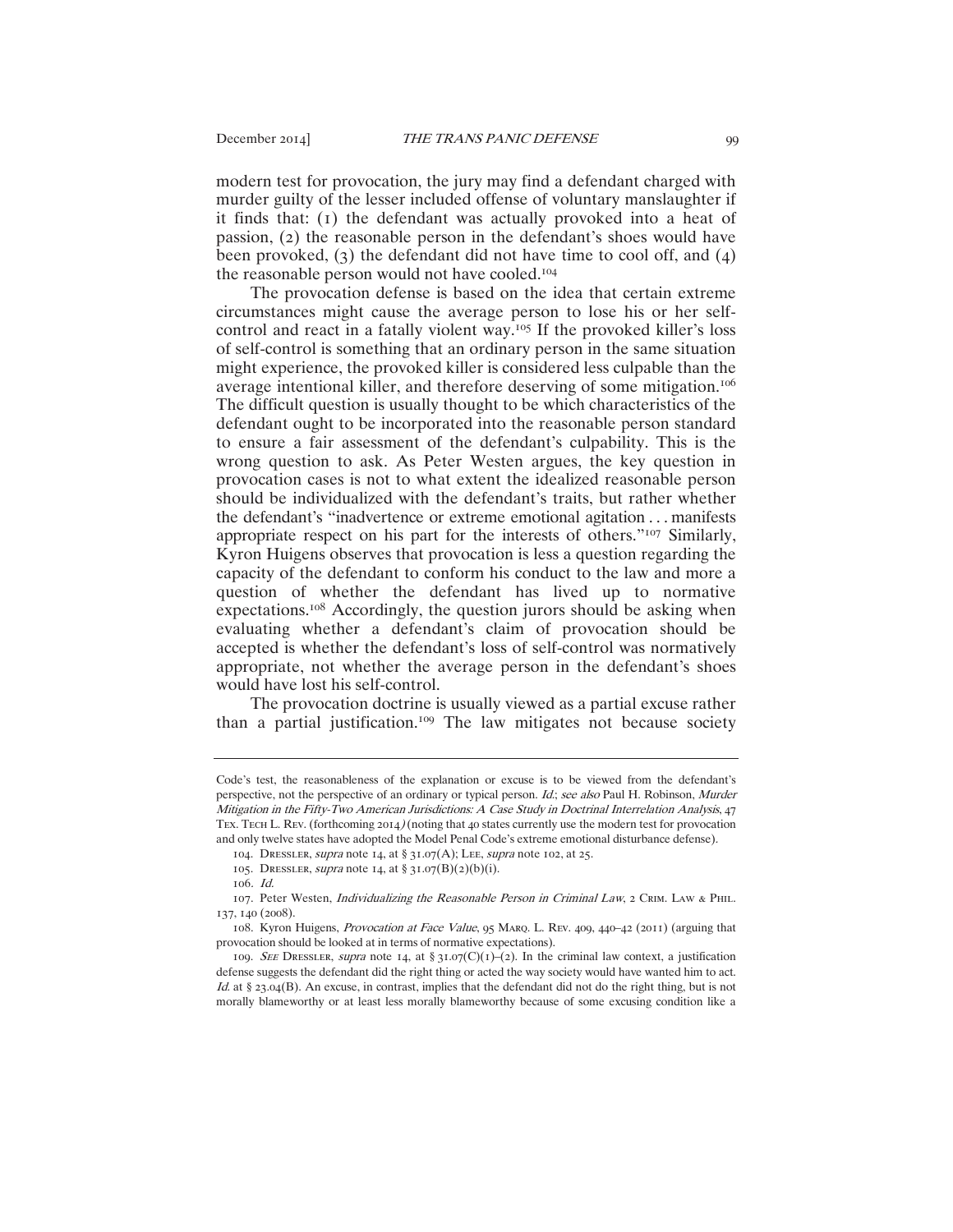modern test for provocation, the jury may find a defendant charged with murder guilty of the lesser included offense of voluntary manslaughter if it finds that: (1) the defendant was actually provoked into a heat of passion, (2) the reasonable person in the defendant's shoes would have been provoked, (3) the defendant did not have time to cool off, and (4) the reasonable person would not have cooled.[104]

The provocation defense is based on the idea that certain extreme circumstances might cause the average person to lose his or her self-control and react in a fatally violent way.[105] If the provoked killer's loss of self-control is something that an ordinary person in the same situation might experience, the provoked killer is considered less culpable than the average intentional killer, and therefore deserving of some mitigation.[106] The difficult question is usually thought to be which characteristics of the defendant ought to be incorporated into the reasonable person standard to ensure a fair assessment of the defendant's culpability. This is the wrong question to ask. As Peter Westen argues, the key question in provocation cases is not to what extent the idealized reasonable person should be individualized with the defendant's traits, but rather whether the defendant's "inadvertence or extreme emotional agitation . . . manifests appropriate respect on his part for the interests of others."[107] Similarly, Kyron Huigens observes that provocation is less a question regarding the capacity of the defendant to conform his conduct to the law and more a question of whether the defendant has lived up to normative expectations.[108] Accordingly, the question jurors should be asking when evaluating whether a defendant's claim of provocation should be accepted is whether the defendant's loss of self-control was normatively appropriate, not whether the average person in the defendant's shoes would have lost his self-control.

The provocation doctrine is usually viewed as a partial excuse rather than a partial justification.[109] The law mitigates not because society

---

Code's test, the reasonableness of the explanation or excuse is to be viewed from the defendant's perspective, not the perspective of an ordinary or typical person. *Id.*; *see also* Paul H. Robinson, *Murder Mitigation in the Fifty-Two American Jurisdictions: A Case Study in Doctrinal Interrelation Analysis*, 47 TEX. TECH L. REV. (forthcoming 2014) (noting that 40 states currently use the modern test for provocation and only twelve states have adopted the Model Penal Code's extreme emotional disturbance defense).

104. DRESSLER, *supra* note 14, at § 31.07(A); LEE, *supra* note 102, at 25.

105. DRESSLER, *supra* note 14, at § 31.07(B)(2)(b)(i).

106. *Id.*

107. Peter Westen, *Individualizing the Reasonable Person in Criminal Law*, 2 CRIM. LAW & PHIL. 137, 140 (2008).

108. Kyron Huigens, *Provocation at Face Value*, 95 MARQ. L. REV. 409, 440–42 (2011) (arguing that provocation should be looked at in terms of normative expectations).

109. *See* DRESSLER, *supra* note 14, at § 31.07(C)(1)–(2). In the criminal law context, a justification defense suggests the defendant did the right thing or acted the way society would have wanted him to act. *Id.* at § 23.04(B). An excuse, in contrast, implies that the defendant did not do the right thing, but is not morally blameworthy or at least less morally blameworthy because of some excusing condition like a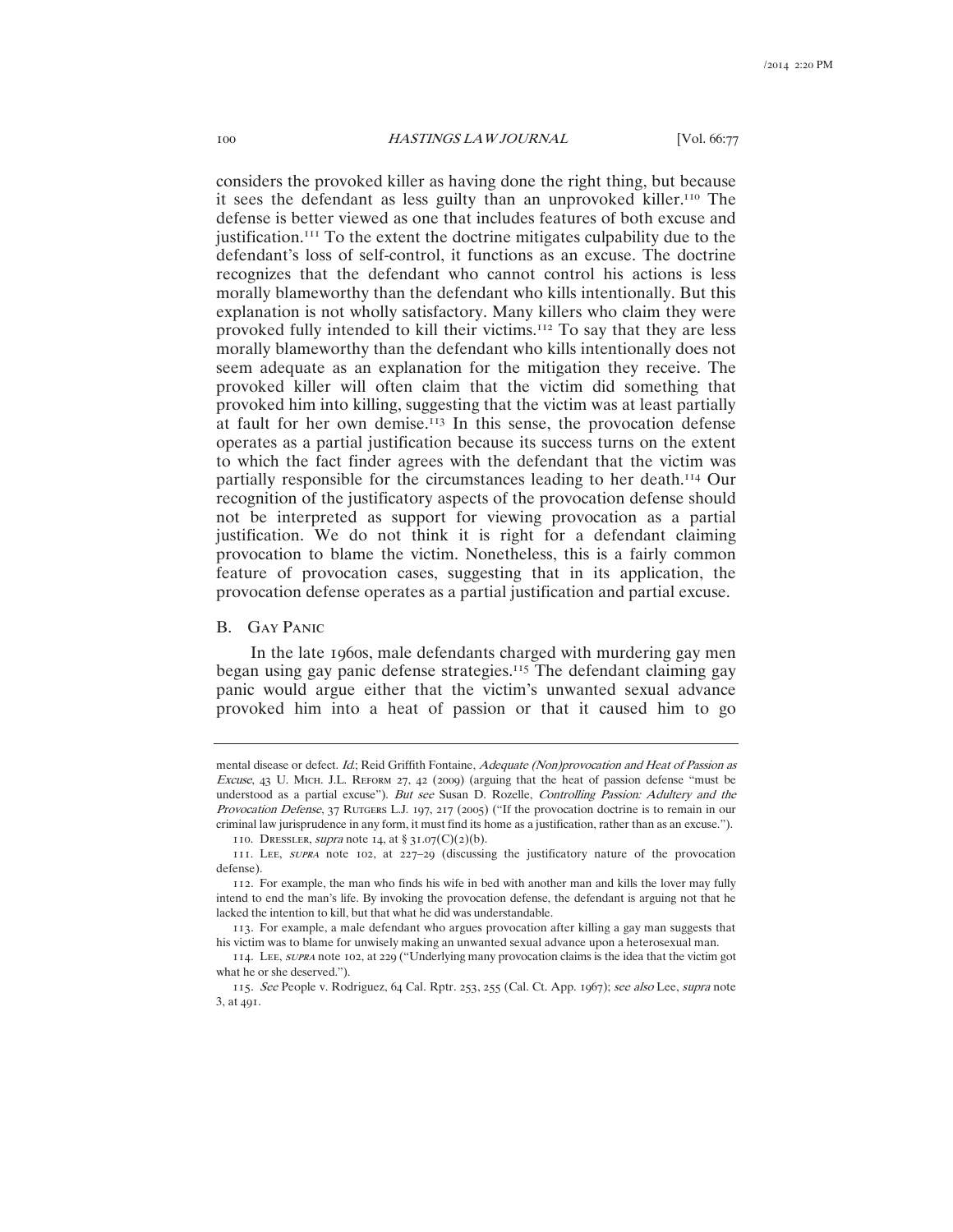considers the provoked killer as having done the right thing, but because it sees the defendant as less guilty than an unprovoked killer.[110] The defense is better viewed as one that includes features of both excuse and justification.[111] To the extent the doctrine mitigates culpability due to the defendant's loss of self-control, it functions as an excuse. The doctrine recognizes that the defendant who cannot control his actions is less morally blameworthy than the defendant who kills intentionally. But this explanation is not wholly satisfactory. Many killers who claim they were provoked fully intended to kill their victims.[112] To say that they are less morally blameworthy than the defendant who kills intentionally does not seem adequate as an explanation for the mitigation they receive. The provoked killer will often claim that the victim did something that provoked him into killing, suggesting that the victim was at least partially at fault for her own demise.[113] In this sense, the provocation defense operates as a partial justification because its success turns on the extent to which the fact finder agrees with the defendant that the victim was partially responsible for the circumstances leading to her death.[114] Our recognition of the justificatory aspects of the provocation defense should not be interpreted as support for viewing provocation as a partial justification. We do not think it is right for a defendant claiming provocation to blame the victim. Nonetheless, this is a fairly common feature of provocation cases, suggesting that in its application, the provocation defense operates as a partial justification and partial excuse.

## B. Gay Panic

In the late 1960s, male defendants charged with murdering gay men began using gay panic defense strategies.[115] The defendant claiming gay panic would argue either that the victim's unwanted sexual advance provoked him into a heat of passion or that it caused him to go

---

mental disease or defect. *Id.*; Reid Griffith Fontaine, *Adequate (Non)provocation and Heat of Passion as Excuse*, 43 U. Mich. J.L. Reform 27, 42 (2009) (arguing that the heat of passion defense "must be understood as a partial excuse"). *But see* Susan D. Rozelle, *Controlling Passion: Adultery and the Provocation Defense*, 37 Rutgers L.J. 197, 217 (2005) ("If the provocation doctrine is to remain in our criminal law jurisprudence in any form, it must find its home as a justification, rather than as an excuse.").

110. Dressler, *supra* note 14, at § 31.07(C)(2)(b).

111. Lee, *supra* note 102, at 227–29 (discussing the justificatory nature of the provocation defense).

112. For example, the man who finds his wife in bed with another man and kills the lover may fully intend to end the man's life. By invoking the provocation defense, the defendant is arguing not that he lacked the intention to kill, but that what he did was understandable.

113. For example, a male defendant who argues provocation after killing a gay man suggests that his victim was to blame for unwisely making an unwanted sexual advance upon a heterosexual man.

114. Lee, *supra* note 102, at 229 ("Underlying many provocation claims is the idea that the victim got what he or she deserved.").

115. *See* People v. Rodriguez, 64 Cal. Rptr. 253, 255 (Cal. Ct. App. 1967); *see also* Lee, *supra* note 3, at 491.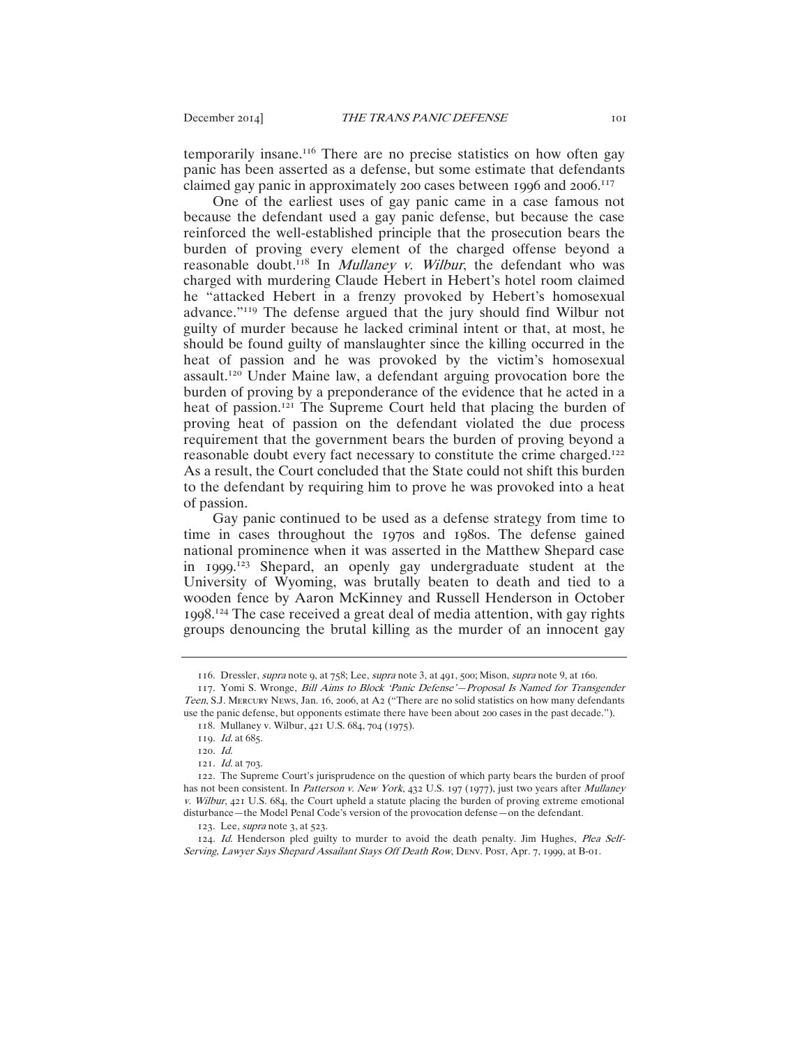temporarily insane.[116] There are no precise statistics on how often gay panic has been asserted as a defense, but some estimate that defendants claimed gay panic in approximately 200 cases between 1996 and 2006.[117]

One of the earliest uses of gay panic came in a case famous not because the defendant used a gay panic defense, but because the case reinforced the well-established principle that the prosecution bears the burden of proving every element of the charged offense beyond a reasonable doubt.[118] In *Mullaney v. Wilbur*, the defendant who was charged with murdering Claude Hebert in Hebert's hotel room claimed he "attacked Hebert in a frenzy provoked by Hebert's homosexual advance."[119] The defense argued that the jury should find Wilbur not guilty of murder because he lacked criminal intent or that, at most, he should be found guilty of manslaughter since the killing occurred in the heat of passion and he was provoked by the victim's homosexual assault.[120] Under Maine law, a defendant arguing provocation bore the burden of proving by a preponderance of the evidence that he acted in a heat of passion.[121] The Supreme Court held that placing the burden of proving heat of passion on the defendant violated the due process requirement that the government bears the burden of proving beyond a reasonable doubt every fact necessary to constitute the crime charged.[122] As a result, the Court concluded that the State could not shift this burden to the defendant by requiring him to prove he was provoked into a heat of passion.

Gay panic continued to be used as a defense strategy from time to time in cases throughout the 1970s and 1980s. The defense gained national prominence when it was asserted in the Matthew Shepard case in 1999.[123] Shepard, an openly gay undergraduate student at the University of Wyoming, was brutally beaten to death and tied to a wooden fence by Aaron McKinney and Russell Henderson in October 1998.[124] The case received a great deal of media attention, with gay rights groups denouncing the brutal killing as the murder of an innocent gay

---

116. Dressler, *supra* note 9, at 758; Lee, *supra* note 3, at 491, 500; Mison, *supra* note 9, at 160.

117. Yomi S. Wronge, *Bill Aims to Block 'Panic Defense'—Proposal Is Named for Transgender Teen*, S.J. MERCURY NEWS, Jan. 16, 2006, at A2 ("There are no solid statistics on how many defendants use the panic defense, but opponents estimate there have been about 200 cases in the past decade.").

118. Mullaney v. Wilbur, 421 U.S. 684, 704 (1975).

119. *Id.* at 685.

120. *Id.*

121. *Id.* at 703.

122. The Supreme Court's jurisprudence on the question of which party bears the burden of proof has not been consistent. In *Patterson v. New York*, 432 U.S. 197 (1977), just two years after *Mullaney v. Wilbur*, 421 U.S. 684, the Court upheld a statute placing the burden of proving extreme emotional disturbance—the Model Penal Code's version of the provocation defense—on the defendant.

123. Lee, *supra* note 3, at 523.

124. *Id.* Henderson pled guilty to murder to avoid the death penalty. Jim Hughes, *Plea Self-Serving, Lawyer Says Shepard Assailant Stays Off Death Row*, DENV. POST, Apr. 7, 1999, at B-01.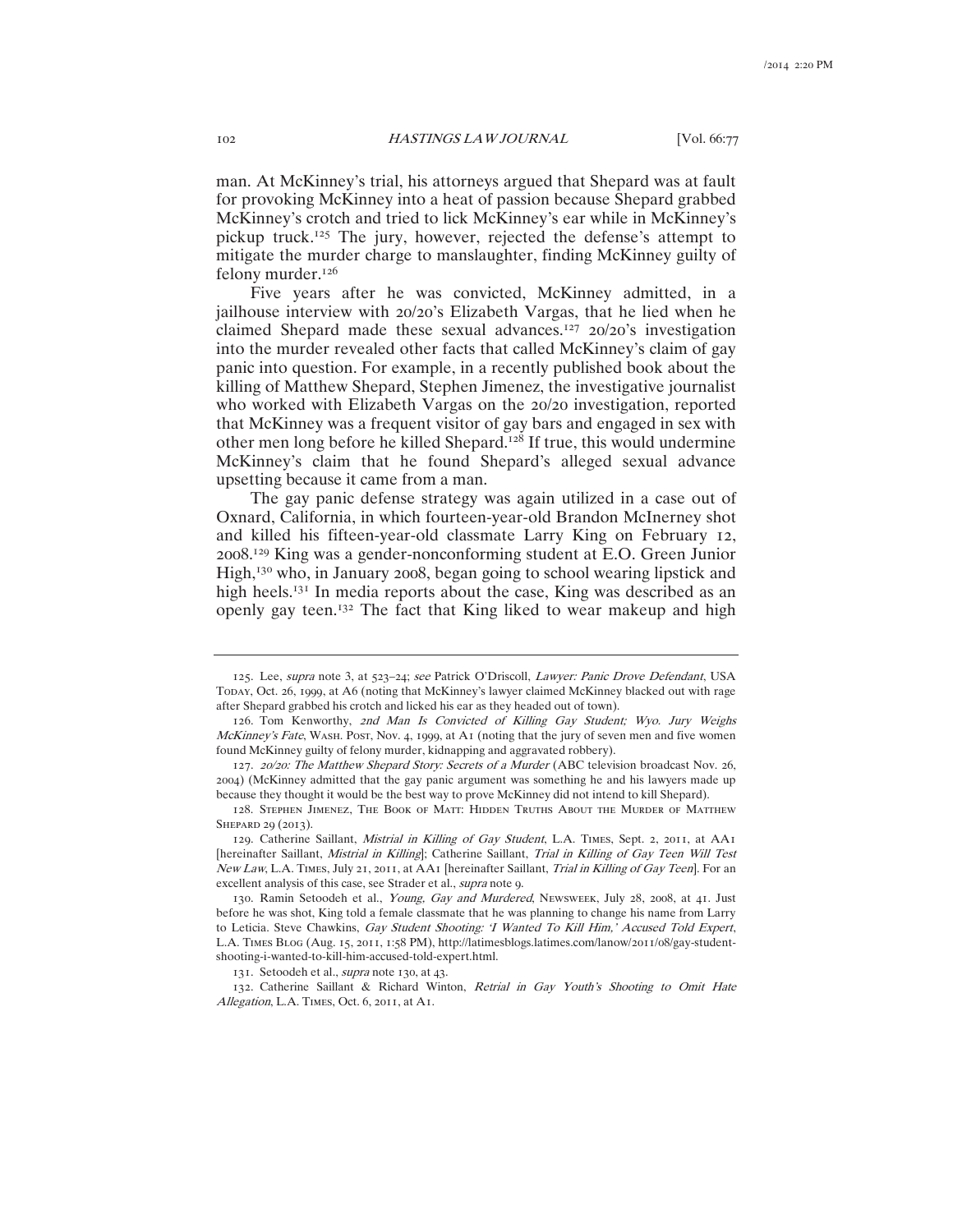man. At McKinney's trial, his attorneys argued that Shepard was at fault for provoking McKinney into a heat of passion because Shepard grabbed McKinney's crotch and tried to lick McKinney's ear while in McKinney's pickup truck.[125] The jury, however, rejected the defense's attempt to mitigate the murder charge to manslaughter, finding McKinney guilty of felony murder.[126]

Five years after he was convicted, McKinney admitted, in a jailhouse interview with 20/20's Elizabeth Vargas, that he lied when he claimed Shepard made these sexual advances.[127] 20/20's investigation into the murder revealed other facts that called McKinney's claim of gay panic into question. For example, in a recently published book about the killing of Matthew Shepard, Stephen Jimenez, the investigative journalist who worked with Elizabeth Vargas on the 20/20 investigation, reported that McKinney was a frequent visitor of gay bars and engaged in sex with other men long before he killed Shepard.[128] If true, this would undermine McKinney's claim that he found Shepard's alleged sexual advance upsetting because it came from a man.

The gay panic defense strategy was again utilized in a case out of Oxnard, California, in which fourteen-year-old Brandon McInerney shot and killed his fifteen-year-old classmate Larry King on February 12, 2008.[129] King was a gender-nonconforming student at E.O. Green Junior High,[130] who, in January 2008, began going to school wearing lipstick and high heels.[131] In media reports about the case, King was described as an openly gay teen.[132] The fact that King liked to wear makeup and high

---

125. Lee, *supra* note 3, at 523–24; *see* Patrick O'Driscoll, *Lawyer: Panic Drove Defendant*, USA TODAY, Oct. 26, 1999, at A6 (noting that McKinney's lawyer claimed McKinney blacked out with rage after Shepard grabbed his crotch and licked his ear as they headed out of town).

126. Tom Kenworthy, *2nd Man Is Convicted of Killing Gay Student; Wyo. Jury Weighs McKinney's Fate*, WASH. POST, Nov. 4, 1999, at A1 (noting that the jury of seven men and five women found McKinney guilty of felony murder, kidnapping and aggravated robbery).

127. *20/20: The Matthew Shepard Story: Secrets of a Murder* (ABC television broadcast Nov. 26, 2004) (McKinney admitted that the gay panic argument was something he and his lawyers made up because they thought it would be the best way to prove McKinney did not intend to kill Shepard).

128. STEPHEN JIMENEZ, THE BOOK OF MATT: HIDDEN TRUTHS ABOUT THE MURDER OF MATTHEW SHEPARD 29 (2013).

129. Catherine Saillant, *Mistrial in Killing of Gay Student*, L.A. TIMES, Sept. 2, 2011, at AA1 [hereinafter Saillant, *Mistrial in Killing*]; Catherine Saillant, *Trial in Killing of Gay Teen Will Test New Law*, L.A. TIMES, July 21, 2011, at AA1 [hereinafter Saillant, *Trial in Killing of Gay Teen*]. For an excellent analysis of this case, see Strader et al., *supra* note 9.

130. Ramin Setoodeh et al., *Young, Gay and Murdered*, NEWSWEEK, July 28, 2008, at 41. Just before he was shot, King told a female classmate that he was planning to change his name from Larry to Leticia. Steve Chawkins, *Gay Student Shooting: 'I Wanted To Kill Him,' Accused Told Expert*, L.A. TIMES BLOG (Aug. 15, 2011, 1:58 PM), http://latimesblogs.latimes.com/lanow/2011/08/gay-student-shooting-i-wanted-to-kill-him-accused-told-expert.html.

131. Setoodeh et al., *supra* note 130, at 43.

132. Catherine Saillant & Richard Winton, *Retrial in Gay Youth's Shooting to Omit Hate Allegation*, L.A. TIMES, Oct. 6, 2011, at A1.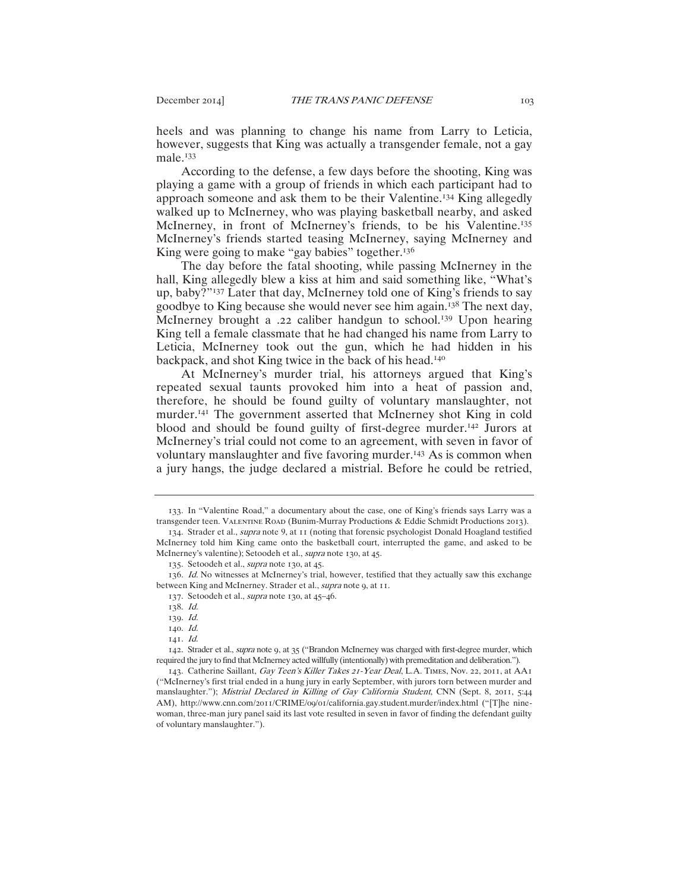heels and was planning to change his name from Larry to Leticia, however, suggests that King was actually a transgender female, not a gay male.[133]

According to the defense, a few days before the shooting, King was playing a game with a group of friends in which each participant had to approach someone and ask them to be their Valentine.[134] King allegedly walked up to McInerney, who was playing basketball nearby, and asked McInerney, in front of McInerney's friends, to be his Valentine.[135] McInerney's friends started teasing McInerney, saying McInerney and King were going to make "gay babies" together.[136]

The day before the fatal shooting, while passing McInerney in the hall, King allegedly blew a kiss at him and said something like, "What's up, baby?"[137] Later that day, McInerney told one of King's friends to say goodbye to King because she would never see him again.[138] The next day, McInerney brought a .22 caliber handgun to school.[139] Upon hearing King tell a female classmate that he had changed his name from Larry to Leticia, McInerney took out the gun, which he had hidden in his backpack, and shot King twice in the back of his head.[140]

At McInerney's murder trial, his attorneys argued that King's repeated sexual taunts provoked him into a heat of passion and, therefore, he should be found guilty of voluntary manslaughter, not murder.[141] The government asserted that McInerney shot King in cold blood and should be found guilty of first-degree murder.[142] Jurors at McInerney's trial could not come to an agreement, with seven in favor of voluntary manslaughter and five favoring murder.[143] As is common when a jury hangs, the judge declared a mistrial. Before he could be retried,

---

133. In "Valentine Road," a documentary about the case, one of King's friends says Larry was a transgender teen. VALENTINE ROAD (Bunim-Murray Productions & Eddie Schmidt Productions 2013).

134. Strader et al., *supra* note 9, at 11 (noting that forensic psychologist Donald Hoagland testified McInerney told him King came onto the basketball court, interrupted the game, and asked to be McInerney's valentine); Setoodeh et al., *supra* note 130, at 45.

135. Setoodeh et al., *supra* note 130, at 45.

136. *Id.* No witnesses at McInerney's trial, however, testified that they actually saw this exchange between King and McInerney. Strader et al., *supra* note 9, at 11.

137. Setoodeh et al., *supra* note 130, at 45–46.

138. *Id.*

139. *Id.*

140. *Id.*

141. *Id.*

142. Strader et al., *supra* note 9, at 35 ("Brandon McInerney was charged with first-degree murder, which required the jury to find that McInerney acted willfully (intentionally) with premeditation and deliberation.").

143. Catherine Saillant, *Gay Teen's Killer Takes 21-Year Deal*, L.A. TIMES, Nov. 22, 2011, at AA1 ("McInerney's first trial ended in a hung jury in early September, with jurors torn between murder and manslaughter."); *Mistrial Declared in Killing of Gay California Student*, CNN (Sept. 8, 2011, 5:44 AM), http://www.cnn.com/2011/CRIME/09/01/california.gay.student.murder/index.html ("[T]he nine-woman, three-man jury panel said its last vote resulted in seven in favor of finding the defendant guilty of voluntary manslaughter.").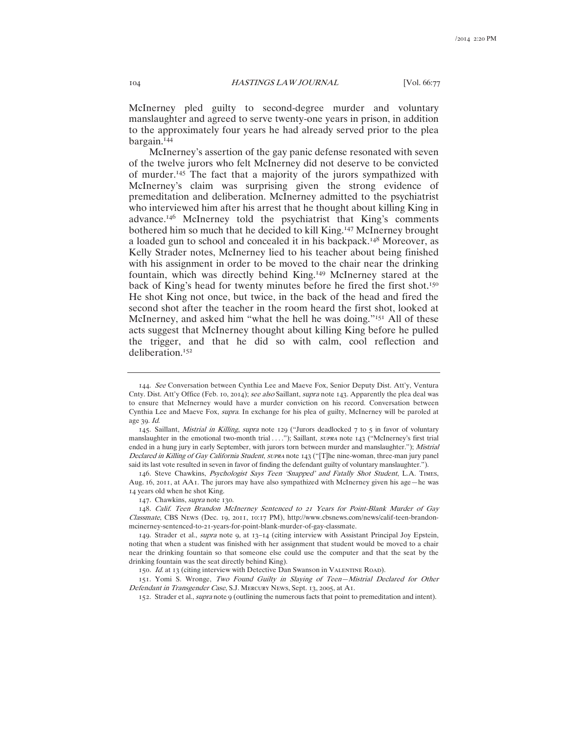McInerney pled guilty to second-degree murder and voluntary manslaughter and agreed to serve twenty-one years in prison, in addition to the approximately four years he had already served prior to the plea bargain.[144]

McInerney's assertion of the gay panic defense resonated with seven of the twelve jurors who felt McInerney did not deserve to be convicted of murder.[145] The fact that a majority of the jurors sympathized with McInerney's claim was surprising given the strong evidence of premeditation and deliberation. McInerney admitted to the psychiatrist who interviewed him after his arrest that he thought about killing King in advance.[146] McInerney told the psychiatrist that King's comments bothered him so much that he decided to kill King.[147] McInerney brought a loaded gun to school and concealed it in his backpack.[148] Moreover, as Kelly Strader notes, McInerney lied to his teacher about being finished with his assignment in order to be moved to the chair near the drinking fountain, which was directly behind King.[149] McInerney stared at the back of King's head for twenty minutes before he fired the first shot.[150] He shot King not once, but twice, in the back of the head and fired the second shot after the teacher in the room heard the first shot, looked at McInerney, and asked him "what the hell he was doing."[151] All of these acts suggest that McInerney thought about killing King before he pulled the trigger, and that he did so with calm, cool reflection and deliberation.[152]

---

144. *See* Conversation between Cynthia Lee and Maeve Fox, Senior Deputy Dist. Att'y, Ventura Cnty. Dist. Att'y Office (Feb. 10, 2014); *see also* Saillant, *supra* note 143. Apparently the plea deal was to ensure that McInerney would have a murder conviction on his record. Conversation between Cynthia Lee and Maeve Fox, *supra*. In exchange for his plea of guilty, McInerney will be paroled at age 39. *Id.*

145. Saillant, *Mistrial in Killing*, *supra* note 129 ("Jurors deadlocked 7 to 5 in favor of voluntary manslaughter in the emotional two-month trial . . . ."); Saillant, *supra* note 143 ("McInerney's first trial ended in a hung jury in early September, with jurors torn between murder and manslaughter."); *Mistrial Declared in Killing of Gay California Student*, *supra* note 143 ("[T]he nine-woman, three-man jury panel said its last vote resulted in seven in favor of finding the defendant guilty of voluntary manslaughter.").

146. Steve Chawkins, *Psychologist Says Teen 'Snapped' and Fatally Shot Student*, L.A. Times, Aug. 16, 2011, at AA1. The jurors may have also sympathized with McInerney given his age—he was 14 years old when he shot King.

147. Chawkins, *supra* note 130.

148. *Calif. Teen Brandon McInerney Sentenced to 21 Years for Point-Blank Murder of Gay Classmate*, CBS News (Dec. 19, 2011, 10:17 PM), http://www.cbsnews.com/news/calif-teen-brandon-mcinerney-sentenced-to-21-years-for-point-blank-murder-of-gay-classmate.

149. Strader et al., *supra* note 9, at 13–14 (citing interview with Assistant Principal Joy Epstein, noting that when a student was finished with her assignment that student would be moved to a chair near the drinking fountain so that someone else could use the computer and that the seat by the drinking fountain was the seat directly behind King).

150. *Id.* at 13 (citing interview with Detective Dan Swanson in Valentine Road).

151. Yomi S. Wronge, *Two Found Guilty in Slaying of Teen—Mistrial Declared for Other Defendant in Transgender Case*, S.J. Mercury News, Sept. 13, 2005, at A1.

152. Strader et al., *supra* note 9 (outlining the numerous facts that point to premeditation and intent).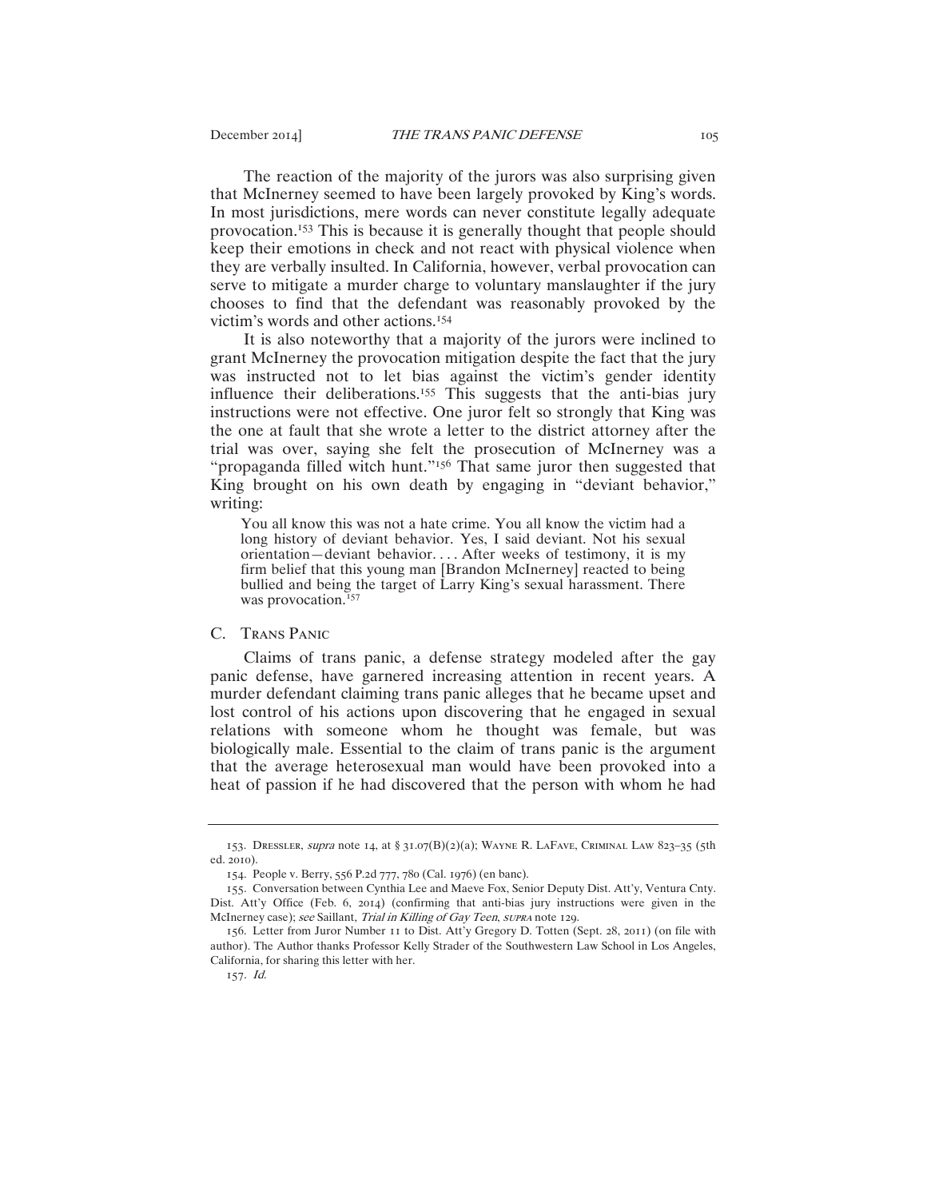The reaction of the majority of the jurors was also surprising given that McInerney seemed to have been largely provoked by King's words. In most jurisdictions, mere words can never constitute legally adequate provocation.[153] This is because it is generally thought that people should keep their emotions in check and not react with physical violence when they are verbally insulted. In California, however, verbal provocation can serve to mitigate a murder charge to voluntary manslaughter if the jury chooses to find that the defendant was reasonably provoked by the victim's words and other actions.[154]

It is also noteworthy that a majority of the jurors were inclined to grant McInerney the provocation mitigation despite the fact that the jury was instructed not to let bias against the victim's gender identity influence their deliberations.[155] This suggests that the anti-bias jury instructions were not effective. One juror felt so strongly that King was the one at fault that she wrote a letter to the district attorney after the trial was over, saying she felt the prosecution of McInerney was a "propaganda filled witch hunt."[156] That same juror then suggested that King brought on his own death by engaging in "deviant behavior," writing:

> You all know this was not a hate crime. You all know the victim had a long history of deviant behavior. Yes, I said deviant. Not his sexual orientation—deviant behavior. . . . After weeks of testimony, it is my firm belief that this young man [Brandon McInerney] reacted to being bullied and being the target of Larry King's sexual harassment. There was provocation.[157]

### C. Trans Panic

Claims of trans panic, a defense strategy modeled after the gay panic defense, have garnered increasing attention in recent years. A murder defendant claiming trans panic alleges that he became upset and lost control of his actions upon discovering that he engaged in sexual relations with someone whom he thought was female, but was biologically male. Essential to the claim of trans panic is the argument that the average heterosexual man would have been provoked into a heat of passion if he had discovered that the person with whom he had

---

153. Dressler, *supra* note 14, at § 31.07(B)(2)(a); Wayne R. LaFave, Criminal Law 823–35 (5th ed. 2010).

154. People v. Berry, 556 P.2d 777, 780 (Cal. 1976) (en banc).

155. Conversation between Cynthia Lee and Maeve Fox, Senior Deputy Dist. Att'y, Ventura Cnty. Dist. Att'y Office (Feb. 6, 2014) (confirming that anti-bias jury instructions were given in the McInerney case); *see* Saillant, *Trial in Killing of Gay Teen*, *supra* note 129.

156. Letter from Juror Number 11 to Dist. Att'y Gregory D. Totten (Sept. 28, 2011) (on file with author). The Author thanks Professor Kelly Strader of the Southwestern Law School in Los Angeles, California, for sharing this letter with her.

157. *Id.*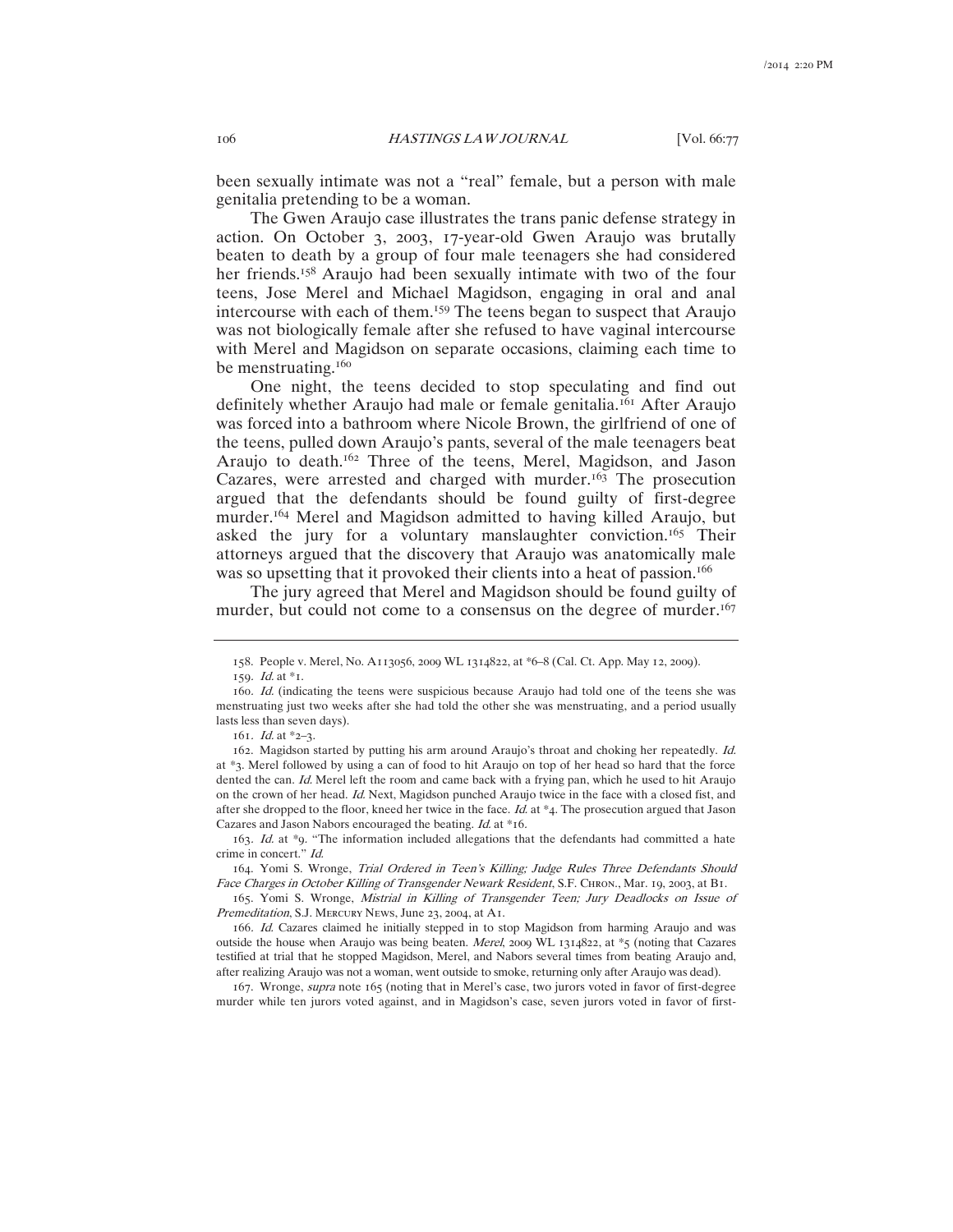been sexually intimate was not a "real" female, but a person with male genitalia pretending to be a woman.

The Gwen Araujo case illustrates the trans panic defense strategy in action. On October 3, 2003, 17-year-old Gwen Araujo was brutally beaten to death by a group of four male teenagers she had considered her friends.[158] Araujo had been sexually intimate with two of the four teens, Jose Merel and Michael Magidson, engaging in oral and anal intercourse with each of them.[159] The teens began to suspect that Araujo was not biologically female after she refused to have vaginal intercourse with Merel and Magidson on separate occasions, claiming each time to be menstruating.[160]

One night, the teens decided to stop speculating and find out definitely whether Araujo had male or female genitalia.[161] After Araujo was forced into a bathroom where Nicole Brown, the girlfriend of one of the teens, pulled down Araujo's pants, several of the male teenagers beat Araujo to death.[162] Three of the teens, Merel, Magidson, and Jason Cazares, were arrested and charged with murder.[163] The prosecution argued that the defendants should be found guilty of first-degree murder.[164] Merel and Magidson admitted to having killed Araujo, but asked the jury for a voluntary manslaughter conviction.[165] Their attorneys argued that the discovery that Araujo was anatomically male was so upsetting that it provoked their clients into a heat of passion.[166]

The jury agreed that Merel and Magidson should be found guilty of murder, but could not come to a consensus on the degree of murder.[167]

---

158. People v. Merel, No. A113056, 2009 WL 1314822, at *6–8 (Cal. Ct. App. May 12, 2009).

159. *Id.* at *1.

160. *Id.* (indicating the teens were suspicious because Araujo had told one of the teens she was menstruating just two weeks after she had told the other she was menstruating, and a period usually lasts less than seven days).

161. *Id.* at *2–3.

162. Magidson started by putting his arm around Araujo's throat and choking her repeatedly. *Id.* at *3. Merel followed by using a can of food to hit Araujo on top of her head so hard that the force dented the can. *Id.* Merel left the room and came back with a frying pan, which he used to hit Araujo on the crown of her head. *Id.* Next, Magidson punched Araujo twice in the face with a closed fist, and after she dropped to the floor, kneed her twice in the face. *Id.* at *4. The prosecution argued that Jason Cazares and Jason Nabors encouraged the beating. *Id.* at *16.

163. *Id.* at *9. "The information included allegations that the defendants had committed a hate crime in concert." *Id.*

164. Yomi S. Wronge, *Trial Ordered in Teen's Killing; Judge Rules Three Defendants Should Face Charges in October Killing of Transgender Newark Resident*, S.F. CHRON., Mar. 19, 2003, at B1.

165. Yomi S. Wronge, *Mistrial in Killing of Transgender Teen; Jury Deadlocks on Issue of Premeditation*, S.J. MERCURY NEWS, June 23, 2004, at A1.

166. *Id.* Cazares claimed he initially stepped in to stop Magidson from harming Araujo and was outside the house when Araujo was being beaten. *Merel*, 2009 WL 1314822, at *5 (noting that Cazares testified at trial that he stopped Magidson, Merel, and Nabors several times from beating Araujo and, after realizing Araujo was not a woman, went outside to smoke, returning only after Araujo was dead).

167. Wronge, *supra* note 165 (noting that in Merel's case, two jurors voted in favor of first-degree murder while ten jurors voted against, and in Magidson's case, seven jurors voted in favor of first-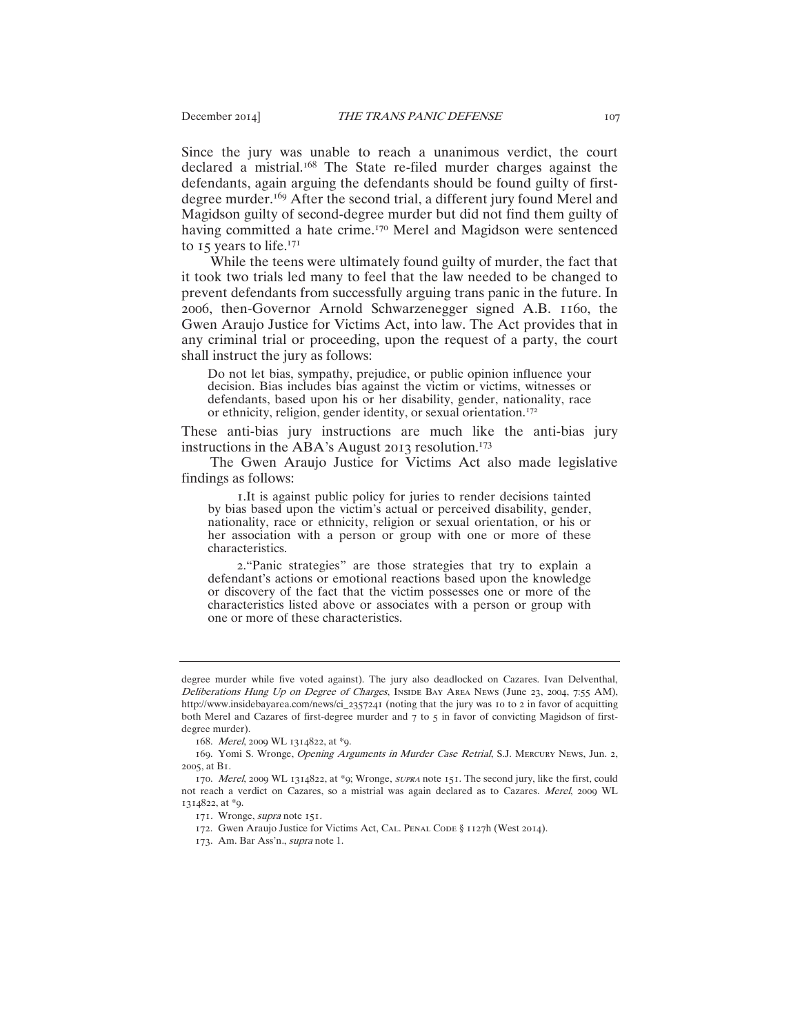Since the jury was unable to reach a unanimous verdict, the court declared a mistrial.[168] The State re-filed murder charges against the defendants, again arguing the defendants should be found guilty of first-degree murder.[169] After the second trial, a different jury found Merel and Magidson guilty of second-degree murder but did not find them guilty of having committed a hate crime.[170] Merel and Magidson were sentenced to 15 years to life.[171]

While the teens were ultimately found guilty of murder, the fact that it took two trials led many to feel that the law needed to be changed to prevent defendants from successfully arguing trans panic in the future. In 2006, then-Governor Arnold Schwarzenegger signed A.B. 1160, the Gwen Araujo Justice for Victims Act, into law. The Act provides that in any criminal trial or proceeding, upon the request of a party, the court shall instruct the jury as follows:

> Do not let bias, sympathy, prejudice, or public opinion influence your decision. Bias includes bias against the victim or victims, witnesses or defendants, based upon his or her disability, gender, nationality, race or ethnicity, religion, gender identity, or sexual orientation.[172]

These anti-bias jury instructions are much like the anti-bias jury instructions in the ABA's August 2013 resolution.[173]

The Gwen Araujo Justice for Victims Act also made legislative findings as follows:

> 1. It is against public policy for juries to render decisions tainted by bias based upon the victim's actual or perceived disability, gender, nationality, race or ethnicity, religion or sexual orientation, or his or her association with a person or group with one or more of these characteristics.
>
> 2. "Panic strategies" are those strategies that try to explain a defendant's actions or emotional reactions based upon the knowledge or discovery of the fact that the victim possesses one or more of the characteristics listed above or associates with a person or group with one or more of these characteristics.

---

degree murder while five voted against). The jury also deadlocked on Cazares. Ivan Delventhal, *Deliberations Hung Up on Degree of Charges*, INSIDE BAY AREA NEWS (June 23, 2004, 7:55 AM), http://www.insidebayarea.com/news/ci_2357241 (noting that the jury was 10 to 2 in favor of acquitting both Merel and Cazares of first-degree murder and 7 to 5 in favor of convicting Magidson of first-degree murder).

168. *Merel*, 2009 WL 1314822, at *9.

169. Yomi S. Wronge, *Opening Arguments in Murder Case Retrial*, S.J. MERCURY NEWS, Jun. 2, 2005, at B1.

170. *Merel*, 2009 WL 1314822, at *9; Wronge, *supra* note 151. The second jury, like the first, could not reach a verdict on Cazares, so a mistrial was again declared as to Cazares. *Merel*, 2009 WL 1314822, at *9.

171. Wronge, *supra* note 151.

172. Gwen Araujo Justice for Victims Act, CAL. PENAL CODE § 1127h (West 2014).

173. Am. Bar Ass'n., *supra* note 1.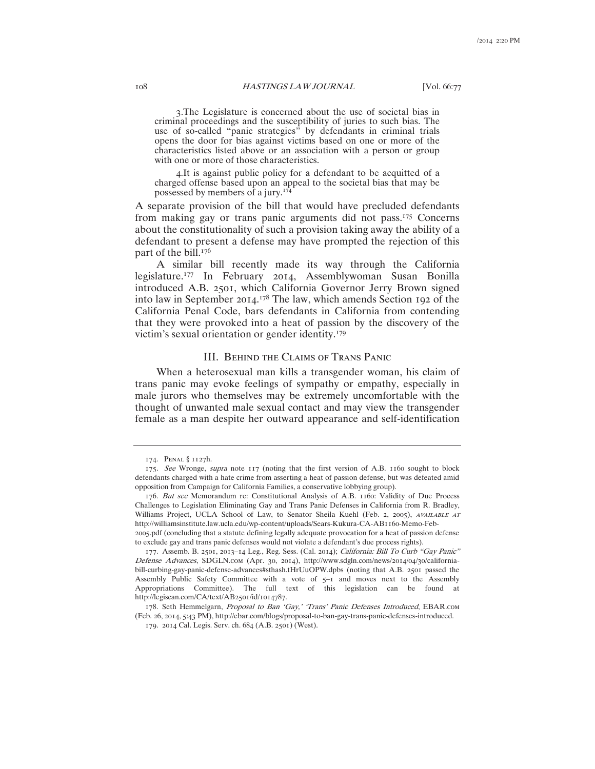> 3. The Legislature is concerned about the use of societal bias in criminal proceedings and the susceptibility of juries to such bias. The use of so-called "panic strategies" by defendants in criminal trials opens the door for bias against victims based on one or more of the characteristics listed above or an association with a person or group with one or more of those characteristics.
>
> 4. It is against public policy for a defendant to be acquitted of a charged offense based upon an appeal to the societal bias that may be possessed by members of a jury.[174]

A separate provision of the bill that would have precluded defendants from making gay or trans panic arguments did not pass.[175] Concerns about the constitutionality of such a provision taking away the ability of a defendant to present a defense may have prompted the rejection of this part of the bill.[176]

A similar bill recently made its way through the California legislature.[177] In February 2014, Assemblywoman Susan Bonilla introduced A.B. 2501, which California Governor Jerry Brown signed into law in September 2014.[178] The law, which amends Section 192 of the California Penal Code, bars defendants in California from contending that they were provoked into a heat of passion by the discovery of the victim's sexual orientation or gender identity.[179]

## III. Behind the Claims of Trans Panic

When a heterosexual man kills a transgender woman, his claim of trans panic may evoke feelings of sympathy or empathy, especially in male jurors who themselves may be extremely uncomfortable with the thought of unwanted male sexual contact and may view the transgender female as a man despite her outward appearance and self-identification

---

174. Penal § 1127h.

175. *See* Wronge, *supra* note 117 (noting that the first version of A.B. 1160 sought to block defendants charged with a hate crime from asserting a heat of passion defense, but was defeated amid opposition from Campaign for California Families, a conservative lobbying group).

176. *But see* Memorandum re: Constitutional Analysis of A.B. 1160: Validity of Due Process Challenges to Legislation Eliminating Gay and Trans Panic Defenses in California from R. Bradley, Williams Project, UCLA School of Law, to Senator Sheila Kuehl (Feb. 2, 2005), *available at* http://williamsinstitute.law.ucla.edu/wp-content/uploads/Sears-Kukura-CA-AB1160-Memo-Feb-2005.pdf (concluding that a statute defining legally adequate provocation for a heat of passion defense to exclude gay and trans panic defenses would not violate a defendant's due process rights).

177. Assemb. B. 2501, 2013–14 Leg., Reg. Sess. (Cal. 2014); *California: Bill To Curb "Gay Panic" Defense Advances*, SDGLN.com (Apr. 30, 2014), http://www.sdgln.com/news/2014/04/30/california-bill-curbing-gay-panic-defense-advances#sthash.tHrUuOPW.dpbs (noting that A.B. 2501 passed the Assembly Public Safety Committee with a vote of 5–1 and moves next to the Assembly Appropriations Committee). The full text of this legislation can be found at http://legiscan.com/CA/text/AB2501/id/1014787.

178. Seth Hemmelgarn, *Proposal to Ban 'Gay,' 'Trans' Panic Defenses Introduced*, EBAR.com (Feb. 26, 2014, 5:43 PM), http://ebar.com/blogs/proposal-to-ban-gay-trans-panic-defenses-introduced.

179. 2014 Cal. Legis. Serv. ch. 684 (A.B. 2501) (West).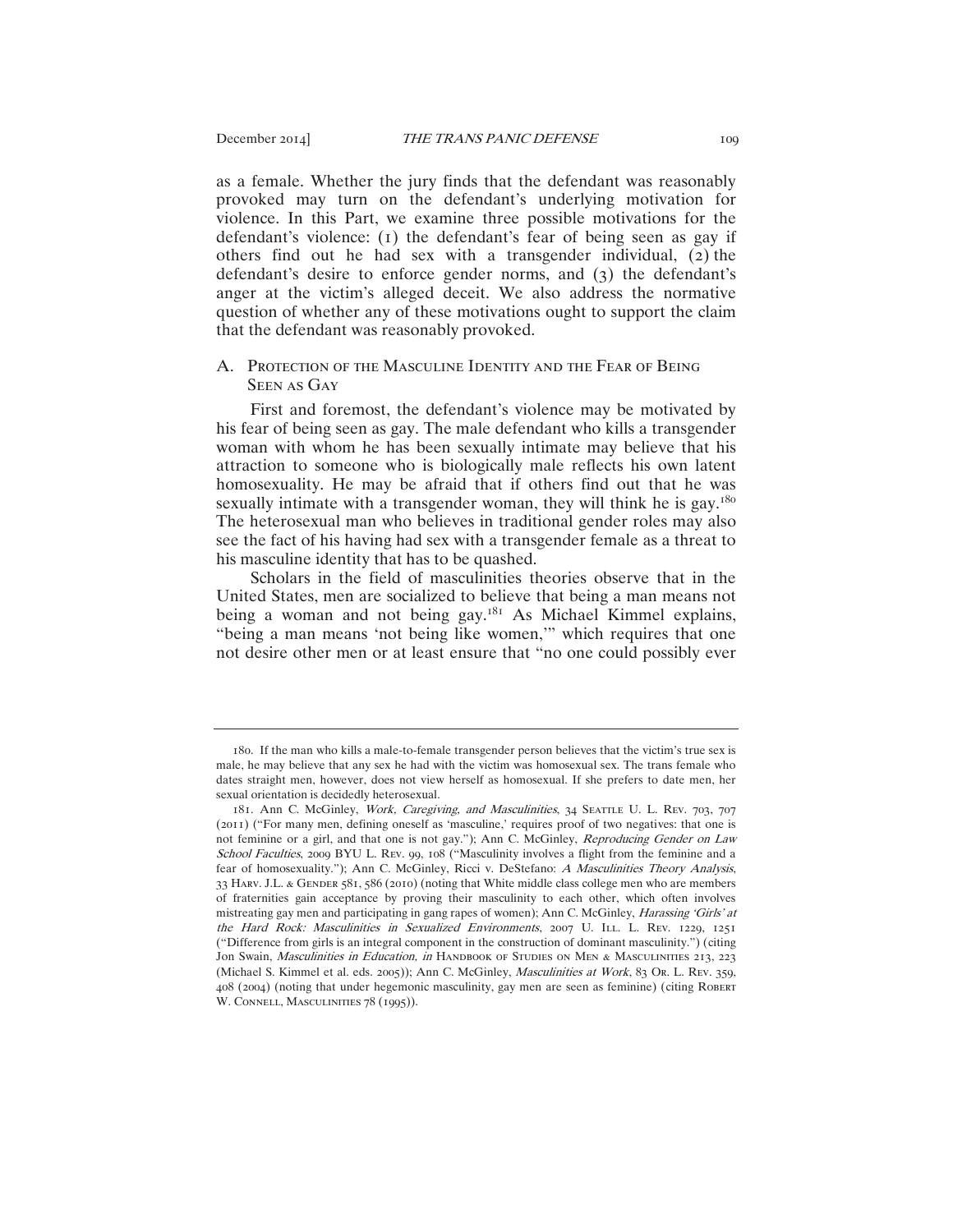as a female. Whether the jury finds that the defendant was reasonably provoked may turn on the defendant's underlying motivation for violence. In this Part, we examine three possible motivations for the defendant's violence: (1) the defendant's fear of being seen as gay if others find out he had sex with a transgender individual, (2) the defendant's desire to enforce gender norms, and (3) the defendant's anger at the victim's alleged deceit. We also address the normative question of whether any of these motivations ought to support the claim that the defendant was reasonably provoked.

## A. Protection of the Masculine Identity and the Fear of Being Seen as Gay

First and foremost, the defendant's violence may be motivated by his fear of being seen as gay. The male defendant who kills a transgender woman with whom he has been sexually intimate may believe that his attraction to someone who is biologically male reflects his own latent homosexuality. He may be afraid that if others find out that he was sexually intimate with a transgender woman, they will think he is gay.[180] The heterosexual man who believes in traditional gender roles may also see the fact of his having had sex with a transgender female as a threat to his masculine identity that has to be quashed.

Scholars in the field of masculinities theories observe that in the United States, men are socialized to believe that being a man means not being a woman and not being gay.[181] As Michael Kimmel explains, "being a man means 'not being like women,'" which requires that one not desire other men or at least ensure that "no one could possibly ever

---

180. If the man who kills a male-to-female transgender person believes that the victim's true sex is male, he may believe that any sex he had with the victim was homosexual sex. The trans female who dates straight men, however, does not view herself as homosexual. If she prefers to date men, her sexual orientation is decidedly heterosexual.

181. Ann C. McGinley, *Work, Caregiving, and Masculinities*, 34 Seattle U. L. Rev. 703, 707 (2011) ("For many men, defining oneself as 'masculine,' requires proof of two negatives: that one is not feminine or a girl, and that one is not gay."); Ann C. McGinley, *Reproducing Gender on Law School Faculties*, 2009 BYU L. Rev. 99, 108 ("Masculinity involves a flight from the feminine and a fear of homosexuality."); Ann C. McGinley, Ricci v. DeStefano: *A Masculinities Theory Analysis*, 33 Harv. J.L. & Gender 581, 586 (2010) (noting that White middle class college men who are members of fraternities gain acceptance by proving their masculinity to each other, which often involves mistreating gay men and participating in gang rapes of women); Ann C. McGinley, *Harassing 'Girls' at the Hard Rock: Masculinities in Sexualized Environments*, 2007 U. Ill. L. Rev. 1229, 1251 ("Difference from girls is an integral component in the construction of dominant masculinity.") (citing Jon Swain, *Masculinities in Education, in* Handbook of Studies on Men & Masculinities 213, 223 (Michael S. Kimmel et al. eds. 2005)); Ann C. McGinley, *Masculinities at Work*, 83 Or. L. Rev. 359, 408 (2004) (noting that under hegemonic masculinity, gay men are seen as feminine) (citing Robert W. Connell, Masculinities 78 (1995)).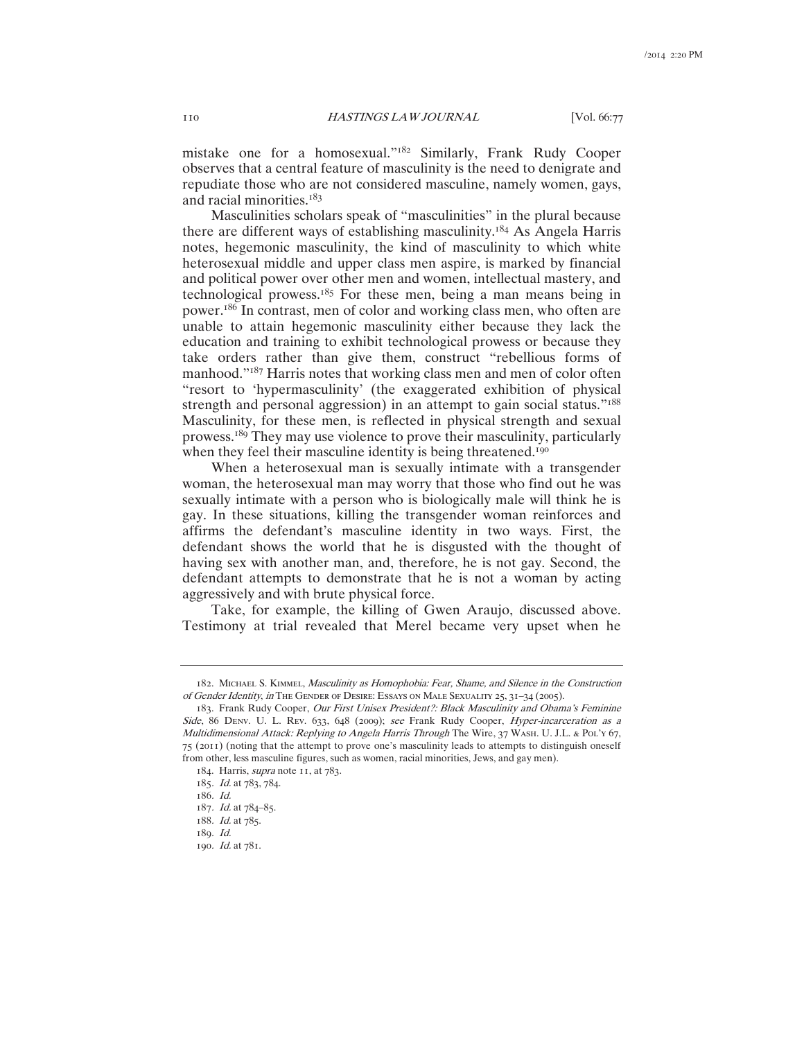mistake one for a homosexual."[182] Similarly, Frank Rudy Cooper observes that a central feature of masculinity is the need to denigrate and repudiate those who are not considered masculine, namely women, gays, and racial minorities.[183]

Masculinities scholars speak of "masculinities" in the plural because there are different ways of establishing masculinity.[184] As Angela Harris notes, hegemonic masculinity, the kind of masculinity to which white heterosexual middle and upper class men aspire, is marked by financial and political power over other men and women, intellectual mastery, and technological prowess.[185] For these men, being a man means being in power.[186] In contrast, men of color and working class men, who often are unable to attain hegemonic masculinity either because they lack the education and training to exhibit technological prowess or because they take orders rather than give them, construct "rebellious forms of manhood."[187] Harris notes that working class men and men of color often "resort to 'hypermasculinity' (the exaggerated exhibition of physical strength and personal aggression) in an attempt to gain social status."[188] Masculinity, for these men, is reflected in physical strength and sexual prowess.[189] They may use violence to prove their masculinity, particularly when they feel their masculine identity is being threatened.[190]

When a heterosexual man is sexually intimate with a transgender woman, the heterosexual man may worry that those who find out he was sexually intimate with a person who is biologically male will think he is gay. In these situations, killing the transgender woman reinforces and affirms the defendant's masculine identity in two ways. First, the defendant shows the world that he is disgusted with the thought of having sex with another man, and, therefore, he is not gay. Second, the defendant attempts to demonstrate that he is not a woman by acting aggressively and with brute physical force.

Take, for example, the killing of Gwen Araujo, discussed above. Testimony at trial revealed that Merel became very upset when he

---

182. Michael S. Kimmel, *Masculinity as Homophobia: Fear, Shame, and Silence in the Construction of Gender Identity*, *in* The Gender of Desire: Essays on Male Sexuality 25, 31–34 (2005).

183. Frank Rudy Cooper, *Our First Unisex President?: Black Masculinity and Obama's Feminine Side*, 86 Denv. U. L. Rev. 633, 648 (2009); *see* Frank Rudy Cooper, *Hyper-incarceration as a Multidimensional Attack: Replying to Angela Harris Through* The Wire, 37 Wash. U. J.L. & Pol'y 67, 75 (2011) (noting that the attempt to prove one's masculinity leads to attempts to distinguish oneself from other, less masculine figures, such as women, racial minorities, Jews, and gay men).

184. Harris, *supra* note 11, at 783.

185. *Id.* at 783, 784.

186. *Id.*

187. *Id.* at 784–85.

188. *Id.* at 785.

189. *Id.*

190. *Id.* at 781.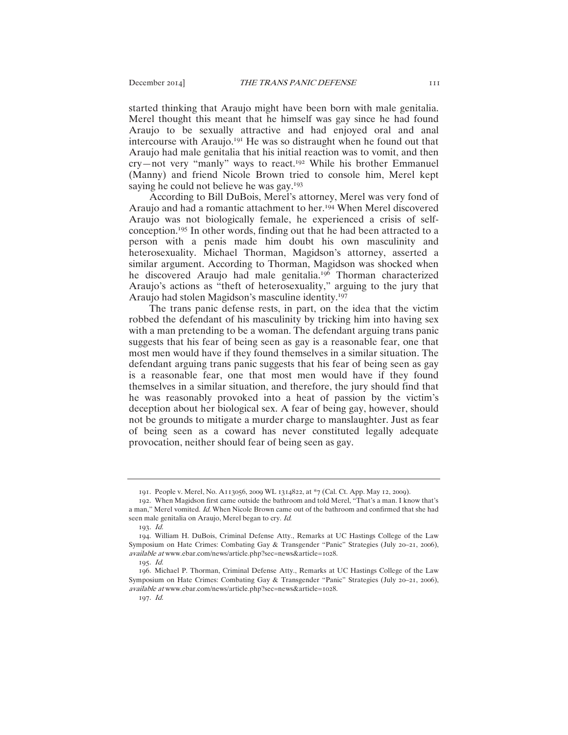started thinking that Araujo might have been born with male genitalia. Merel thought this meant that he himself was gay since he had found Araujo to be sexually attractive and had enjoyed oral and anal intercourse with Araujo.[191] He was so distraught when he found out that Araujo had male genitalia that his initial reaction was to vomit, and then cry—not very "manly" ways to react.[192] While his brother Emmanuel (Manny) and friend Nicole Brown tried to console him, Merel kept saying he could not believe he was gay.[193]

According to Bill DuBois, Merel's attorney, Merel was very fond of Araujo and had a romantic attachment to her.[194] When Merel discovered Araujo was not biologically female, he experienced a crisis of self-conception.[195] In other words, finding out that he had been attracted to a person with a penis made him doubt his own masculinity and heterosexuality. Michael Thorman, Magidson's attorney, asserted a similar argument. According to Thorman, Magidson was shocked when he discovered Araujo had male genitalia.[196] Thorman characterized Araujo's actions as "theft of heterosexuality," arguing to the jury that Araujo had stolen Magidson's masculine identity.[197]

The trans panic defense rests, in part, on the idea that the victim robbed the defendant of his masculinity by tricking him into having sex with a man pretending to be a woman. The defendant arguing trans panic suggests that his fear of being seen as gay is a reasonable fear, one that most men would have if they found themselves in a similar situation. The defendant arguing trans panic suggests that his fear of being seen as gay is a reasonable fear, one that most men would have if they found themselves in a similar situation, and therefore, the jury should find that he was reasonably provoked into a heat of passion by the victim's deception about her biological sex. A fear of being gay, however, should not be grounds to mitigate a murder charge to manslaughter. Just as fear of being seen as a coward has never constituted legally adequate provocation, neither should fear of being seen as gay.

---

191. People v. Merel, No. A113056, 2009 WL 1314822, at *7 (Cal. Ct. App. May 12, 2009).

192. When Magidson first came outside the bathroom and told Merel, "That's a man. I know that's a man," Merel vomited. *Id.* When Nicole Brown came out of the bathroom and confirmed that she had seen male genitalia on Araujo, Merel began to cry. *Id.*

193. *Id.*

194. William H. DuBois, Criminal Defense Atty., Remarks at UC Hastings College of the Law Symposium on Hate Crimes: Combating Gay & Transgender "Panic" Strategies (July 20–21, 2006), *available at* www.ebar.com/news/article.php?sec=news&article=1028.

195. *Id.*

196. Michael P. Thorman, Criminal Defense Atty., Remarks at UC Hastings College of the Law Symposium on Hate Crimes: Combating Gay & Transgender "Panic" Strategies (July 20–21, 2006), *available at* www.ebar.com/news/article.php?sec=news&article=1028.

197. *Id.*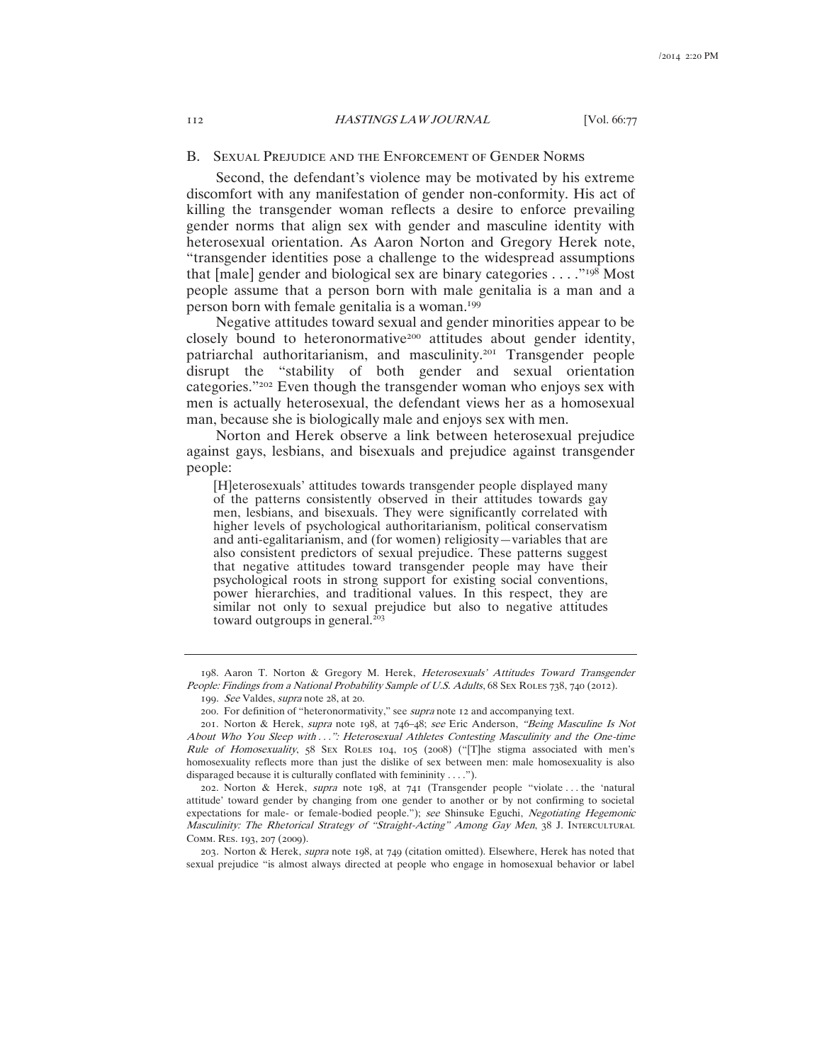## B. Sexual Prejudice and the Enforcement of Gender Norms

Second, the defendant's violence may be motivated by his extreme discomfort with any manifestation of gender non-conformity. His act of killing the transgender woman reflects a desire to enforce prevailing gender norms that align sex with gender and masculine identity with heterosexual orientation. As Aaron Norton and Gregory Herek note, "transgender identities pose a challenge to the widespread assumptions that [male] gender and biological sex are binary categories . . . ."[198] Most people assume that a person born with male genitalia is a man and a person born with female genitalia is a woman.[199]

Negative attitudes toward sexual and gender minorities appear to be closely bound to heteronormative[200] attitudes about gender identity, patriarchal authoritarianism, and masculinity.[201] Transgender people disrupt the "stability of both gender and sexual orientation categories."[202] Even though the transgender woman who enjoys sex with men is actually heterosexual, the defendant views her as a homosexual man, because she is biologically male and enjoys sex with men.

Norton and Herek observe a link between heterosexual prejudice against gays, lesbians, and bisexuals and prejudice against transgender people:

> [H]eterosexuals' attitudes towards transgender people displayed many of the patterns consistently observed in their attitudes towards gay men, lesbians, and bisexuals. They were significantly correlated with higher levels of psychological authoritarianism, political conservatism and anti-egalitarianism, and (for women) religiosity—variables that are also consistent predictors of sexual prejudice. These patterns suggest that negative attitudes toward transgender people may have their psychological roots in strong support for existing social conventions, power hierarchies, and traditional values. In this respect, they are similar not only to sexual prejudice but also to negative attitudes toward outgroups in general.[203]

---

198. Aaron T. Norton & Gregory M. Herek, *Heterosexuals' Attitudes Toward Transgender People: Findings from a National Probability Sample of U.S. Adults*, 68 Sex Roles 738, 740 (2012).

199. *See* Valdes, *supra* note 28, at 20.

200. For definition of "heteronormativity," see *supra* note 12 and accompanying text.

201. Norton & Herek, *supra* note 198, at 746–48; *see* Eric Anderson, *"Being Masculine Is Not About Who You Sleep with . . .": Heterosexual Athletes Contesting Masculinity and the One-time Rule of Homosexuality*, 58 Sex Roles 104, 105 (2008) ("[T]he stigma associated with men's homosexuality reflects more than just the dislike of sex between men: male homosexuality is also disparaged because it is culturally conflated with femininity . . . .").

202. Norton & Herek, *supra* note 198, at 741 (Transgender people "violate . . . the 'natural attitude' toward gender by changing from one gender to another or by not confirming to societal expectations for male- or female-bodied people."); *see* Shinsuke Eguchi, *Negotiating Hegemonic Masculinity: The Rhetorical Strategy of "Straight-Acting" Among Gay Men*, 38 J. Intercultural Comm. Res. 193, 207 (2009).

203. Norton & Herek, *supra* note 198, at 749 (citation omitted). Elsewhere, Herek has noted that sexual prejudice "is almost always directed at people who engage in homosexual behavior or label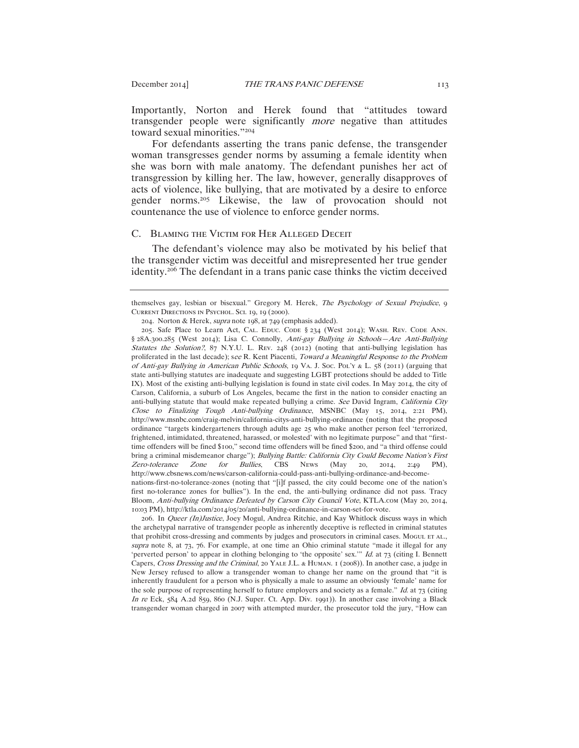Importantly, Norton and Herek found that "attitudes toward transgender people were significantly *more* negative than attitudes toward sexual minorities."[204]

For defendants asserting the trans panic defense, the transgender woman transgresses gender norms by assuming a female identity when she was born with male anatomy. The defendant punishes her act of transgression by killing her. The law, however, generally disapproves of acts of violence, like bullying, that are motivated by a desire to enforce gender norms.[205] Likewise, the law of provocation should not countenance the use of violence to enforce gender norms.

### C. Blaming the Victim for Her Alleged Deceit

The defendant's violence may also be motivated by his belief that the transgender victim was deceitful and misrepresented her true gender identity.[206] The defendant in a trans panic case thinks the victim deceived

---

themselves gay, lesbian or bisexual." Gregory M. Herek, *The Psychology of Sexual Prejudice*, 9 Current Directions in Psychol. Sci. 19, 19 (2000).

204. Norton & Herek, *supra* note 198, at 749 (emphasis added).

205. Safe Place to Learn Act, Cal. Educ. Code § 234 (West 2014); Wash. Rev. Code Ann. § 28A.300.285 (West 2014); Lisa C. Connolly, *Anti-gay Bullying in Schools—Are Anti-Bullying Statutes the Solution?*, 87 N.Y.U. L. Rev. 248 (2012) (noting that anti-bullying legislation has proliferated in the last decade); s*ee* R. Kent Piacenti, *Toward a Meaningful Response to the Problem of Anti-gay Bullying in American Public Schools*, 19 Va. J. Soc. Pol'y & L. 58 (2011) (arguing that state anti-bullying statutes are inadequate and suggesting LGBT protections should be added to Title IX). Most of the existing anti-bullying legislation is found in state civil codes. In May 2014, the city of Carson, California, a suburb of Los Angeles, became the first in the nation to consider enacting an anti-bullying statute that would make repeated bullying a crime. *See* David Ingram, *California City Close to Finalizing Tough Anti-bullying Ordinance*, MSNBC (May 15, 2014, 2:21 PM), http://www.msnbc.com/craig-melvin/california-citys-anti-bullying-ordinance (noting that the proposed ordinance "targets kindergarteners through adults age 25 who make another person feel 'terrorized, frightened, intimidated, threatened, harassed, or molested' with no legitimate purpose" and that "first-time offenders will be fined $100," second time offenders will be fined $200, and "a third offense could bring a criminal misdemeanor charge"); *Bullying Battle: California City Could Become Nation's First Zero-tolerance Zone for Bullies*, CBS News (May 20, 2014, 2:49 PM), http://www.cbsnews.com/news/carson-california-could-pass-anti-bullying-ordinance-and-become-nations-first-no-tolerance-zones (noting that "[i]f passed, the city could become one of the nation's first no-tolerance zones for bullies"). In the end, the anti-bullying ordinance did not pass. Tracy Bloom, *Anti-bullying Ordinance Defeated by Carson City Council Vote*, KTLA.com (May 20, 2014, 10:03 PM), http://ktla.com/2014/05/20/anti-bullying-ordinance-in-carson-set-for-vote.

206. In *Queer (In)Justice*, Joey Mogul, Andrea Ritchie, and Kay Whitlock discuss ways in which the archetypal narrative of transgender people as inherently deceptive is reflected in criminal statutes that prohibit cross-dressing and comments by judges and prosecutors in criminal cases. Mogul et al., *supra* note 8, at 73, 76. For example, at one time an Ohio criminal statute "made it illegal for any 'perverted person' to appear in clothing belonging to 'the opposite' sex.'" *Id.* at 73 (citing I. Bennett Capers, *Cross Dressing and the Criminal*, 20 Yale J.L. & Human. 1 (2008)). In another case, a judge in New Jersey refused to allow a transgender woman to change her name on the ground that "it is inherently fraudulent for a person who is physically a male to assume an obviously 'female' name for the sole purpose of representing herself to future employers and society as a female." *Id.* at 73 (citing *In re* Eck, 584 A.2d 859, 860 (N.J. Super. Ct. App. Div. 1991)). In another case involving a Black transgender woman charged in 2007 with attempted murder, the prosecutor told the jury, "How can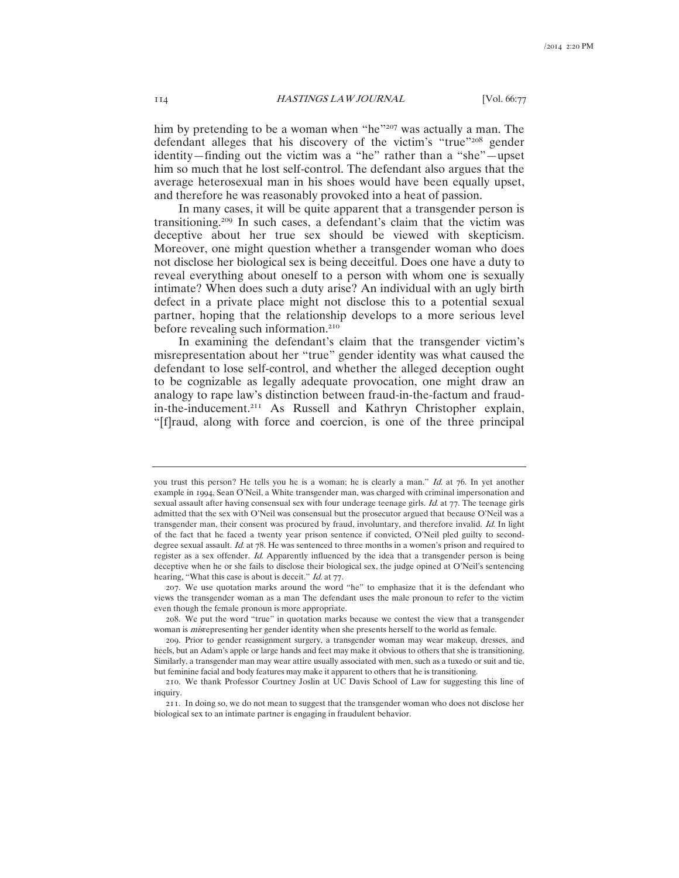him by pretending to be a woman when "he"[207] was actually a man. The defendant alleges that his discovery of the victim's "true"[208] gender identity—finding out the victim was a "he" rather than a "she"—upset him so much that he lost self-control. The defendant also argues that the average heterosexual man in his shoes would have been equally upset, and therefore he was reasonably provoked into a heat of passion.

In many cases, it will be quite apparent that a transgender person is transitioning.[209] In such cases, a defendant's claim that the victim was deceptive about her true sex should be viewed with skepticism. Moreover, one might question whether a transgender woman who does not disclose her biological sex is being deceitful. Does one have a duty to reveal everything about oneself to a person with whom one is sexually intimate? When does such a duty arise? An individual with an ugly birth defect in a private place might not disclose this to a potential sexual partner, hoping that the relationship develops to a more serious level before revealing such information.[210]

In examining the defendant's claim that the transgender victim's misrepresentation about her "true" gender identity was what caused the defendant to lose self-control, and whether the alleged deception ought to be cognizable as legally adequate provocation, one might draw an analogy to rape law's distinction between fraud-in-the-factum and fraud-in-the-inducement.[211] As Russell and Kathryn Christopher explain, "[f]raud, along with force and coercion, is one of the three principal

---

you trust this person? He tells you he is a woman; he is clearly a man." *Id.* at 76. In yet another example in 1994, Sean O'Neil, a White transgender man, was charged with criminal impersonation and sexual assault after having consensual sex with four underage teenage girls. *Id.* at 77. The teenage girls admitted that the sex with O'Neil was consensual but the prosecutor argued that because O'Neil was a transgender man, their consent was procured by fraud, involuntary, and therefore invalid. *Id.* In light of the fact that he faced a twenty year prison sentence if convicted, O'Neil pled guilty to second-degree sexual assault. *Id.* at 78. He was sentenced to three months in a women's prison and required to register as a sex offender. *Id.* Apparently influenced by the idea that a transgender person is being deceptive when he or she fails to disclose their biological sex, the judge opined at O'Neil's sentencing hearing, "What this case is about is deceit." *Id.* at 77.

207. We use quotation marks around the word "he" to emphasize that it is the defendant who views the transgender woman as a man The defendant uses the male pronoun to refer to the victim even though the female pronoun is more appropriate.

208. We put the word "true" in quotation marks because we contest the view that a transgender woman is *mis*representing her gender identity when she presents herself to the world as female.

209. Prior to gender reassignment surgery, a transgender woman may wear makeup, dresses, and heels, but an Adam's apple or large hands and feet may make it obvious to others that she is transitioning. Similarly, a transgender man may wear attire usually associated with men, such as a tuxedo or suit and tie, but feminine facial and body features may make it apparent to others that he is transitioning.

210. We thank Professor Courtney Joslin at UC Davis School of Law for suggesting this line of inquiry.

211. In doing so, we do not mean to suggest that the transgender woman who does not disclose her biological sex to an intimate partner is engaging in fraudulent behavior.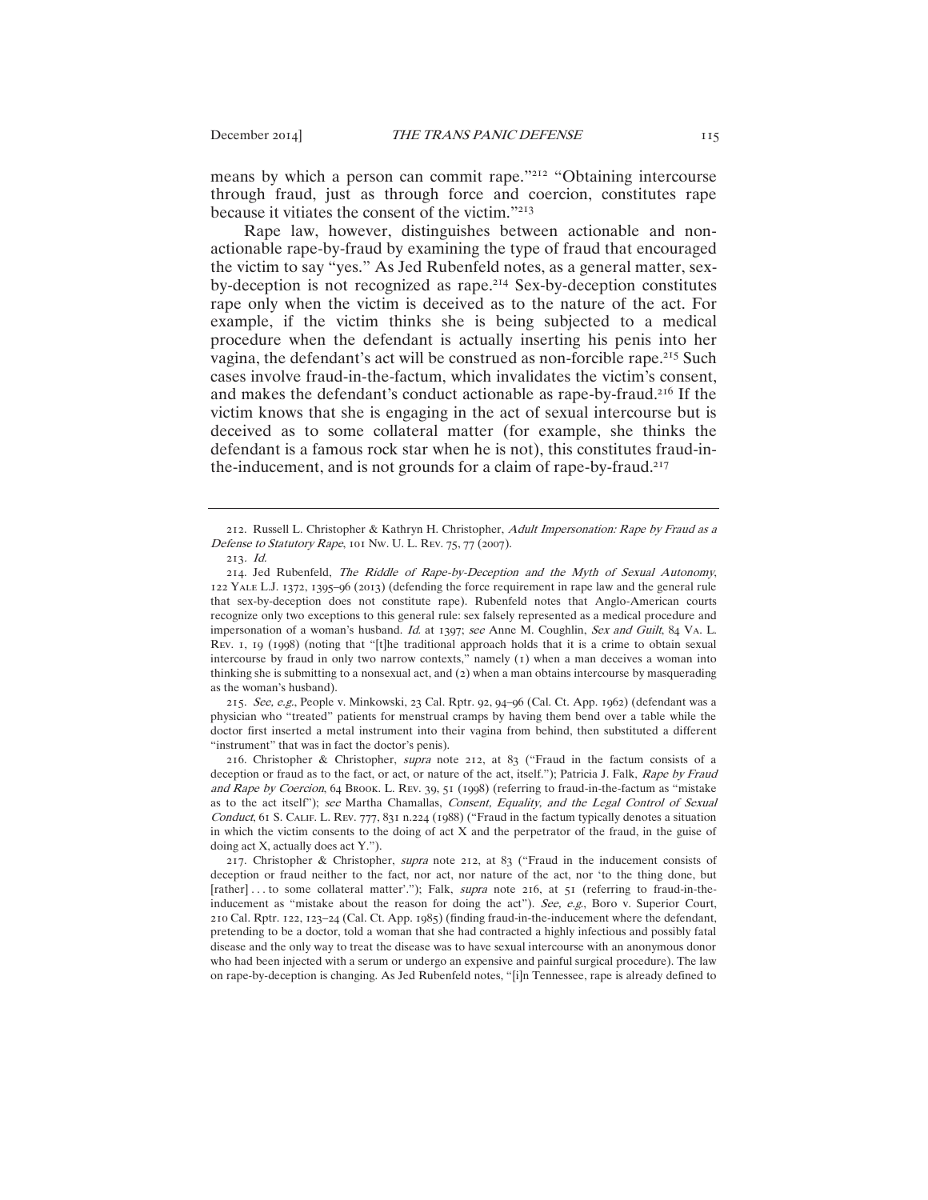means by which a person can commit rape."[212] "Obtaining intercourse through fraud, just as through force and coercion, constitutes rape because it vitiates the consent of the victim."[213]

Rape law, however, distinguishes between actionable and non-actionable rape-by-fraud by examining the type of fraud that encouraged the victim to say "yes." As Jed Rubenfeld notes, as a general matter, sex-by-deception is not recognized as rape.[214] Sex-by-deception constitutes rape only when the victim is deceived as to the nature of the act. For example, if the victim thinks she is being subjected to a medical procedure when the defendant is actually inserting his penis into her vagina, the defendant's act will be construed as non-forcible rape.[215] Such cases involve fraud-in-the-factum, which invalidates the victim's consent, and makes the defendant's conduct actionable as rape-by-fraud.[216] If the victim knows that she is engaging in the act of sexual intercourse but is deceived as to some collateral matter (for example, she thinks the defendant is a famous rock star when he is not), this constitutes fraud-in-the-inducement, and is not grounds for a claim of rape-by-fraud.[217]

---

212. Russell L. Christopher & Kathryn H. Christopher, *Adult Impersonation: Rape by Fraud as a Defense to Statutory Rape*, 101 Nw. U. L. Rev. 75, 77 (2007).

213. *Id.*

214. Jed Rubenfeld, *The Riddle of Rape-by-Deception and the Myth of Sexual Autonomy*, 122 Yale L.J. 1372, 1395–96 (2013) (defending the force requirement in rape law and the general rule that sex-by-deception does not constitute rape). Rubenfeld notes that Anglo-American courts recognize only two exceptions to this general rule: sex falsely represented as a medical procedure and impersonation of a woman's husband. *Id.* at 1397; *see* Anne M. Coughlin, *Sex and Guilt*, 84 Va. L. Rev. 1, 19 (1998) (noting that "[t]he traditional approach holds that it is a crime to obtain sexual intercourse by fraud in only two narrow contexts," namely (1) when a man deceives a woman into thinking she is submitting to a nonsexual act, and (2) when a man obtains intercourse by masquerading as the woman's husband).

215. *See, e.g.*, People v. Minkowski, 23 Cal. Rptr. 92, 94–96 (Cal. Ct. App. 1962) (defendant was a physician who "treated" patients for menstrual cramps by having them bend over a table while the doctor first inserted a metal instrument into their vagina from behind, then substituted a different "instrument" that was in fact the doctor's penis).

216. Christopher & Christopher, *supra* note 212, at 83 ("Fraud in the factum consists of a deception or fraud as to the fact, or act, or nature of the act, itself."); Patricia J. Falk, *Rape by Fraud and Rape by Coercion*, 64 Brook. L. Rev. 39, 51 (1998) (referring to fraud-in-the-factum as "mistake as to the act itself"); *see* Martha Chamallas, *Consent, Equality, and the Legal Control of Sexual Conduct*, 61 S. Calif. L. Rev. 777, 831 n.224 (1988) ("Fraud in the factum typically denotes a situation in which the victim consents to the doing of act X and the perpetrator of the fraud, in the guise of doing act X, actually does act Y.").

217. Christopher & Christopher, *supra* note 212, at 83 ("Fraud in the inducement consists of deception or fraud neither to the fact, nor act, nor nature of the act, nor 'to the thing done, but [rather] . . . to some collateral matter'."); Falk, *supra* note 216, at 51 (referring to fraud-in-the-inducement as "mistake about the reason for doing the act"). *See, e.g.*, Boro v. Superior Court, 210 Cal. Rptr. 122, 123–24 (Cal. Ct. App. 1985) (finding fraud-in-the-inducement where the defendant, pretending to be a doctor, told a woman that she had contracted a highly infectious and possibly fatal disease and the only way to treat the disease was to have sexual intercourse with an anonymous donor who had been injected with a serum or undergo an expensive and painful surgical procedure). The law on rape-by-deception is changing. As Jed Rubenfeld notes, "[i]n Tennessee, rape is already defined to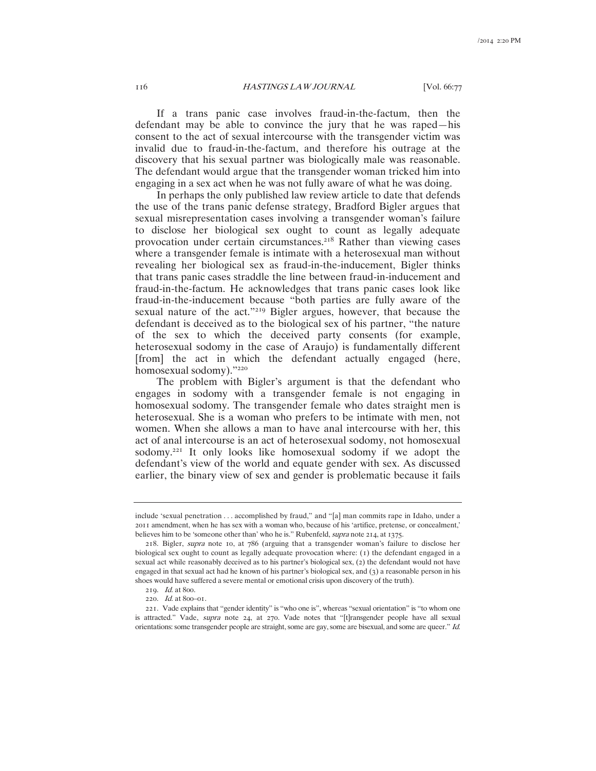If a trans panic case involves fraud-in-the-factum, then the defendant may be able to convince the jury that he was raped—his consent to the act of sexual intercourse with the transgender victim was invalid due to fraud-in-the-factum, and therefore his outrage at the discovery that his sexual partner was biologically male was reasonable. The defendant would argue that the transgender woman tricked him into engaging in a sex act when he was not fully aware of what he was doing.

In perhaps the only published law review article to date that defends the use of the trans panic defense strategy, Bradford Bigler argues that sexual misrepresentation cases involving a transgender woman's failure to disclose her biological sex ought to count as legally adequate provocation under certain circumstances.[218] Rather than viewing cases where a transgender female is intimate with a heterosexual man without revealing her biological sex as fraud-in-the-inducement, Bigler thinks that trans panic cases straddle the line between fraud-in-inducement and fraud-in-the-factum. He acknowledges that trans panic cases look like fraud-in-the-inducement because "both parties are fully aware of the sexual nature of the act."[219] Bigler argues, however, that because the defendant is deceived as to the biological sex of his partner, "the nature of the sex to which the deceived party consents (for example, heterosexual sodomy in the case of Araujo) is fundamentally different [from] the act in which the defendant actually engaged (here, homosexual sodomy)."[220]

The problem with Bigler's argument is that the defendant who engages in sodomy with a transgender female is not engaging in homosexual sodomy. The transgender female who dates straight men is heterosexual. She is a woman who prefers to be intimate with men, not women. When she allows a man to have anal intercourse with her, this act of anal intercourse is an act of heterosexual sodomy, not homosexual sodomy.[221] It only looks like homosexual sodomy if we adopt the defendant's view of the world and equate gender with sex. As discussed earlier, the binary view of sex and gender is problematic because it fails

---

include 'sexual penetration . . . accomplished by fraud," and "[a] man commits rape in Idaho, under a 2011 amendment, when he has sex with a woman who, because of his 'artifice, pretense, or concealment,' believes him to be 'someone other than' who he is." Rubenfeld, *supra* note 214, at 1375.

218. Bigler, *supra* note 10, at 786 (arguing that a transgender woman's failure to disclose her biological sex ought to count as legally adequate provocation where: (1) the defendant engaged in a sexual act while reasonably deceived as to his partner's biological sex, (2) the defendant would not have engaged in that sexual act had he known of his partner's biological sex, and (3) a reasonable person in his shoes would have suffered a severe mental or emotional crisis upon discovery of the truth).

219. *Id.* at 800.

220. *Id.* at 800–01.

221. Vade explains that "gender identity" is "who one is", whereas "sexual orientation" is "to whom one is attracted." Vade, *supra* note 24, at 270. Vade notes that "[t]ransgender people have all sexual orientations: some transgender people are straight, some are gay, some are bisexual, and some are queer." *Id.*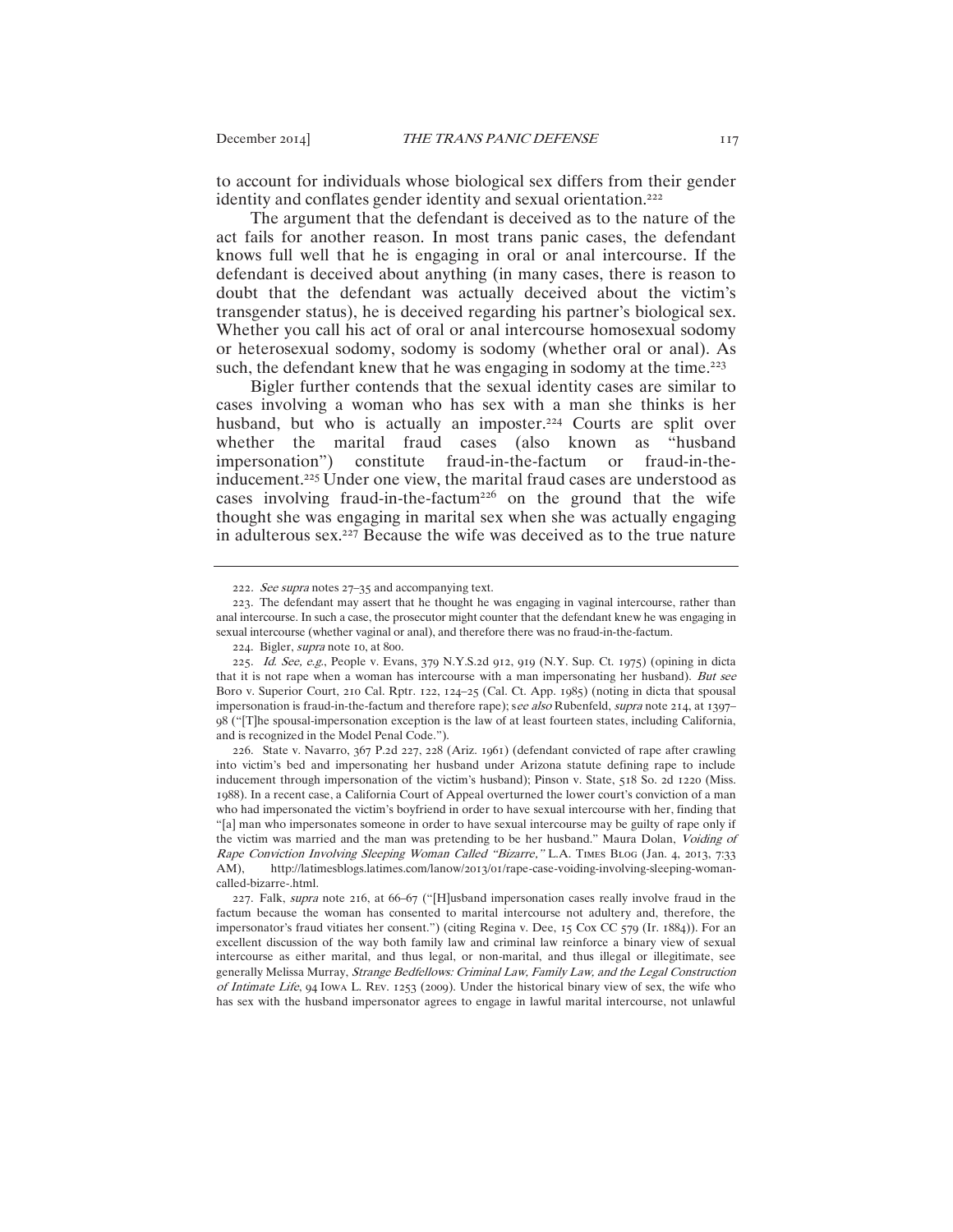to account for individuals whose biological sex differs from their gender identity and conflates gender identity and sexual orientation.[222]

The argument that the defendant is deceived as to the nature of the act fails for another reason. In most trans panic cases, the defendant knows full well that he is engaging in oral or anal intercourse. If the defendant is deceived about anything (in many cases, there is reason to doubt that the defendant was actually deceived about the victim's transgender status), he is deceived regarding his partner's biological sex. Whether you call his act of oral or anal intercourse homosexual sodomy or heterosexual sodomy, sodomy is sodomy (whether oral or anal). As such, the defendant knew that he was engaging in sodomy at the time.[223]

Bigler further contends that the sexual identity cases are similar to cases involving a woman who has sex with a man she thinks is her husband, but who is actually an imposter.[224] Courts are split over whether the marital fraud cases (also known as "husband impersonation") constitute fraud-in-the-factum or fraud-in-the-inducement.[225] Under one view, the marital fraud cases are understood as cases involving fraud-in-the-factum[226] on the ground that the wife thought she was engaging in marital sex when she was actually engaging in adulterous sex.[227] Because the wife was deceived as to the true nature

---

222. *See supra* notes 27–35 and accompanying text.

223. The defendant may assert that he thought he was engaging in vaginal intercourse, rather than anal intercourse. In such a case, the prosecutor might counter that the defendant knew he was engaging in sexual intercourse (whether vaginal or anal), and therefore there was no fraud-in-the-factum.

224. Bigler, *supra* note 10, at 800.

225. *Id. See, e.g.*, People v. Evans, 379 N.Y.S.2d 912, 919 (N.Y. Sup. Ct. 1975) (opining in dicta that it is not rape when a woman has intercourse with a man impersonating her husband). *But see* Boro v. Superior Court, 210 Cal. Rptr. 122, 124–25 (Cal. Ct. App. 1985) (noting in dicta that spousal impersonation is fraud-in-the-factum and therefore rape); s*ee also* Rubenfeld, *supra* note 214, at 1397–98 ("[T]he spousal-impersonation exception is the law of at least fourteen states, including California, and is recognized in the Model Penal Code.").

226. State v. Navarro, 367 P.2d 227, 228 (Ariz. 1961) (defendant convicted of rape after crawling into victim's bed and impersonating her husband under Arizona statute defining rape to include inducement through impersonation of the victim's husband); Pinson v. State, 518 So. 2d 1220 (Miss. 1988). In a recent case, a California Court of Appeal overturned the lower court's conviction of a man who had impersonated the victim's boyfriend in order to have sexual intercourse with her, finding that "[a] man who impersonates someone in order to have sexual intercourse may be guilty of rape only if the victim was married and the man was pretending to be her husband." Maura Dolan, *Voiding of Rape Conviction Involving Sleeping Woman Called "Bizarre,"* L.A. TIMES BLOG (Jan. 4, 2013, 7:33 AM), http://latimesblogs.latimes.com/lanow/2013/01/rape-case-voiding-involving-sleeping-woman-called-bizarre-.html.

227. Falk, *supra* note 216, at 66–67 ("[H]usband impersonation cases really involve fraud in the factum because the woman has consented to marital intercourse not adultery and, therefore, the impersonator's fraud vitiates her consent.") (citing Regina v. Dee, 15 Cox CC 579 (Ir. 1884)). For an excellent discussion of the way both family law and criminal law reinforce a binary view of sexual intercourse as either marital, and thus legal, or non-marital, and thus illegal or illegitimate, see generally Melissa Murray, *Strange Bedfellows: Criminal Law, Family Law, and the Legal Construction of Intimate Life*, 94 IOWA L. REV. 1253 (2009). Under the historical binary view of sex, the wife who has sex with the husband impersonator agrees to engage in lawful marital intercourse, not unlawful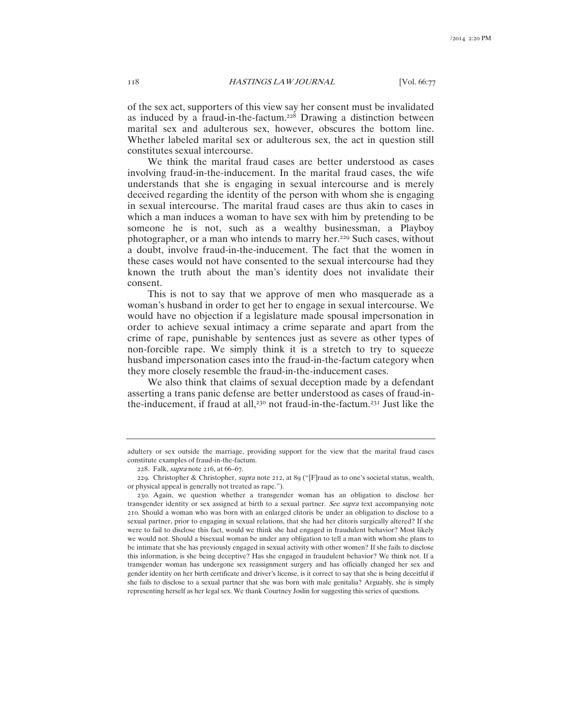of the sex act, supporters of this view say her consent must be invalidated as induced by a fraud-in-the-factum.[228] Drawing a distinction between marital sex and adulterous sex, however, obscures the bottom line. Whether labeled marital sex or adulterous sex, the act in question still constitutes sexual intercourse.

We think the marital fraud cases are better understood as cases involving fraud-in-the-inducement. In the marital fraud cases, the wife understands that she is engaging in sexual intercourse and is merely deceived regarding the identity of the person with whom she is engaging in sexual intercourse. The marital fraud cases are thus akin to cases in which a man induces a woman to have sex with him by pretending to be someone he is not, such as a wealthy businessman, a Playboy photographer, or a man who intends to marry her.[229] Such cases, without a doubt, involve fraud-in-the-inducement. The fact that the women in these cases would not have consented to the sexual intercourse had they known the truth about the man's identity does not invalidate their consent.

This is not to say that we approve of men who masquerade as a woman's husband in order to get her to engage in sexual intercourse. We would have no objection if a legislature made spousal impersonation in order to achieve sexual intimacy a crime separate and apart from the crime of rape, punishable by sentences just as severe as other types of non-forcible rape. We simply think it is a stretch to try to squeeze husband impersonation cases into the fraud-in-the-factum category when they more closely resemble the fraud-in-the-inducement cases.

We also think that claims of sexual deception made by a defendant asserting a trans panic defense are better understood as cases of fraud-in-the-inducement, if fraud at all,[230] not fraud-in-the-factum.[231] Just like the

---

adultery or sex outside the marriage, providing support for the view that the marital fraud cases constitute examples of fraud-in-the-factum.

228. Falk, *supra* note 216, at 66–67.

229. Christopher & Christopher, *supra* note 212, at 89 ("[F]raud as to one's societal status, wealth, or physical appeal is generally not treated as rape.").

230. Again, we question whether a transgender woman has an obligation to disclose her transgender identity or sex assigned at birth to a sexual partner. *See supra* text accompanying note 210. Should a woman who was born with an enlarged clitoris be under an obligation to disclose to a sexual partner, prior to engaging in sexual relations, that she had her clitoris surgically altered? If she were to fail to disclose this fact, would we think she had engaged in fraudulent behavior? Most likely we would not. Should a bisexual woman be under any obligation to tell a man with whom she plans to be intimate that she has previously engaged in sexual activity with other women? If she fails to disclose this information, is she being deceptive? Has she engaged in fraudulent behavior? We think not. If a transgender woman has undergone sex reassignment surgery and has officially changed her sex and gender identity on her birth certificate and driver's license, is it correct to say that she is being deceitful if she fails to disclose to a sexual partner that she was born with male genitalia? Arguably, she is simply representing herself as her legal sex. We thank Courtney Joslin for suggesting this series of questions.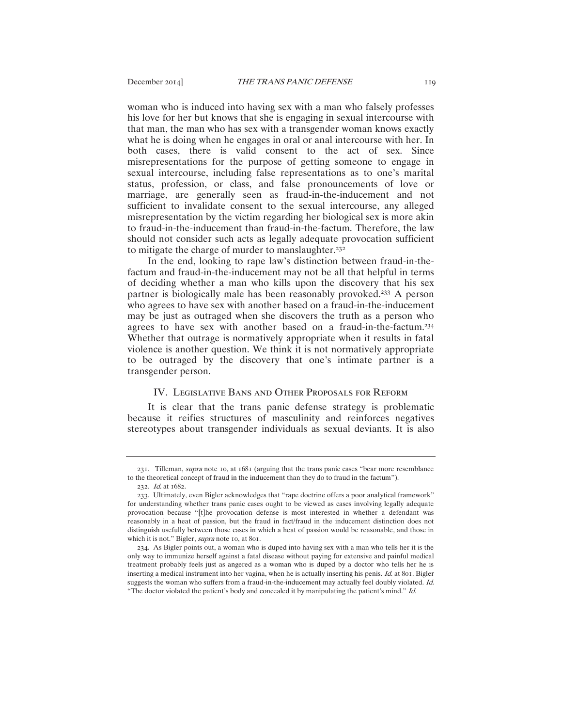woman who is induced into having sex with a man who falsely professes his love for her but knows that she is engaging in sexual intercourse with that man, the man who has sex with a transgender woman knows exactly what he is doing when he engages in oral or anal intercourse with her. In both cases, there is valid consent to the act of sex. Since misrepresentations for the purpose of getting someone to engage in sexual intercourse, including false representations as to one's marital status, profession, or class, and false pronouncements of love or marriage, are generally seen as fraud-in-the-inducement and not sufficient to invalidate consent to the sexual intercourse, any alleged misrepresentation by the victim regarding her biological sex is more akin to fraud-in-the-inducement than fraud-in-the-factum. Therefore, the law should not consider such acts as legally adequate provocation sufficient to mitigate the charge of murder to manslaughter.[232]

In the end, looking to rape law's distinction between fraud-in-the-factum and fraud-in-the-inducement may not be all that helpful in terms of deciding whether a man who kills upon the discovery that his sex partner is biologically male has been reasonably provoked.[233] A person who agrees to have sex with another based on a fraud-in-the-inducement may be just as outraged when she discovers the truth as a person who agrees to have sex with another based on a fraud-in-the-factum.[234] Whether that outrage is normatively appropriate when it results in fatal violence is another question. We think it is not normatively appropriate to be outraged by the discovery that one's intimate partner is a transgender person.

## IV. Legislative Bans and Other Proposals for Reform

It is clear that the trans panic defense strategy is problematic because it reifies structures of masculinity and reinforces negatives stereotypes about transgender individuals as sexual deviants. It is also

---

231. Tilleman, *supra* note 10, at 1681 (arguing that the trans panic cases "bear more resemblance to the theoretical concept of fraud in the inducement than they do to fraud in the factum").

232. *Id.* at 1682.

233. Ultimately, even Bigler acknowledges that "rape doctrine offers a poor analytical framework" for understanding whether trans panic cases ought to be viewed as cases involving legally adequate provocation because "[t]he provocation defense is most interested in whether a defendant was reasonably in a heat of passion, but the fraud in fact/fraud in the inducement distinction does not distinguish usefully between those cases in which a heat of passion would be reasonable, and those in which it is not." Bigler, *supra* note 10, at 801.

234. As Bigler points out, a woman who is duped into having sex with a man who tells her it is the only way to immunize herself against a fatal disease without paying for extensive and painful medical treatment probably feels just as angered as a woman who is duped by a doctor who tells her he is inserting a medical instrument into her vagina, when he is actually inserting his penis. *Id.* at 801. Bigler suggests the woman who suffers from a fraud-in-the-inducement may actually feel doubly violated. *Id.* "The doctor violated the patient's body and concealed it by manipulating the patient's mind." *Id.*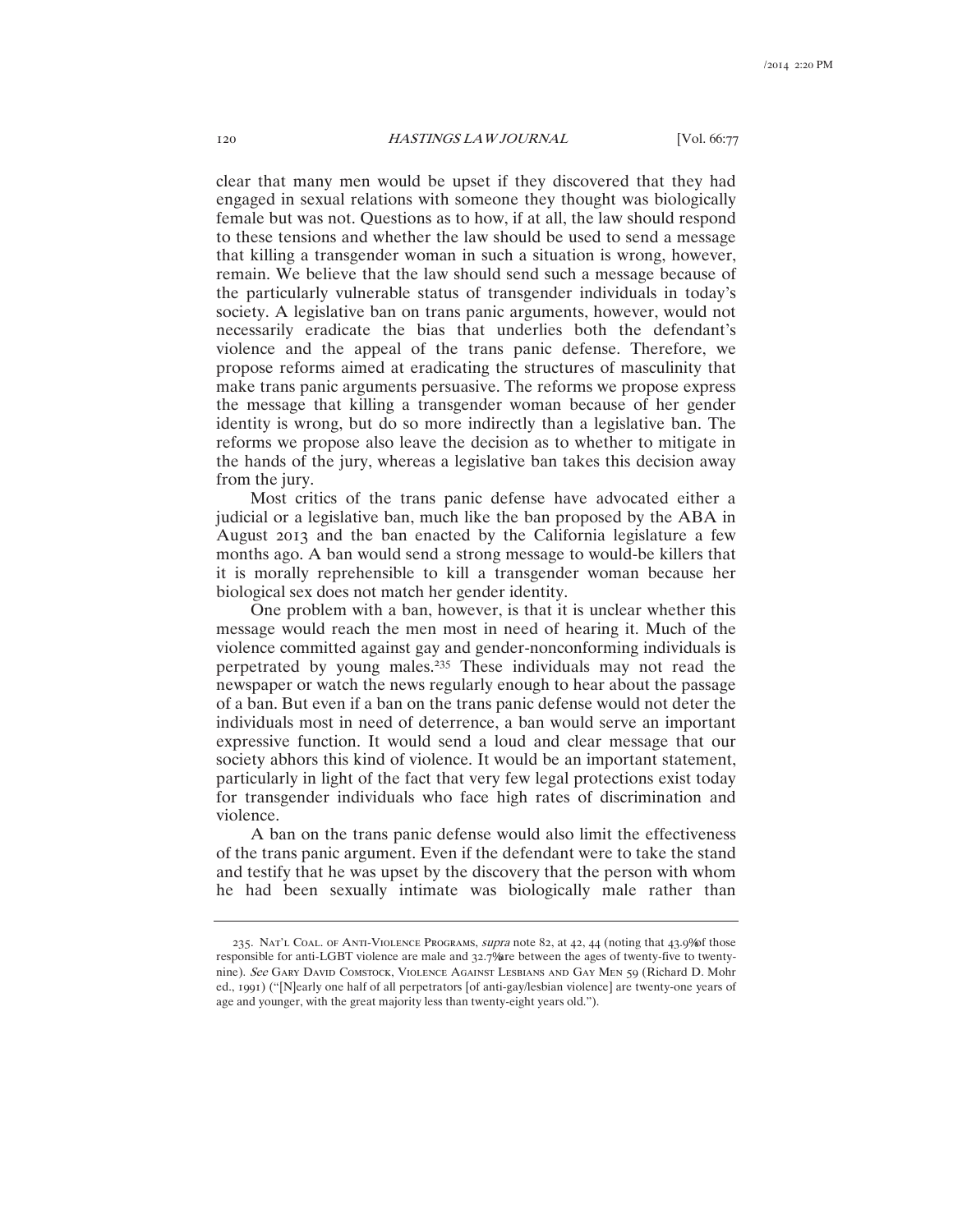clear that many men would be upset if they discovered that they had engaged in sexual relations with someone they thought was biologically female but was not. Questions as to how, if at all, the law should respond to these tensions and whether the law should be used to send a message that killing a transgender woman in such a situation is wrong, however, remain. We believe that the law should send such a message because of the particularly vulnerable status of transgender individuals in today's society. A legislative ban on trans panic arguments, however, would not necessarily eradicate the bias that underlies both the defendant's violence and the appeal of the trans panic defense. Therefore, we propose reforms aimed at eradicating the structures of masculinity that make trans panic arguments persuasive. The reforms we propose express the message that killing a transgender woman because of her gender identity is wrong, but do so more indirectly than a legislative ban. The reforms we propose also leave the decision as to whether to mitigate in the hands of the jury, whereas a legislative ban takes this decision away from the jury.

Most critics of the trans panic defense have advocated either a judicial or a legislative ban, much like the ban proposed by the ABA in August 2013 and the ban enacted by the California legislature a few months ago. A ban would send a strong message to would-be killers that it is morally reprehensible to kill a transgender woman because her biological sex does not match her gender identity.

One problem with a ban, however, is that it is unclear whether this message would reach the men most in need of hearing it. Much of the violence committed against gay and gender-nonconforming individuals is perpetrated by young males.[235] These individuals may not read the newspaper or watch the news regularly enough to hear about the passage of a ban. But even if a ban on the trans panic defense would not deter the individuals most in need of deterrence, a ban would serve an important expressive function. It would send a loud and clear message that our society abhors this kind of violence. It would be an important statement, particularly in light of the fact that very few legal protections exist today for transgender individuals who face high rates of discrimination and violence.

A ban on the trans panic defense would also limit the effectiveness of the trans panic argument. Even if the defendant were to take the stand and testify that he was upset by the discovery that the person with whom he had been sexually intimate was biologically male rather than

---

235. Nat'l Coal. of Anti-Violence Programs, *supra* note 82, at 42, 44 (noting that 43.9% of those responsible for anti-LGBT violence are male and 32.7% are between the ages of twenty-five to twenty-nine). *See* Gary David Comstock, Violence Against Lesbians and Gay Men 59 (Richard D. Mohr ed., 1991) ("[N]early one half of all perpetrators [of anti-gay/lesbian violence] are twenty-one years of age and younger, with the great majority less than twenty-eight years old.").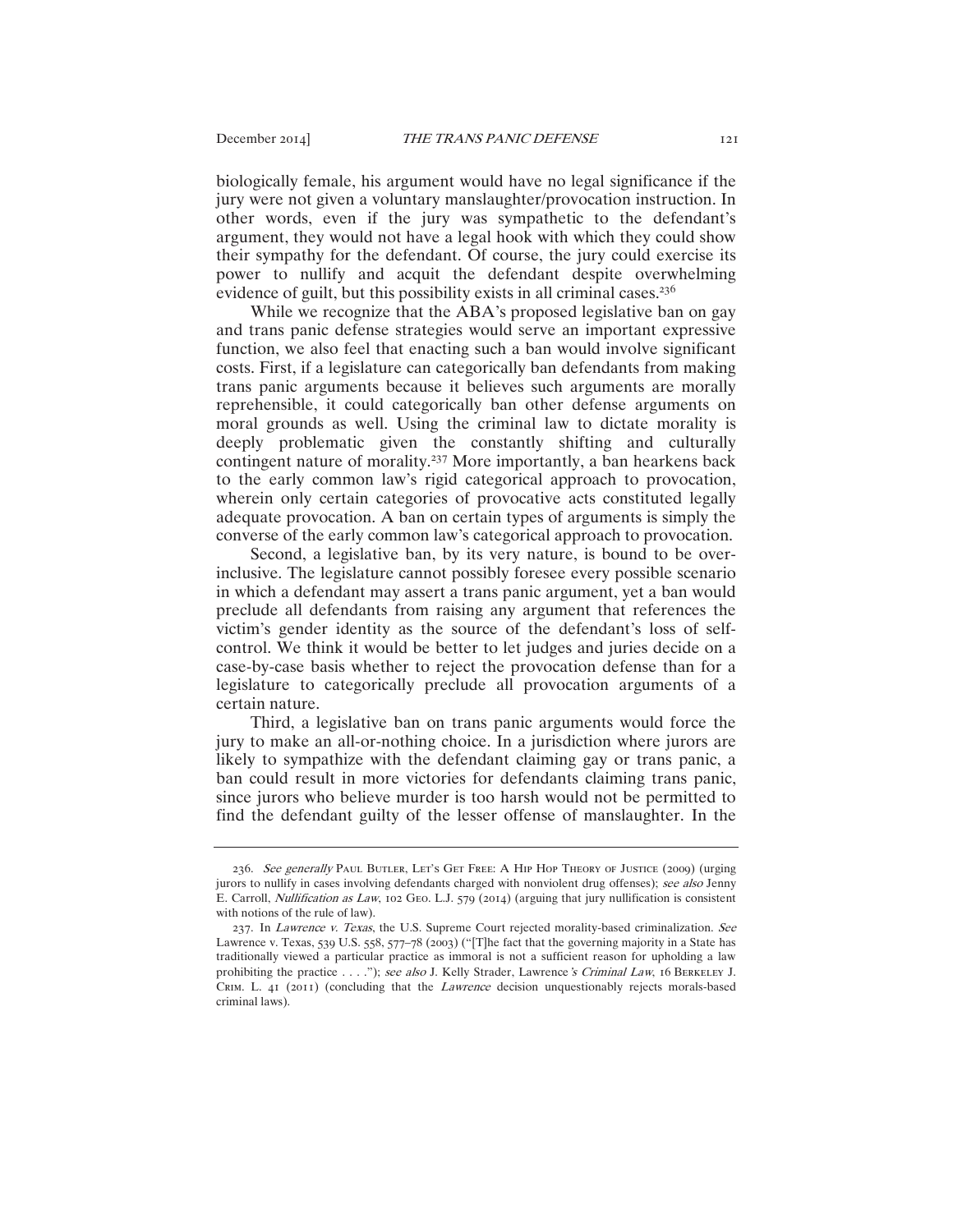biologically female, his argument would have no legal significance if the jury were not given a voluntary manslaughter/provocation instruction. In other words, even if the jury was sympathetic to the defendant's argument, they would not have a legal hook with which they could show their sympathy for the defendant. Of course, the jury could exercise its power to nullify and acquit the defendant despite overwhelming evidence of guilt, but this possibility exists in all criminal cases.[236]

While we recognize that the ABA's proposed legislative ban on gay and trans panic defense strategies would serve an important expressive function, we also feel that enacting such a ban would involve significant costs. First, if a legislature can categorically ban defendants from making trans panic arguments because it believes such arguments are morally reprehensible, it could categorically ban other defense arguments on moral grounds as well. Using the criminal law to dictate morality is deeply problematic given the constantly shifting and culturally contingent nature of morality.[237] More importantly, a ban hearkens back to the early common law's rigid categorical approach to provocation, wherein only certain categories of provocative acts constituted legally adequate provocation. A ban on certain types of arguments is simply the converse of the early common law's categorical approach to provocation.

Second, a legislative ban, by its very nature, is bound to be over-inclusive. The legislature cannot possibly foresee every possible scenario in which a defendant may assert a trans panic argument, yet a ban would preclude all defendants from raising any argument that references the victim's gender identity as the source of the defendant's loss of self-control. We think it would be better to let judges and juries decide on a case-by-case basis whether to reject the provocation defense than for a legislature to categorically preclude all provocation arguments of a certain nature.

Third, a legislative ban on trans panic arguments would force the jury to make an all-or-nothing choice. In a jurisdiction where jurors are likely to sympathize with the defendant claiming gay or trans panic, a ban could result in more victories for defendants claiming trans panic, since jurors who believe murder is too harsh would not be permitted to find the defendant guilty of the lesser offense of manslaughter. In the

---

236. *See generally* Paul Butler, Let's Get Free: A Hip Hop Theory of Justice (2009) (urging jurors to nullify in cases involving defendants charged with nonviolent drug offenses); *see also* Jenny E. Carroll, *Nullification as Law*, 102 Geo. L.J. 579 (2014) (arguing that jury nullification is consistent with notions of the rule of law).

237. In *Lawrence v. Texas*, the U.S. Supreme Court rejected morality-based criminalization. *See* Lawrence v. Texas, 539 U.S. 558, 577–78 (2003) ("[T]he fact that the governing majority in a State has traditionally viewed a particular practice as immoral is not a sufficient reason for upholding a law prohibiting the practice . . . ."); *see also* J. Kelly Strader, Lawrence*'s Criminal Law*, 16 Berkeley J. Crim. L. 41 (2011) (concluding that the *Lawrence* decision unquestionably rejects morals-based criminal laws).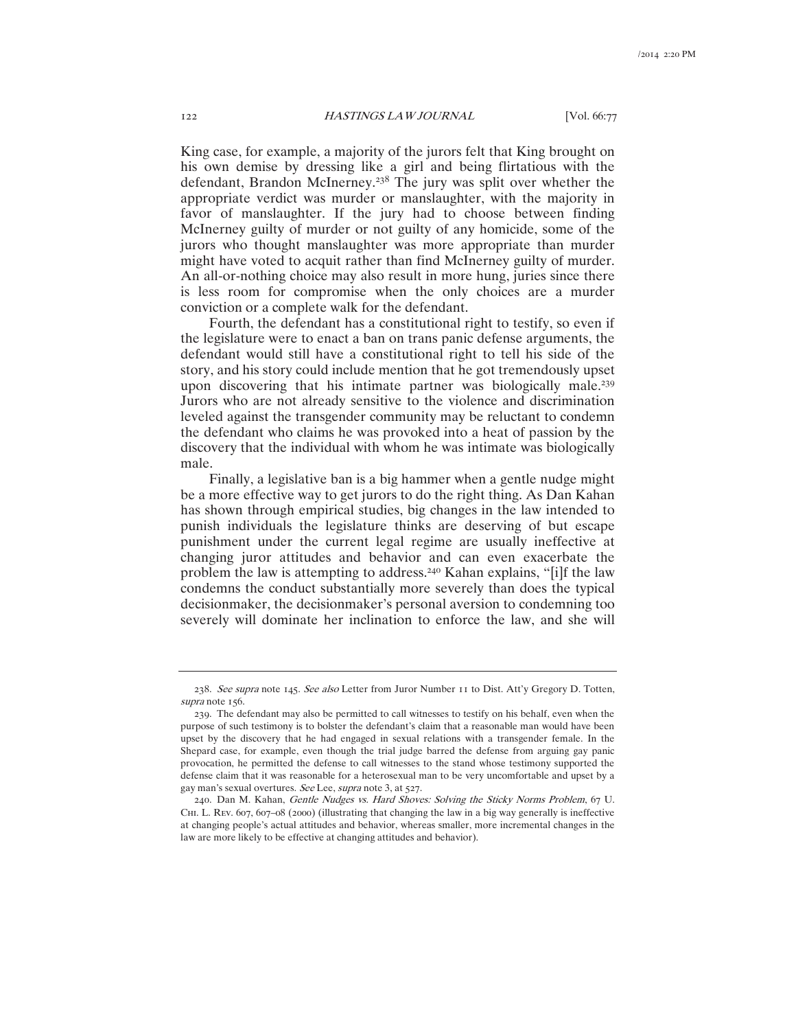King case, for example, a majority of the jurors felt that King brought on his own demise by dressing like a girl and being flirtatious with the defendant, Brandon McInerney.[238] The jury was split over whether the appropriate verdict was murder or manslaughter, with the majority in favor of manslaughter. If the jury had to choose between finding McInerney guilty of murder or not guilty of any homicide, some of the jurors who thought manslaughter was more appropriate than murder might have voted to acquit rather than find McInerney guilty of murder. An all-or-nothing choice may also result in more hung, juries since there is less room for compromise when the only choices are a murder conviction or a complete walk for the defendant.

Fourth, the defendant has a constitutional right to testify, so even if the legislature were to enact a ban on trans panic defense arguments, the defendant would still have a constitutional right to tell his side of the story, and his story could include mention that he got tremendously upset upon discovering that his intimate partner was biologically male.[239] Jurors who are not already sensitive to the violence and discrimination leveled against the transgender community may be reluctant to condemn the defendant who claims he was provoked into a heat of passion by the discovery that the individual with whom he was intimate was biologically male.

Finally, a legislative ban is a big hammer when a gentle nudge might be a more effective way to get jurors to do the right thing. As Dan Kahan has shown through empirical studies, big changes in the law intended to punish individuals the legislature thinks are deserving of but escape punishment under the current legal regime are usually ineffective at changing juror attitudes and behavior and can even exacerbate the problem the law is attempting to address.[240] Kahan explains, "[i]f the law condemns the conduct substantially more severely than does the typical decisionmaker, the decisionmaker's personal aversion to condemning too severely will dominate her inclination to enforce the law, and she will

---

238. *See supra* note 145. *See also* Letter from Juror Number 11 to Dist. Att'y Gregory D. Totten, *supra* note 156.

239. The defendant may also be permitted to call witnesses to testify on his behalf, even when the purpose of such testimony is to bolster the defendant's claim that a reasonable man would have been upset by the discovery that he had engaged in sexual relations with a transgender female. In the Shepard case, for example, even though the trial judge barred the defense from arguing gay panic provocation, he permitted the defense to call witnesses to the stand whose testimony supported the defense claim that it was reasonable for a heterosexual man to be very uncomfortable and upset by a gay man's sexual overtures. *See* Lee, *supra* note 3, at 527.

240. Dan M. Kahan, *Gentle Nudges vs. Hard Shoves: Solving the Sticky Norms Problem*, 67 U. Chi. L. Rev. 607, 607–08 (2000) (illustrating that changing the law in a big way generally is ineffective at changing people's actual attitudes and behavior, whereas smaller, more incremental changes in the law are more likely to be effective at changing attitudes and behavior).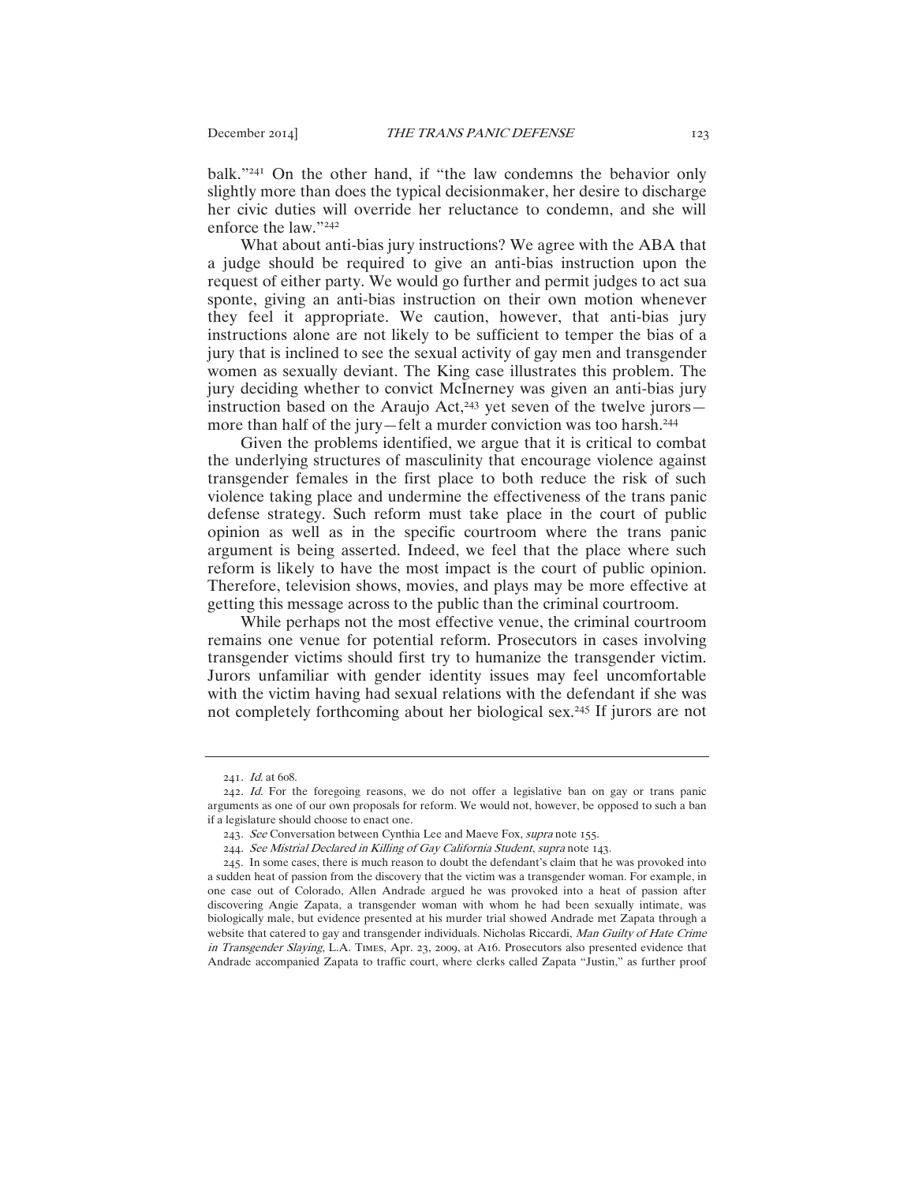balk."[241] On the other hand, if "the law condemns the behavior only slightly more than does the typical decisionmaker, her desire to discharge her civic duties will override her reluctance to condemn, and she will enforce the law."[242]

What about anti-bias jury instructions? We agree with the ABA that a judge should be required to give an anti-bias instruction upon the request of either party. We would go further and permit judges to act sua sponte, giving an anti-bias instruction on their own motion whenever they feel it appropriate. We caution, however, that anti-bias jury instructions alone are not likely to be sufficient to temper the bias of a jury that is inclined to see the sexual activity of gay men and transgender women as sexually deviant. The King case illustrates this problem. The jury deciding whether to convict McInerney was given an anti-bias jury instruction based on the Araujo Act,[243] yet seven of the twelve jurors—more than half of the jury—felt a murder conviction was too harsh.[244]

Given the problems identified, we argue that it is critical to combat the underlying structures of masculinity that encourage violence against transgender females in the first place to both reduce the risk of such violence taking place and undermine the effectiveness of the trans panic defense strategy. Such reform must take place in the court of public opinion as well as in the specific courtroom where the trans panic argument is being asserted. Indeed, we feel that the place where such reform is likely to have the most impact is the court of public opinion. Therefore, television shows, movies, and plays may be more effective at getting this message across to the public than the criminal courtroom.

While perhaps not the most effective venue, the criminal courtroom remains one venue for potential reform. Prosecutors in cases involving transgender victims should first try to humanize the transgender victim. Jurors unfamiliar with gender identity issues may feel uncomfortable with the victim having had sexual relations with the defendant if she was not completely forthcoming about her biological sex.[245] If jurors are not

---

241. *Id.* at 608.

242. *Id.* For the foregoing reasons, we do not offer a legislative ban on gay or trans panic arguments as one of our own proposals for reform. We would not, however, be opposed to such a ban if a legislature should choose to enact one.

243. *See* Conversation between Cynthia Lee and Maeve Fox, *supra* note 155.

244. *See Mistrial Declared in Killing of Gay California Student*, *supra* note 143.

245. In some cases, there is much reason to doubt the defendant's claim that he was provoked into a sudden heat of passion from the discovery that the victim was a transgender woman. For example, in one case out of Colorado, Allen Andrade argued he was provoked into a heat of passion after discovering Angie Zapata, a transgender woman with whom he had been sexually intimate, was biologically male, but evidence presented at his murder trial showed Andrade met Zapata through a website that catered to gay and transgender individuals. Nicholas Riccardi, *Man Guilty of Hate Crime in Transgender Slaying*, L.A. Times, Apr. 23, 2009, at A16. Prosecutors also presented evidence that Andrade accompanied Zapata to traffic court, where clerks called Zapata "Justin," as further proof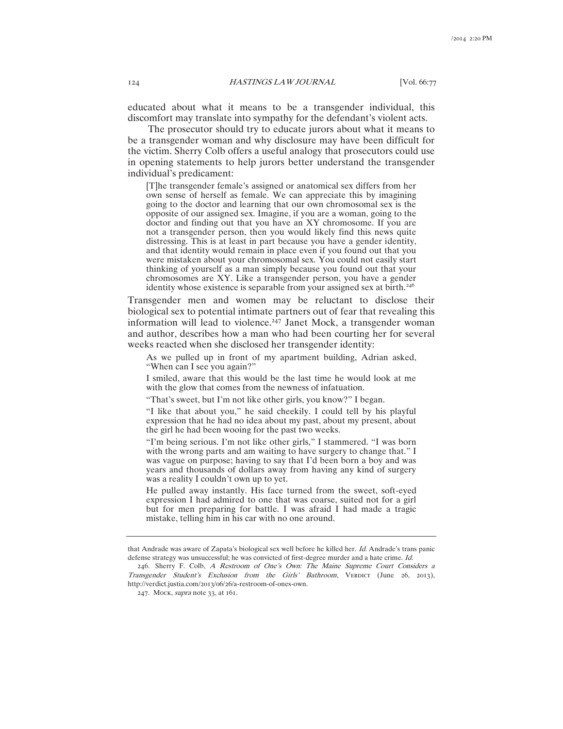educated about what it means to be a transgender individual, this discomfort may translate into sympathy for the defendant's violent acts.

The prosecutor should try to educate jurors about what it means to be a transgender woman and why disclosure may have been difficult for the victim. Sherry Colb offers a useful analogy that prosecutors could use in opening statements to help jurors better understand the transgender individual's predicament:

> [T]he transgender female's assigned or anatomical sex differs from her own sense of herself as female. We can appreciate this by imagining going to the doctor and learning that our own chromosomal sex is the opposite of our assigned sex. Imagine, if you are a woman, going to the doctor and finding out that you have an XY chromosome. If you are not a transgender person, then you would likely find this news quite distressing. This is at least in part because you have a gender identity, and that identity would remain in place even if you found out that you were mistaken about your chromosomal sex. You could not easily start thinking of yourself as a man simply because you found out that your chromosomes are XY. Like a transgender person, you have a gender identity whose existence is separable from your assigned sex at birth.[246]

Transgender men and women may be reluctant to disclose their biological sex to potential intimate partners out of fear that revealing this information will lead to violence.[247] Janet Mock, a transgender woman and author, describes how a man who had been courting her for several weeks reacted when she disclosed her transgender identity:

> As we pulled up in front of my apartment building, Adrian asked, "When can I see you again?"
>
> I smiled, aware that this would be the last time he would look at me with the glow that comes from the newness of infatuation.
>
> "That's sweet, but I'm not like other girls, you know?" I began.
>
> "I like that about you," he said cheekily. I could tell by his playful expression that he had no idea about my past, about my present, about the girl he had been wooing for the past two weeks.
>
> "I'm being serious. I'm not like other girls," I stammered. "I was born with the wrong parts and am waiting to have surgery to change that." I was vague on purpose; having to say that I'd been born a boy and was years and thousands of dollars away from having any kind of surgery was a reality I couldn't own up to yet.
>
> He pulled away instantly. His face turned from the sweet, soft-eyed expression I had admired to one that was coarse, suited not for a girl but for men preparing for battle. I was afraid I had made a tragic mistake, telling him in his car with no one around.

---

that Andrade was aware of Zapata's biological sex well before he killed her. *Id.* Andrade's trans panic defense strategy was unsuccessful; he was convicted of first-degree murder and a hate crime. *Id.*

246. Sherry F. Colb, *A Restroom of One's Own: The Maine Supreme Court Considers a Transgender Student's Exclusion from the Girls' Bathroom*, VERDICT (June 26, 2013), http://verdict.justia.com/2013/06/26/a-restroom-of-ones-own.

247. MOCK, *supra* note 33, at 161.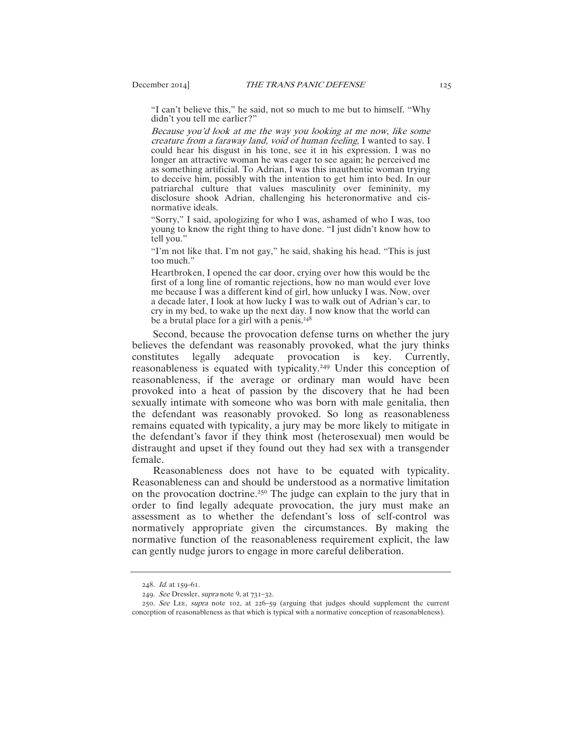> "I can't believe this," he said, not so much to me but to himself. "Why didn't you tell me earlier?"
>
> *Because you'd look at me the way you looking at me now, like some creature from a faraway land, void of human feeling,* I wanted to say. I could hear his disgust in his tone, see it in his expression. I was no longer an attractive woman he was eager to see again; he perceived me as something artificial. To Adrian, I was this inauthentic woman trying to deceive him, possibly with the intention to get him into bed. In our patriarchal culture that values masculinity over femininity, my disclosure shook Adrian, challenging his heteronormative and cis-normative ideals.
>
> "Sorry," I said, apologizing for who I was, ashamed of who I was, too young to know the right thing to have done. "I just didn't know how to tell you."
>
> "I'm not like that. I'm not gay," he said, shaking his head. "This is just too much."
>
> Heartbroken, I opened the car door, crying over how this would be the first of a long line of romantic rejections, how no man would ever love me because I was a different kind of girl, how unlucky I was. Now, over a decade later, I look at how lucky I was to walk out of Adrian's car, to cry in my bed, to wake up the next day. I now know that the world can be a brutal place for a girl with a penis.[248]

Second, because the provocation defense turns on whether the jury believes the defendant was reasonably provoked, what the jury thinks constitutes legally adequate provocation is key. Currently, reasonableness is equated with typicality.[249] Under this conception of reasonableness, if the average or ordinary man would have been provoked into a heat of passion by the discovery that he had been sexually intimate with someone who was born with male genitalia, then the defendant was reasonably provoked. So long as reasonableness remains equated with typicality, a jury may be more likely to mitigate in the defendant's favor if they think most (heterosexual) men would be distraught and upset if they found out they had sex with a transgender female.

Reasonableness does not have to be equated with typicality. Reasonableness can and should be understood as a normative limitation on the provocation doctrine.[250] The judge can explain to the jury that in order to find legally adequate provocation, the jury must make an assessment as to whether the defendant's loss of self-control was normatively appropriate given the circumstances. By making the normative function of the reasonableness requirement explicit, the law can gently nudge jurors to engage in more careful deliberation.

---

248. *Id.* at 159–61.

249. *See* Dressler, *supra* note 9, at 731–32.

250. *See* Lee, *supra* note 102, at 226–59 (arguing that judges should supplement the current conception of reasonableness as that which is typical with a normative conception of reasonableness).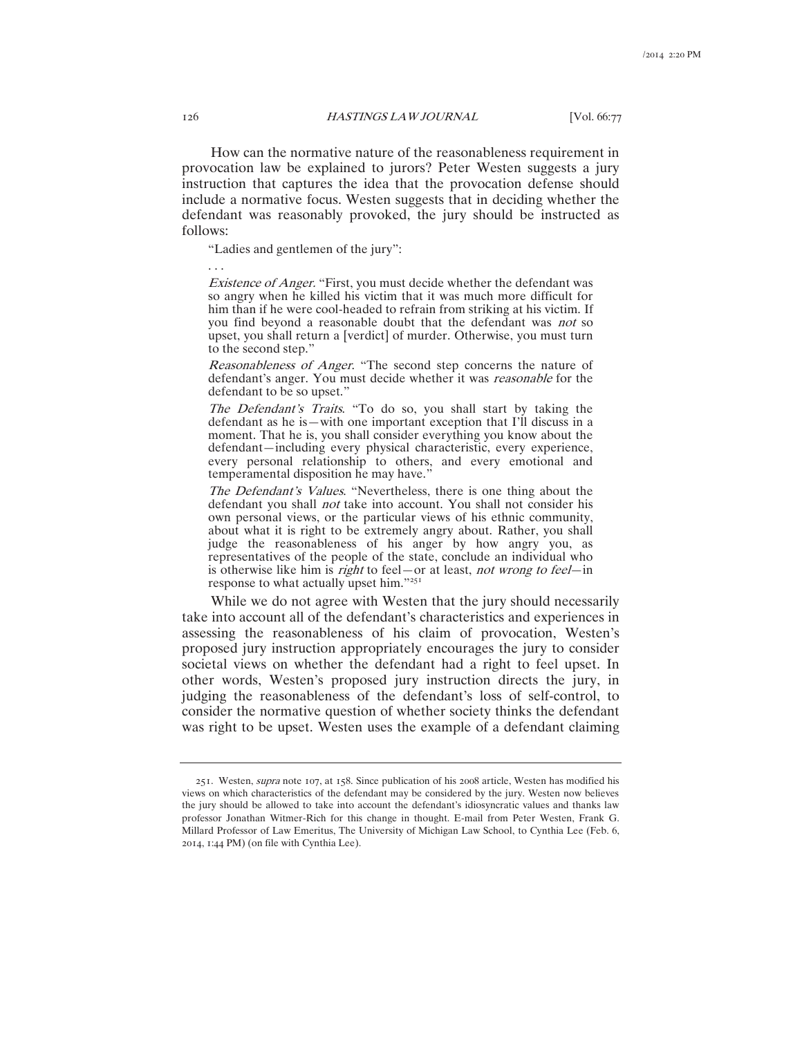How can the normative nature of the reasonableness requirement in provocation law be explained to jurors? Peter Westen suggests a jury instruction that captures the idea that the provocation defense should include a normative focus. Westen suggests that in deciding whether the defendant was reasonably provoked, the jury should be instructed as follows:

> "Ladies and gentlemen of the jury":
>
> . . .
>
> *Existence of Anger*. "First, you must decide whether the defendant was so angry when he killed his victim that it was much more difficult for him than if he were cool-headed to refrain from striking at his victim. If you find beyond a reasonable doubt that the defendant was *not* so upset, you shall return a [verdict] of murder. Otherwise, you must turn to the second step."
>
> *Reasonableness of Anger*. "The second step concerns the nature of defendant's anger. You must decide whether it was *reasonable* for the defendant to be so upset."
>
> *The Defendant's Traits*. "To do so, you shall start by taking the defendant as he is—with one important exception that I'll discuss in a moment. That he is, you shall consider everything you know about the defendant—including every physical characteristic, every experience, every personal relationship to others, and every emotional and temperamental disposition he may have."
>
> *The Defendant's Values*. "Nevertheless, there is one thing about the defendant you shall *not* take into account. You shall not consider his own personal views, or the particular views of his ethnic community, about what it is right to be extremely angry about. Rather, you shall judge the reasonableness of his anger by how angry you, as representatives of the people of the state, conclude an individual who is otherwise like him is *right* to feel—or at least, *not wrong to feel*—in response to what actually upset him."[251]

While we do not agree with Westen that the jury should necessarily take into account all of the defendant's characteristics and experiences in assessing the reasonableness of his claim of provocation, Westen's proposed jury instruction appropriately encourages the jury to consider societal views on whether the defendant had a right to feel upset. In other words, Westen's proposed jury instruction directs the jury, in judging the reasonableness of the defendant's loss of self-control, to consider the normative question of whether society thinks the defendant was right to be upset. Westen uses the example of a defendant claiming

---

251. Westen, *supra* note 107, at 158. Since publication of his 2008 article, Westen has modified his views on which characteristics of the defendant may be considered by the jury. Westen now believes the jury should be allowed to take into account the defendant's idiosyncratic values and thanks law professor Jonathan Witmer-Rich for this change in thought. E-mail from Peter Westen, Frank G. Millard Professor of Law Emeritus, The University of Michigan Law School, to Cynthia Lee (Feb. 6, 2014, 1:44 PM) (on file with Cynthia Lee).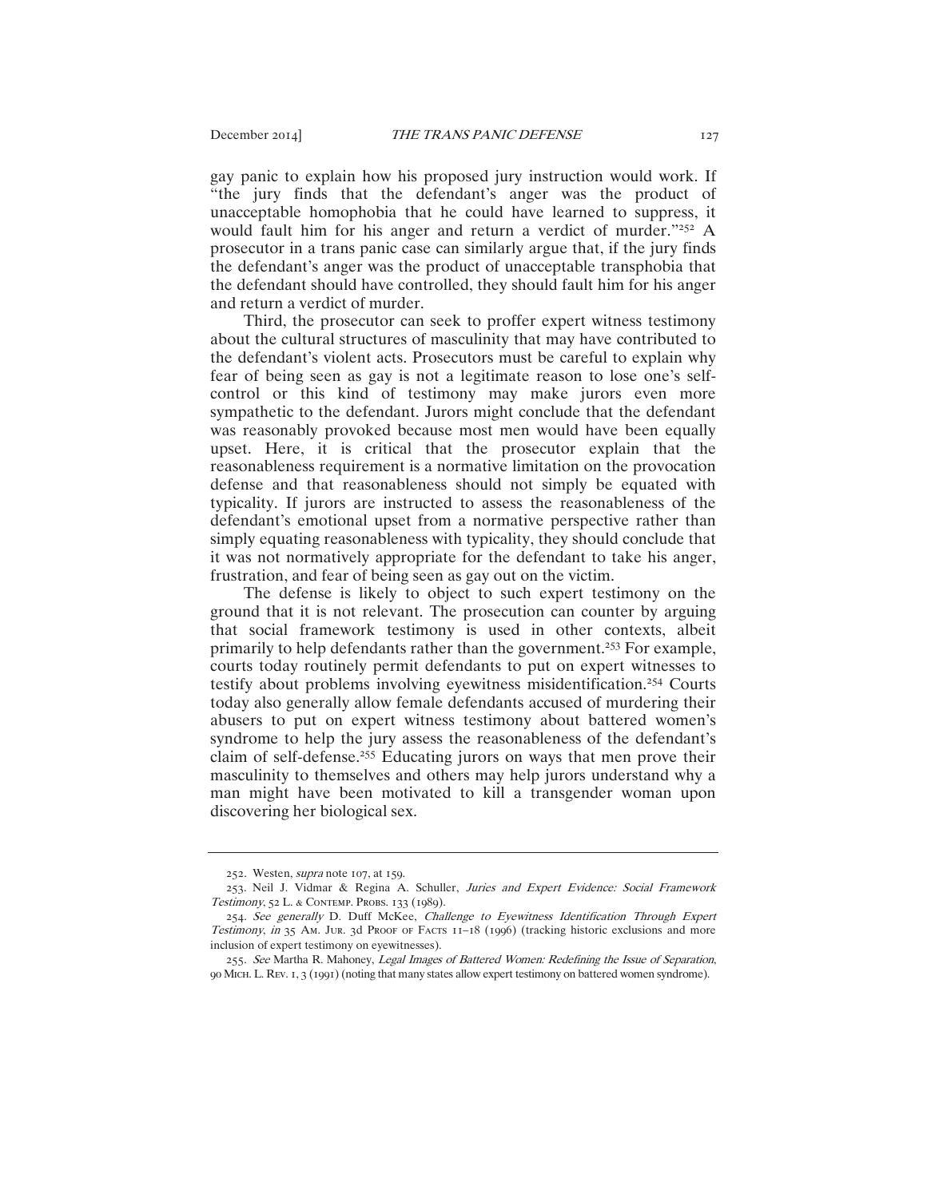gay panic to explain how his proposed jury instruction would work. If "the jury finds that the defendant's anger was the product of unacceptable homophobia that he could have learned to suppress, it would fault him for his anger and return a verdict of murder."[252] A prosecutor in a trans panic case can similarly argue that, if the jury finds the defendant's anger was the product of unacceptable transphobia that the defendant should have controlled, they should fault him for his anger and return a verdict of murder.

Third, the prosecutor can seek to proffer expert witness testimony about the cultural structures of masculinity that may have contributed to the defendant's violent acts. Prosecutors must be careful to explain why fear of being seen as gay is not a legitimate reason to lose one's self-control or this kind of testimony may make jurors even more sympathetic to the defendant. Jurors might conclude that the defendant was reasonably provoked because most men would have been equally upset. Here, it is critical that the prosecutor explain that the reasonableness requirement is a normative limitation on the provocation defense and that reasonableness should not simply be equated with typicality. If jurors are instructed to assess the reasonableness of the defendant's emotional upset from a normative perspective rather than simply equating reasonableness with typicality, they should conclude that it was not normatively appropriate for the defendant to take his anger, frustration, and fear of being seen as gay out on the victim.

The defense is likely to object to such expert testimony on the ground that it is not relevant. The prosecution can counter by arguing that social framework testimony is used in other contexts, albeit primarily to help defendants rather than the government.[253] For example, courts today routinely permit defendants to put on expert witnesses to testify about problems involving eyewitness misidentification.[254] Courts today also generally allow female defendants accused of murdering their abusers to put on expert witness testimony about battered women's syndrome to help the jury assess the reasonableness of the defendant's claim of self-defense.[255] Educating jurors on ways that men prove their masculinity to themselves and others may help jurors understand why a man might have been motivated to kill a transgender woman upon discovering her biological sex.

---

252. Westen, *supra* note 107, at 159.

253. Neil J. Vidmar & Regina A. Schuller, *Juries and Expert Evidence: Social Framework Testimony*, 52 L. & CONTEMP. PROBS. 133 (1989).

254. *See generally* D. Duff McKee, *Challenge to Eyewitness Identification Through Expert Testimony*, *in* 35 AM. JUR. 3d PROOF OF FACTS 11–18 (1996) (tracking historic exclusions and more inclusion of expert testimony on eyewitnesses).

255. *See* Martha R. Mahoney, *Legal Images of Battered Women: Redefining the Issue of Separation*, 90 MICH. L. REV. 1, 3 (1991) (noting that many states allow expert testimony on battered women syndrome).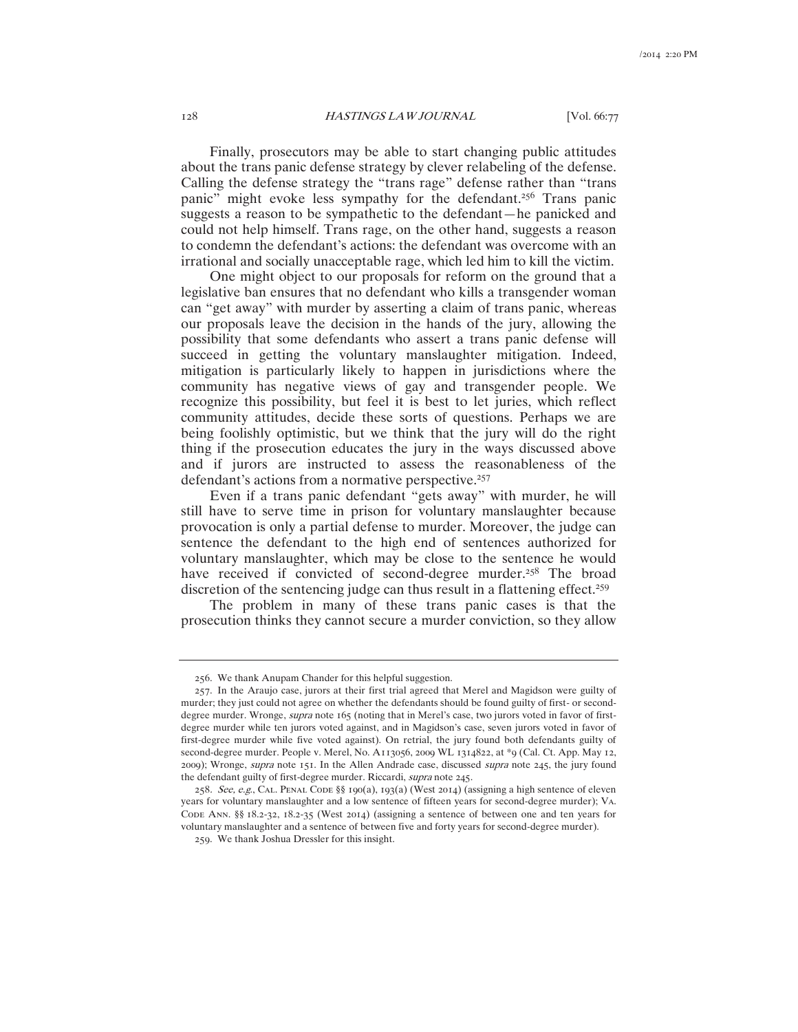Finally, prosecutors may be able to start changing public attitudes about the trans panic defense strategy by clever relabeling of the defense. Calling the defense strategy the "trans rage" defense rather than "trans panic" might evoke less sympathy for the defendant.[256] Trans panic suggests a reason to be sympathetic to the defendant—he panicked and could not help himself. Trans rage, on the other hand, suggests a reason to condemn the defendant's actions: the defendant was overcome with an irrational and socially unacceptable rage, which led him to kill the victim.

One might object to our proposals for reform on the ground that a legislative ban ensures that no defendant who kills a transgender woman can "get away" with murder by asserting a claim of trans panic, whereas our proposals leave the decision in the hands of the jury, allowing the possibility that some defendants who assert a trans panic defense will succeed in getting the voluntary manslaughter mitigation. Indeed, mitigation is particularly likely to happen in jurisdictions where the community has negative views of gay and transgender people. We recognize this possibility, but feel it is best to let juries, which reflect community attitudes, decide these sorts of questions. Perhaps we are being foolishly optimistic, but we think that the jury will do the right thing if the prosecution educates the jury in the ways discussed above and if jurors are instructed to assess the reasonableness of the defendant's actions from a normative perspective.[257]

Even if a trans panic defendant "gets away" with murder, he will still have to serve time in prison for voluntary manslaughter because provocation is only a partial defense to murder. Moreover, the judge can sentence the defendant to the high end of sentences authorized for voluntary manslaughter, which may be close to the sentence he would have received if convicted of second-degree murder.[258] The broad discretion of the sentencing judge can thus result in a flattening effect.[259]

The problem in many of these trans panic cases is that the prosecution thinks they cannot secure a murder conviction, so they allow

---

256. We thank Anupam Chander for this helpful suggestion.

257. In the Araujo case, jurors at their first trial agreed that Merel and Magidson were guilty of murder; they just could not agree on whether the defendants should be found guilty of first- or second-degree murder. Wronge, *supra* note 165 (noting that in Merel's case, two jurors voted in favor of first-degree murder while ten jurors voted against, and in Magidson's case, seven jurors voted in favor of first-degree murder while five voted against). On retrial, the jury found both defendants guilty of second-degree murder. People v. Merel, No. A113056, 2009 WL 1314822, at *9 (Cal. Ct. App. May 12, 2009); Wronge, *supra* note 151. In the Allen Andrade case, discussed *supra* note 245, the jury found the defendant guilty of first-degree murder. Riccardi, *supra* note 245.

258. *See, e.g.*, CAL. PENAL CODE §§ 190(a), 193(a) (West 2014) (assigning a high sentence of eleven years for voluntary manslaughter and a low sentence of fifteen years for second-degree murder); VA. CODE ANN. §§ 18.2-32, 18.2-35 (West 2014) (assigning a sentence of between one and ten years for voluntary manslaughter and a sentence of between five and forty years for second-degree murder).

259. We thank Joshua Dressler for this insight.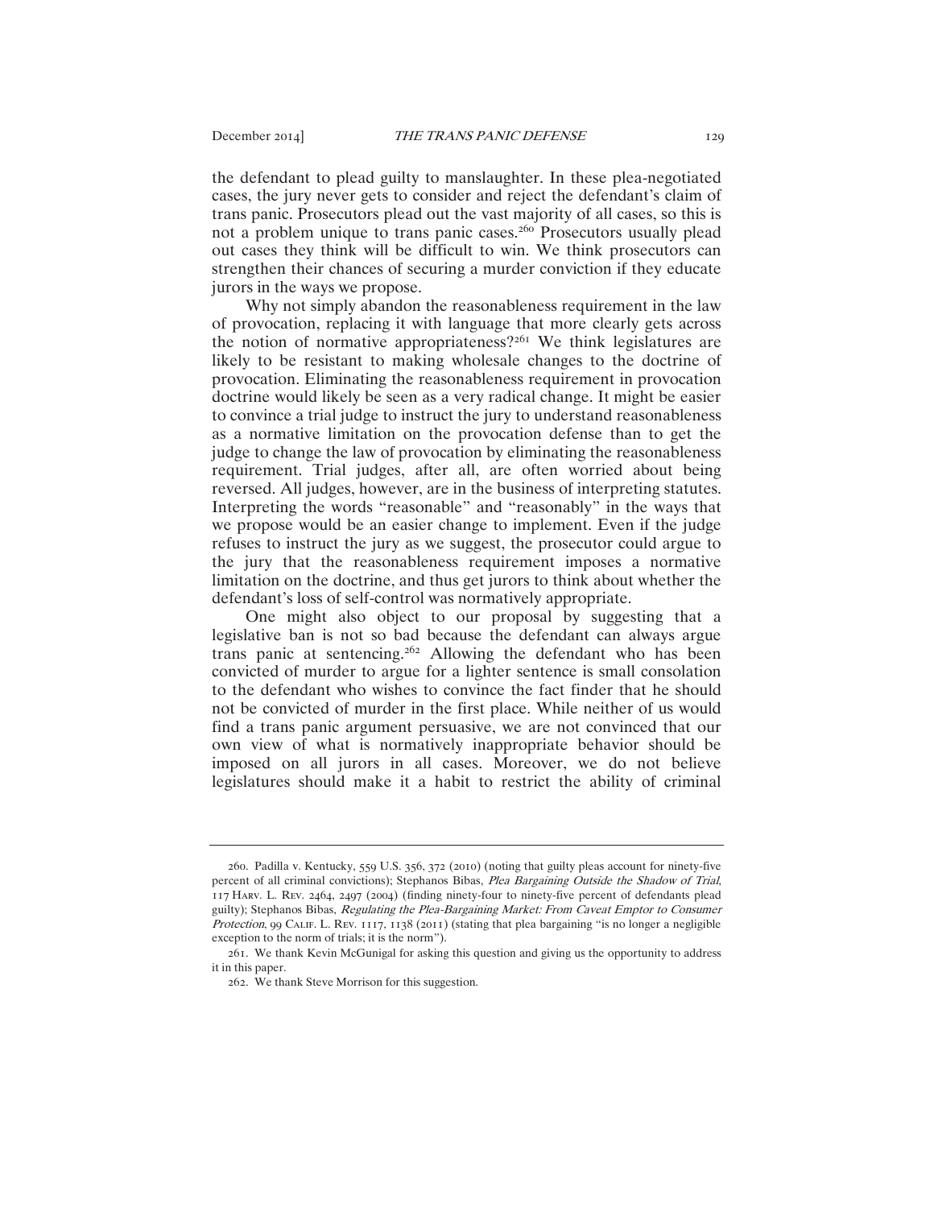the defendant to plead guilty to manslaughter. In these plea-negotiated cases, the jury never gets to consider and reject the defendant's claim of trans panic. Prosecutors plead out the vast majority of all cases, so this is not a problem unique to trans panic cases.[260] Prosecutors usually plead out cases they think will be difficult to win. We think prosecutors can strengthen their chances of securing a murder conviction if they educate jurors in the ways we propose.

Why not simply abandon the reasonableness requirement in the law of provocation, replacing it with language that more clearly gets across the notion of normative appropriateness?[261] We think legislatures are likely to be resistant to making wholesale changes to the doctrine of provocation. Eliminating the reasonableness requirement in provocation doctrine would likely be seen as a very radical change. It might be easier to convince a trial judge to instruct the jury to understand reasonableness as a normative limitation on the provocation defense than to get the judge to change the law of provocation by eliminating the reasonableness requirement. Trial judges, after all, are often worried about being reversed. All judges, however, are in the business of interpreting statutes. Interpreting the words "reasonable" and "reasonably" in the ways that we propose would be an easier change to implement. Even if the judge refuses to instruct the jury as we suggest, the prosecutor could argue to the jury that the reasonableness requirement imposes a normative limitation on the doctrine, and thus get jurors to think about whether the defendant's loss of self-control was normatively appropriate.

One might also object to our proposal by suggesting that a legislative ban is not so bad because the defendant can always argue trans panic at sentencing.[262] Allowing the defendant who has been convicted of murder to argue for a lighter sentence is small consolation to the defendant who wishes to convince the fact finder that he should not be convicted of murder in the first place. While neither of us would find a trans panic argument persuasive, we are not convinced that our own view of what is normatively inappropriate behavior should be imposed on all jurors in all cases. Moreover, we do not believe legislatures should make it a habit to restrict the ability of criminal

---

260. Padilla v. Kentucky, 559 U.S. 356, 372 (2010) (noting that guilty pleas account for ninety-five percent of all criminal convictions); Stephanos Bibas, *Plea Bargaining Outside the Shadow of Trial*, 117 HARV. L. REV. 2464, 2497 (2004) (finding ninety-four to ninety-five percent of defendants plead guilty); Stephanos Bibas, *Regulating the Plea-Bargaining Market: From Caveat Emptor to Consumer Protection*, 99 CALIF. L. REV. 1117, 1138 (2011) (stating that plea bargaining "is no longer a negligible exception to the norm of trials; it is the norm").

261. We thank Kevin McGunigal for asking this question and giving us the opportunity to address it in this paper.

262. We thank Steve Morrison for this suggestion.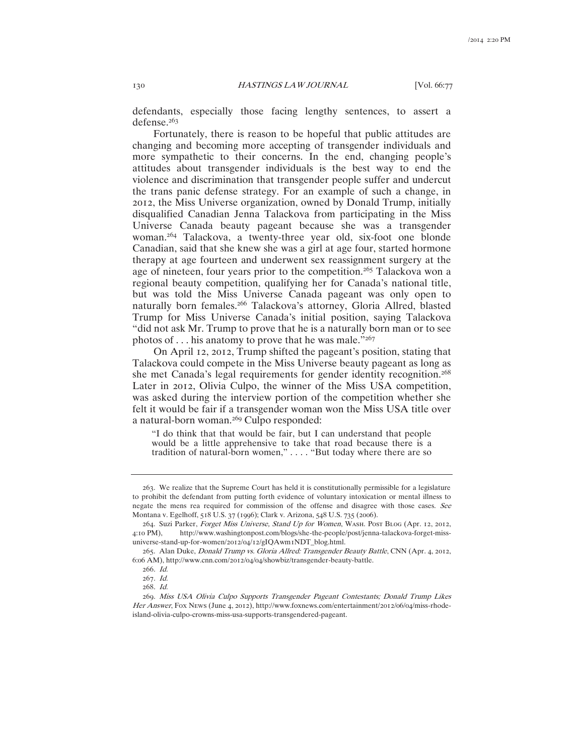defendants, especially those facing lengthy sentences, to assert a defense.[263]

Fortunately, there is reason to be hopeful that public attitudes are changing and becoming more accepting of transgender individuals and more sympathetic to their concerns. In the end, changing people's attitudes about transgender individuals is the best way to end the violence and discrimination that transgender people suffer and undercut the trans panic defense strategy. For an example of such a change, in 2012, the Miss Universe organization, owned by Donald Trump, initially disqualified Canadian Jenna Talackova from participating in the Miss Universe Canada beauty pageant because she was a transgender woman.[264] Talackova, a twenty-three year old, six-foot one blonde Canadian, said that she knew she was a girl at age four, started hormone therapy at age fourteen and underwent sex reassignment surgery at the age of nineteen, four years prior to the competition.[265] Talackova won a regional beauty competition, qualifying her for Canada's national title, but was told the Miss Universe Canada pageant was only open to naturally born females.[266] Talackova's attorney, Gloria Allred, blasted Trump for Miss Universe Canada's initial position, saying Talackova "did not ask Mr. Trump to prove that he is a naturally born man or to see photos of . . . his anatomy to prove that he was male."[267]

On April 12, 2012, Trump shifted the pageant's position, stating that Talackova could compete in the Miss Universe beauty pageant as long as she met Canada's legal requirements for gender identity recognition.[268] Later in 2012, Olivia Culpo, the winner of the Miss USA competition, was asked during the interview portion of the competition whether she felt it would be fair if a transgender woman won the Miss USA title over a natural-born woman.[269] Culpo responded:

> "I do think that that would be fair, but I can understand that people would be a little apprehensive to take that road because there is a tradition of natural-born women," . . . . "But today where there are so

---

263. We realize that the Supreme Court has held it is constitutionally permissible for a legislature to prohibit the defendant from putting forth evidence of voluntary intoxication or mental illness to negate the mens rea required for commission of the offense and disagree with those cases. *See* Montana v. Egelhoff, 518 U.S. 37 (1996); Clark v. Arizona, 548 U.S. 735 (2006).

264. Suzi Parker, *Forget Miss Universe, Stand Up for Women*, WASH. POST BLOG (Apr. 12, 2012, 4:10 PM), http://www.washingtonpost.com/blogs/she-the-people/post/jenna-talackova-forget-miss-universe-stand-up-for-women/2012/04/12/gIQAwm1NDT_blog.html.

265. Alan Duke, *Donald Trump vs. Gloria Allred: Transgender Beauty Battle*, CNN (Apr. 4, 2012, 6:06 AM), http://www.cnn.com/2012/04/04/showbiz/transgender-beauty-battle.

266. *Id.*

267. *Id.*

268. *Id.*

269. *Miss USA Olivia Culpo Supports Transgender Pageant Contestants; Donald Trump Likes Her Answer*, FOX NEWS (June 4, 2012), http://www.foxnews.com/entertainment/2012/06/04/miss-rhode-island-olivia-culpo-crowns-miss-usa-supports-transgendered-pageant.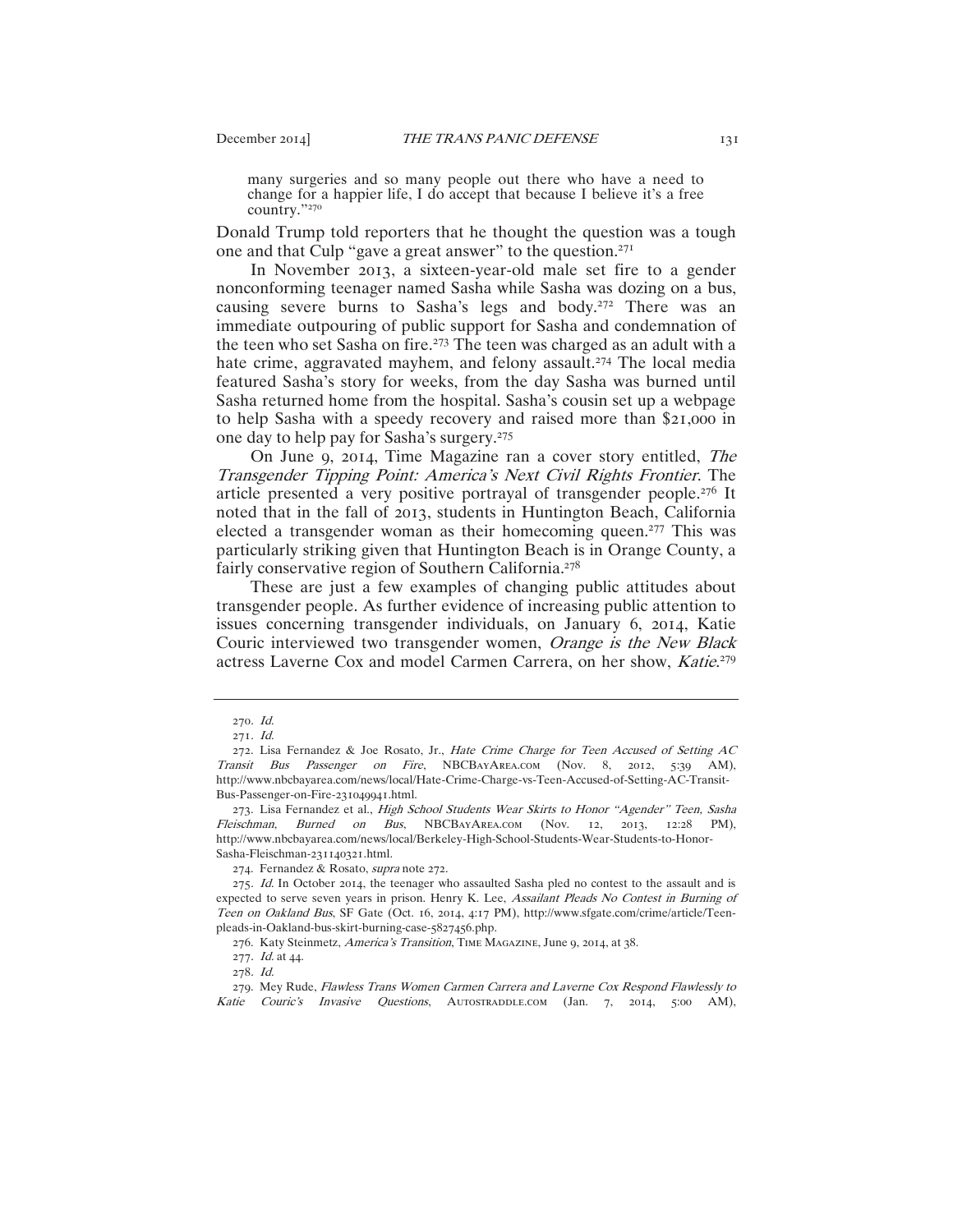> many surgeries and so many people out there who have a need to change for a happier life, I do accept that because I believe it's a free country."[270]

Donald Trump told reporters that he thought the question was a tough one and that Culp "gave a great answer" to the question.[271]

In November 2013, a sixteen-year-old male set fire to a gender nonconforming teenager named Sasha while Sasha was dozing on a bus, causing severe burns to Sasha's legs and body.[272] There was an immediate outpouring of public support for Sasha and condemnation of the teen who set Sasha on fire.[273] The teen was charged as an adult with a hate crime, aggravated mayhem, and felony assault.[274] The local media featured Sasha's story for weeks, from the day Sasha was burned until Sasha returned home from the hospital. Sasha's cousin set up a webpage to help Sasha with a speedy recovery and raised more than $21,000 in one day to help pay for Sasha's surgery.[275]

On June 9, 2014, Time Magazine ran a cover story entitled, *The Transgender Tipping Point: America's Next Civil Rights Frontier*. The article presented a very positive portrayal of transgender people.[276] It noted that in the fall of 2013, students in Huntington Beach, California elected a transgender woman as their homecoming queen.[277] This was particularly striking given that Huntington Beach is in Orange County, a fairly conservative region of Southern California.[278]

These are just a few examples of changing public attitudes about transgender people. As further evidence of increasing public attention to issues concerning transgender individuals, on January 6, 2014, Katie Couric interviewed two transgender women, *Orange is the New Black* actress Laverne Cox and model Carmen Carrera, on her show, *Katie*.[279]

---

270. *Id.*

271. *Id.*

272. Lisa Fernandez & Joe Rosato, Jr., *Hate Crime Charge for Teen Accused of Setting AC Transit Bus Passenger on Fire*, NBCBAYAREA.COM (Nov. 8, 2012, 5:39 AM), http://www.nbcbayarea.com/news/local/Hate-Crime-Charge-vs-Teen-Accused-of-Setting-AC-Transit-Bus-Passenger-on-Fire-231049941.html.

273. Lisa Fernandez et al., *High School Students Wear Skirts to Honor "Agender" Teen, Sasha Fleischman, Burned on Bus*, NBCBAYAREA.COM (Nov. 12, 2013, 12:28 PM), http://www.nbcbayarea.com/news/local/Berkeley-High-School-Students-Wear-Students-to-Honor-Sasha-Fleischman-231140321.html.

274. Fernandez & Rosato, *supra* note 272.

275. *Id.* In October 2014, the teenager who assaulted Sasha pled no contest to the assault and is expected to serve seven years in prison. Henry K. Lee, *Assailant Pleads No Contest in Burning of Teen on Oakland Bus*, SF Gate (Oct. 16, 2014, 4:17 PM), http://www.sfgate.com/crime/article/Teen-pleads-in-Oakland-bus-skirt-burning-case-5827456.php.

276. Katy Steinmetz, *America's Transition*, TIME MAGAZINE, June 9, 2014, at 38.

277. *Id.* at 44.

278. *Id.*

279. Mey Rude, *Flawless Trans Women Carmen Carrera and Laverne Cox Respond Flawlessly to Katie Couric's Invasive Questions*, AUTOSTRADDLE.COM (Jan. 7, 2014, 5:00 AM),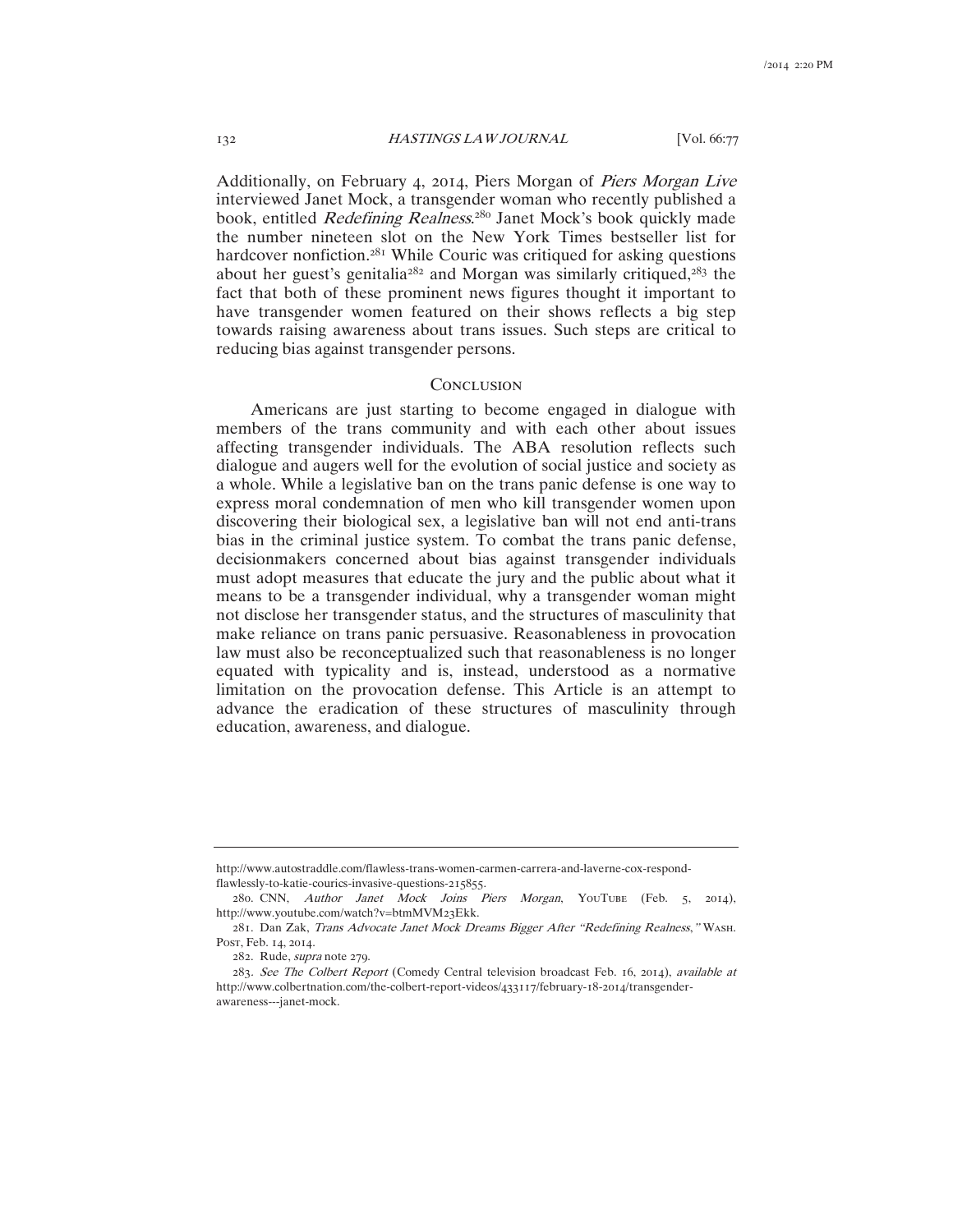Additionally, on February 4, 2014, Piers Morgan of *Piers Morgan Live* interviewed Janet Mock, a transgender woman who recently published a book, entitled *Redefining Realness*.[280] Janet Mock's book quickly made the number nineteen slot on the New York Times bestseller list for hardcover nonfiction.[281] While Couric was critiqued for asking questions about her guest's genitalia[282] and Morgan was similarly critiqued,[283] the fact that both of these prominent news figures thought it important to have transgender women featured on their shows reflects a big step towards raising awareness about trans issues. Such steps are critical to reducing bias against transgender persons.

## Conclusion

Americans are just starting to become engaged in dialogue with members of the trans community and with each other about issues affecting transgender individuals. The ABA resolution reflects such dialogue and augers well for the evolution of social justice and society as a whole. While a legislative ban on the trans panic defense is one way to express moral condemnation of men who kill transgender women upon discovering their biological sex, a legislative ban will not end anti-trans bias in the criminal justice system. To combat the trans panic defense, decisionmakers concerned about bias against transgender individuals must adopt measures that educate the jury and the public about what it means to be a transgender individual, why a transgender woman might not disclose her transgender status, and the structures of masculinity that make reliance on trans panic persuasive. Reasonableness in provocation law must also be reconceptualized such that reasonableness is no longer equated with typicality and is, instead, understood as a normative limitation on the provocation defense. This Article is an attempt to advance the eradication of these structures of masculinity through education, awareness, and dialogue.

---

http://www.autostraddle.com/flawless-trans-women-carmen-carrera-and-laverne-cox-respond-flawlessly-to-katie-courics-invasive-questions-215855.

280. CNN, *Author Janet Mock Joins Piers Morgan*, YouTube (Feb. 5, 2014), http://www.youtube.com/watch?v=btmMVM23Ekk.

281. Dan Zak, *Trans Advocate Janet Mock Dreams Bigger After "Redefining Realness*,*"* Wash. Post, Feb. 14, 2014.

282. Rude, *supra* note 279.

283. *See The Colbert Report* (Comedy Central television broadcast Feb. 16, 2014), *available at* http://www.colbertnation.com/the-colbert-report-videos/433117/february-18-2014/transgender-awareness---janet-mock.